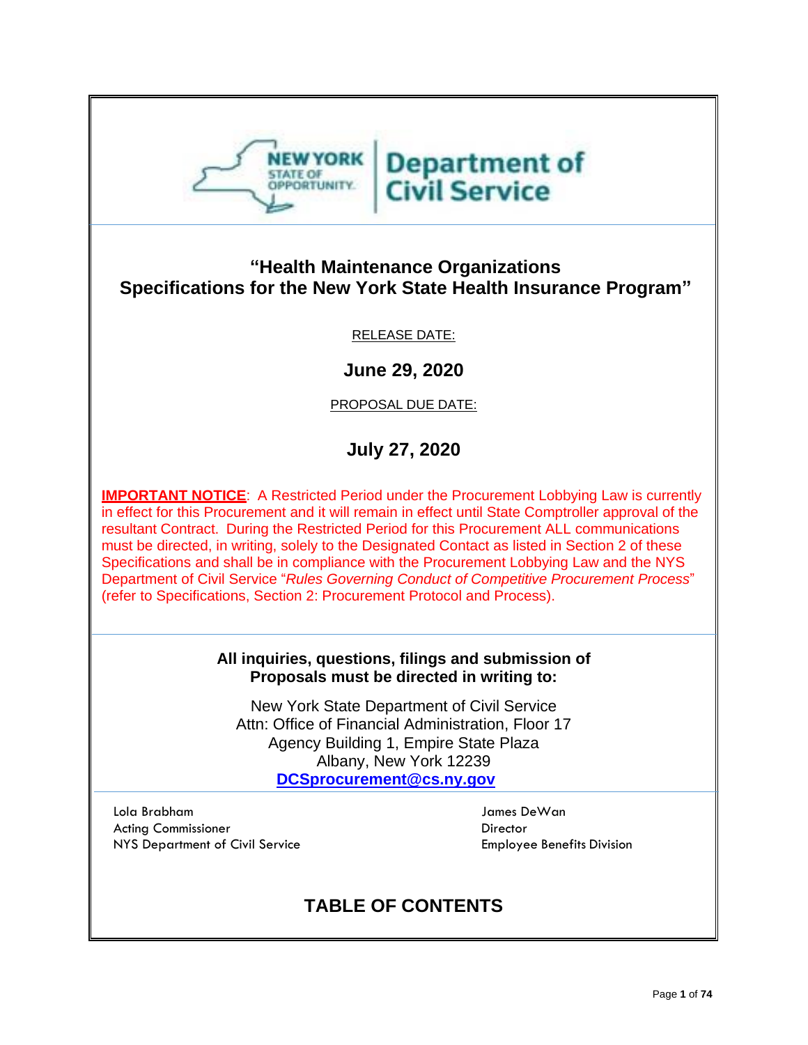NEW YORK STATE OF OPPORTUNITY | Department of Civil Service

# "Health Maintenance Organizations Specifications for the New York State Health Insurance Program"

RELEASE DATE:

**June 29, 2020**

PROPOSAL DUE DATE:

**July 27, 2020**

**IMPORTANT NOTICE**: A Restricted Period under the Procurement Lobbying Law is currently in effect for this Procurement and it will remain in effect until State Comptroller approval of the resultant Contract. During the Restricted Period for this Procurement ALL communications must be directed, in writing, solely to the Designated Contact as listed in Section 2 of these Specifications and shall be in compliance with the Procurement Lobbying Law and the NYS Department of Civil Service "*Rules Governing Conduct of Competitive Procurement Process*" (refer to Specifications, Section 2: Procurement Protocol and Process).

**All inquiries, questions, filings and submission of Proposals must be directed in writing to:**

New York State Department of Civil Service
Attn: Office of Financial Administration, Floor 17
Agency Building 1, Empire State Plaza
Albany, New York 12239
**DCSprocurement@cs.ny.gov**

Lola Brabham
Acting Commissioner
NYS Department of Civil Service

James DeWan
Director
Employee Benefits Division

## TABLE OF CONTENTS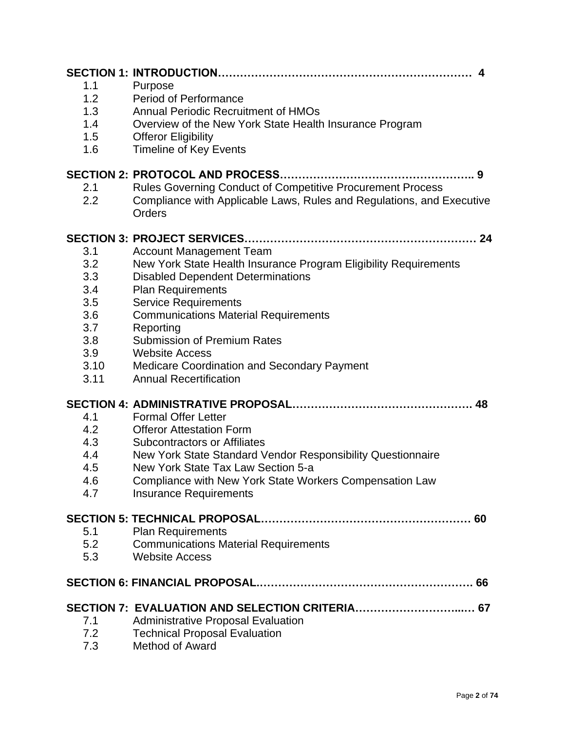**SECTION 1: INTRODUCTION……………………………………………………………… 4**

1.1 Purpose
1.2 Period of Performance
1.3 Annual Periodic Recruitment of HMOs
1.4 Overview of the New York State Health Insurance Program
1.5 Offeror Eligibility
1.6 Timeline of Key Events

**SECTION 2: PROTOCOL AND PROCESS…………………………………………….. 9**

2.1 Rules Governing Conduct of Competitive Procurement Process
2.2 Compliance with Applicable Laws, Rules and Regulations, and Executive Orders

**SECTION 3: PROJECT SERVICES……………………………………………………… 24**

3.1 Account Management Team
3.2 New York State Health Insurance Program Eligibility Requirements
3.3 Disabled Dependent Determinations
3.4 Plan Requirements
3.5 Service Requirements
3.6 Communications Material Requirements
3.7 Reporting
3.8 Submission of Premium Rates
3.9 Website Access
3.10 Medicare Coordination and Secondary Payment
3.11 Annual Recertification

**SECTION 4: ADMINISTRATIVE PROPOSAL…………………………………………. 48**

4.1 Formal Offer Letter
4.2 Offeror Attestation Form
4.3 Subcontractors or Affiliates
4.4 New York State Standard Vendor Responsibility Questionnaire
4.5 New York State Tax Law Section 5-a
4.6 Compliance with New York State Workers Compensation Law
4.7 Insurance Requirements

**SECTION 5: TECHNICAL PROPOSAL………………………………………………… 60**

5.1 Plan Requirements
5.2 Communications Material Requirements
5.3 Website Access

**SECTION 6: FINANCIAL PROPOSAL.…………………………………………………. 66**

**SECTION 7: EVALUATION AND SELECTION CRITERIA…………………………..… 67**

7.1 Administrative Proposal Evaluation
7.2 Technical Proposal Evaluation
7.3 Method of Award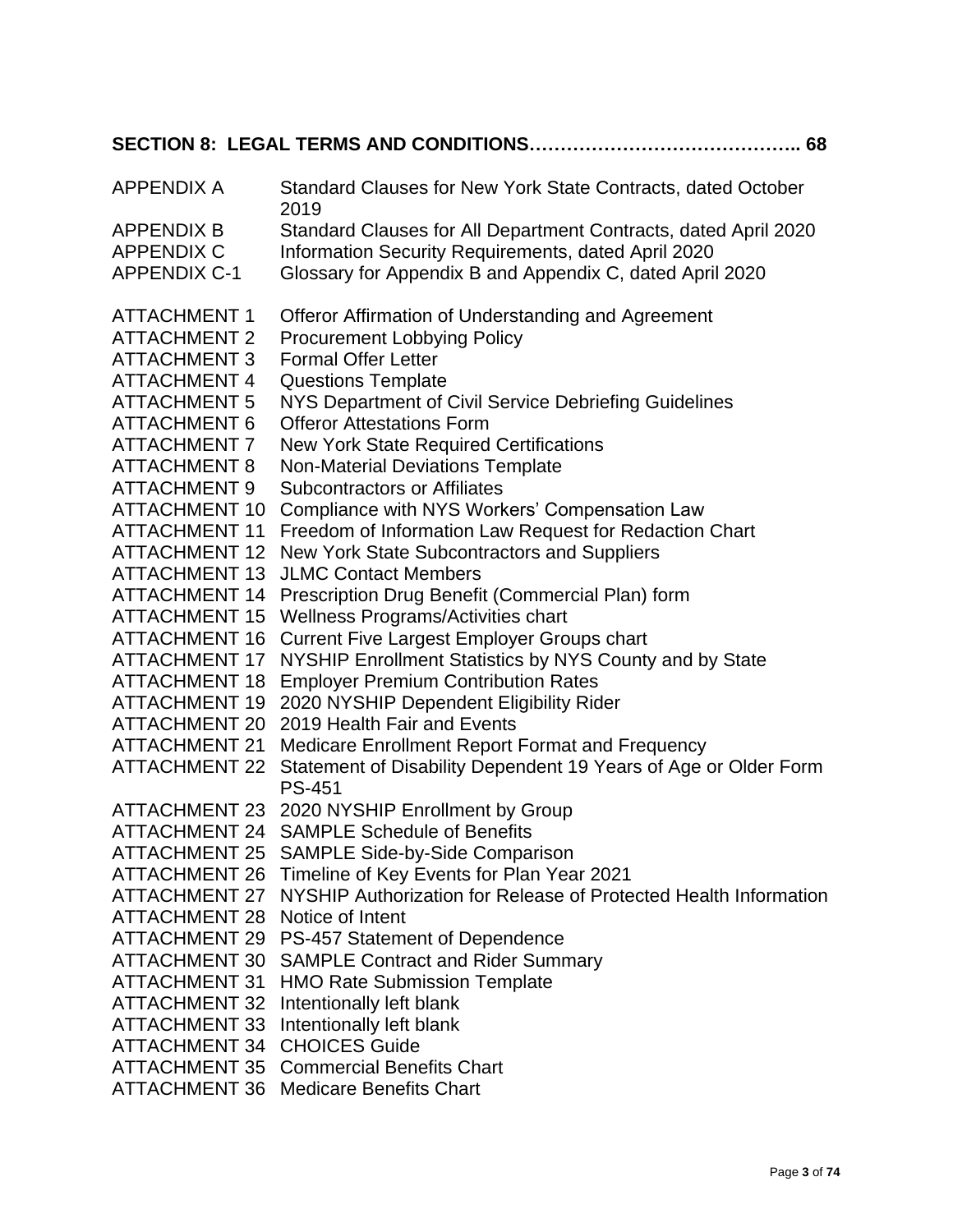**SECTION 8: LEGAL TERMS AND CONDITIONS…………………………………….. 68**

| | |
|---|---|
| APPENDIX A | Standard Clauses for New York State Contracts, dated October 2019 |
| APPENDIX B | Standard Clauses for All Department Contracts, dated April 2020 |
| APPENDIX C | Information Security Requirements, dated April 2020 |
| APPENDIX C-1 | Glossary for Appendix B and Appendix C, dated April 2020 |

| | |
|---|---|
| ATTACHMENT 1 | Offeror Affirmation of Understanding and Agreement |
| ATTACHMENT 2 | Procurement Lobbying Policy |
| ATTACHMENT 3 | Formal Offer Letter |
| ATTACHMENT 4 | Questions Template |
| ATTACHMENT 5 | NYS Department of Civil Service Debriefing Guidelines |
| ATTACHMENT 6 | Offeror Attestations Form |
| ATTACHMENT 7 | New York State Required Certifications |
| ATTACHMENT 8 | Non-Material Deviations Template |
| ATTACHMENT 9 | Subcontractors or Affiliates |
| ATTACHMENT 10 | Compliance with NYS Workers' Compensation Law |
| ATTACHMENT 11 | Freedom of Information Law Request for Redaction Chart |
| ATTACHMENT 12 | New York State Subcontractors and Suppliers |
| ATTACHMENT 13 | JLMC Contact Members |
| ATTACHMENT 14 | Prescription Drug Benefit (Commercial Plan) form |
| ATTACHMENT 15 | Wellness Programs/Activities chart |
| ATTACHMENT 16 | Current Five Largest Employer Groups chart |
| ATTACHMENT 17 | NYSHIP Enrollment Statistics by NYS County and by State |
| ATTACHMENT 18 | Employer Premium Contribution Rates |
| ATTACHMENT 19 | 2020 NYSHIP Dependent Eligibility Rider |
| ATTACHMENT 20 | 2019 Health Fair and Events |
| ATTACHMENT 21 | Medicare Enrollment Report Format and Frequency |
| ATTACHMENT 22 | Statement of Disability Dependent 19 Years of Age or Older Form PS-451 |
| ATTACHMENT 23 | 2020 NYSHIP Enrollment by Group |
| ATTACHMENT 24 | SAMPLE Schedule of Benefits |
| ATTACHMENT 25 | SAMPLE Side-by-Side Comparison |
| ATTACHMENT 26 | Timeline of Key Events for Plan Year 2021 |
| ATTACHMENT 27 | NYSHIP Authorization for Release of Protected Health Information |
| ATTACHMENT 28 | Notice of Intent |
| ATTACHMENT 29 | PS-457 Statement of Dependence |
| ATTACHMENT 30 | SAMPLE Contract and Rider Summary |
| ATTACHMENT 31 | HMO Rate Submission Template |
| ATTACHMENT 32 | Intentionally left blank |
| ATTACHMENT 33 | Intentionally left blank |
| ATTACHMENT 34 | CHOICES Guide |
| ATTACHMENT 35 | Commercial Benefits Chart |
| ATTACHMENT 36 | Medicare Benefits Chart |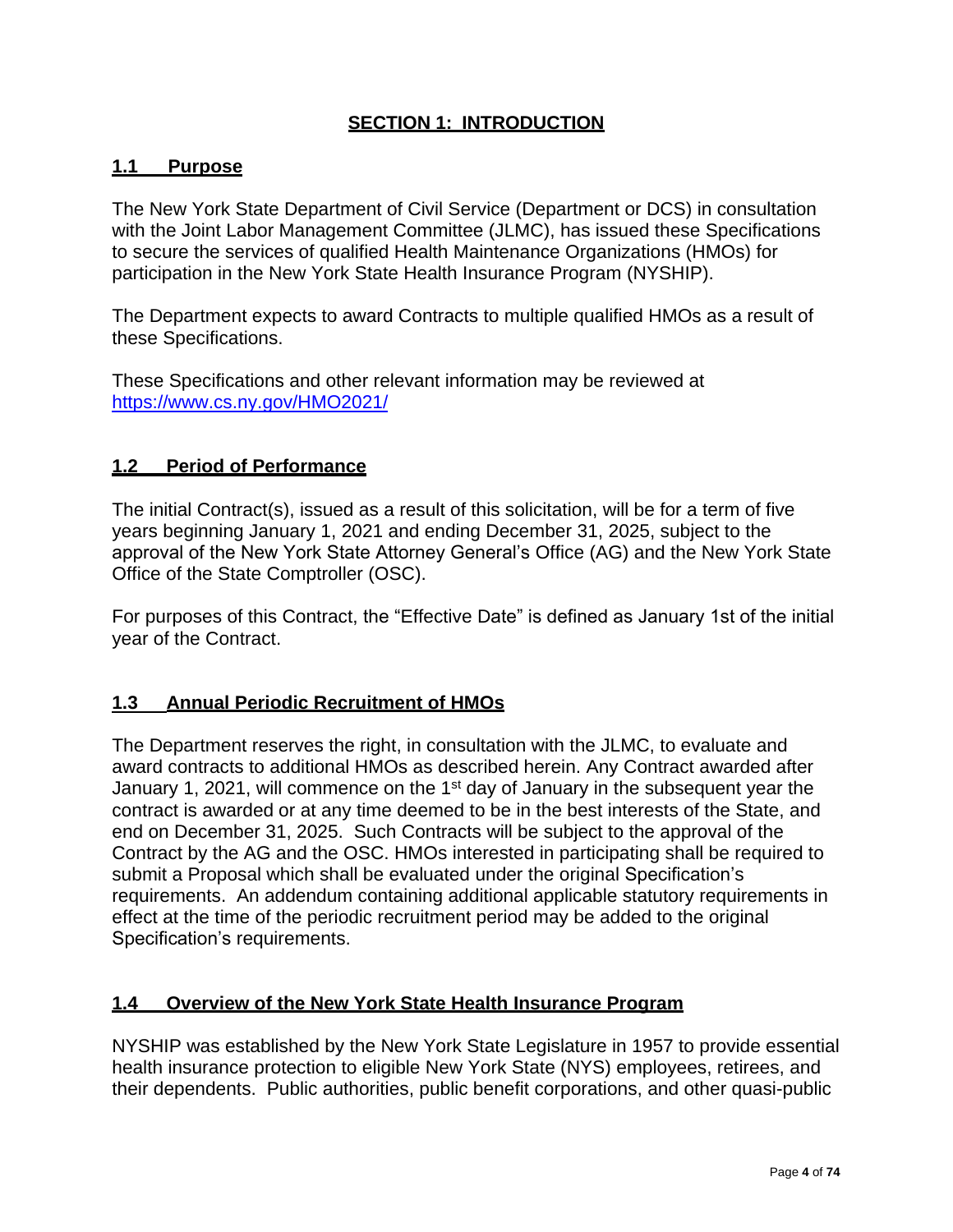# SECTION 1: INTRODUCTION

## 1.1 Purpose

The New York State Department of Civil Service (Department or DCS) in consultation with the Joint Labor Management Committee (JLMC), has issued these Specifications to secure the services of qualified Health Maintenance Organizations (HMOs) for participation in the New York State Health Insurance Program (NYSHIP).

The Department expects to award Contracts to multiple qualified HMOs as a result of these Specifications.

These Specifications and other relevant information may be reviewed at https://www.cs.ny.gov/HMO2021/

## 1.2 Period of Performance

The initial Contract(s), issued as a result of this solicitation, will be for a term of five years beginning January 1, 2021 and ending December 31, 2025, subject to the approval of the New York State Attorney General's Office (AG) and the New York State Office of the State Comptroller (OSC).

For purposes of this Contract, the "Effective Date" is defined as January 1st of the initial year of the Contract.

## 1.3 Annual Periodic Recruitment of HMOs

The Department reserves the right, in consultation with the JLMC, to evaluate and award contracts to additional HMOs as described herein. Any Contract awarded after January 1, 2021, will commence on the 1st day of January in the subsequent year the contract is awarded or at any time deemed to be in the best interests of the State, and end on December 31, 2025. Such Contracts will be subject to the approval of the Contract by the AG and the OSC. HMOs interested in participating shall be required to submit a Proposal which shall be evaluated under the original Specification's requirements. An addendum containing additional applicable statutory requirements in effect at the time of the periodic recruitment period may be added to the original Specification's requirements.

## 1.4 Overview of the New York State Health Insurance Program

NYSHIP was established by the New York State Legislature in 1957 to provide essential health insurance protection to eligible New York State (NYS) employees, retirees, and their dependents. Public authorities, public benefit corporations, and other quasi-public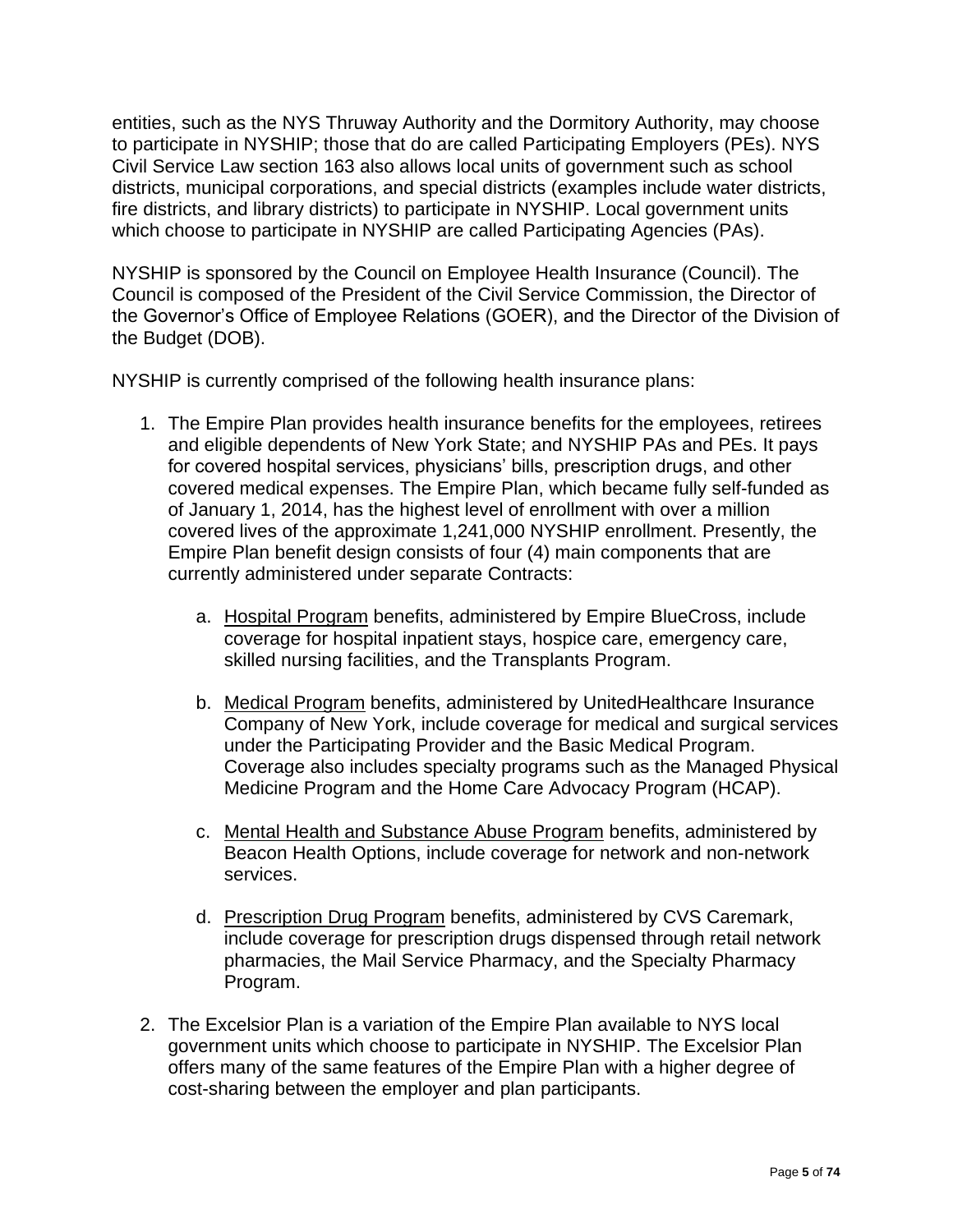entities, such as the NYS Thruway Authority and the Dormitory Authority, may choose to participate in NYSHIP; those that do are called Participating Employers (PEs). NYS Civil Service Law section 163 also allows local units of government such as school districts, municipal corporations, and special districts (examples include water districts, fire districts, and library districts) to participate in NYSHIP. Local government units which choose to participate in NYSHIP are called Participating Agencies (PAs).

NYSHIP is sponsored by the Council on Employee Health Insurance (Council). The Council is composed of the President of the Civil Service Commission, the Director of the Governor's Office of Employee Relations (GOER), and the Director of the Division of the Budget (DOB).

NYSHIP is currently comprised of the following health insurance plans:

1. The Empire Plan provides health insurance benefits for the employees, retirees and eligible dependents of New York State; and NYSHIP PAs and PEs. It pays for covered hospital services, physicians' bills, prescription drugs, and other covered medical expenses. The Empire Plan, which became fully self-funded as of January 1, 2014, has the highest level of enrollment with over a million covered lives of the approximate 1,241,000 NYSHIP enrollment. Presently, the Empire Plan benefit design consists of four (4) main components that are currently administered under separate Contracts:

    a. <u>Hospital Program</u> benefits, administered by Empire BlueCross, include coverage for hospital inpatient stays, hospice care, emergency care, skilled nursing facilities, and the Transplants Program.

    b. <u>Medical Program</u> benefits, administered by UnitedHealthcare Insurance Company of New York, include coverage for medical and surgical services under the Participating Provider and the Basic Medical Program. Coverage also includes specialty programs such as the Managed Physical Medicine Program and the Home Care Advocacy Program (HCAP).

    c. <u>Mental Health and Substance Abuse Program</u> benefits, administered by Beacon Health Options, include coverage for network and non-network services.

    d. <u>Prescription Drug Program</u> benefits, administered by CVS Caremark, include coverage for prescription drugs dispensed through retail network pharmacies, the Mail Service Pharmacy, and the Specialty Pharmacy Program.

2. The Excelsior Plan is a variation of the Empire Plan available to NYS local government units which choose to participate in NYSHIP. The Excelsior Plan offers many of the same features of the Empire Plan with a higher degree of cost-sharing between the employer and plan participants.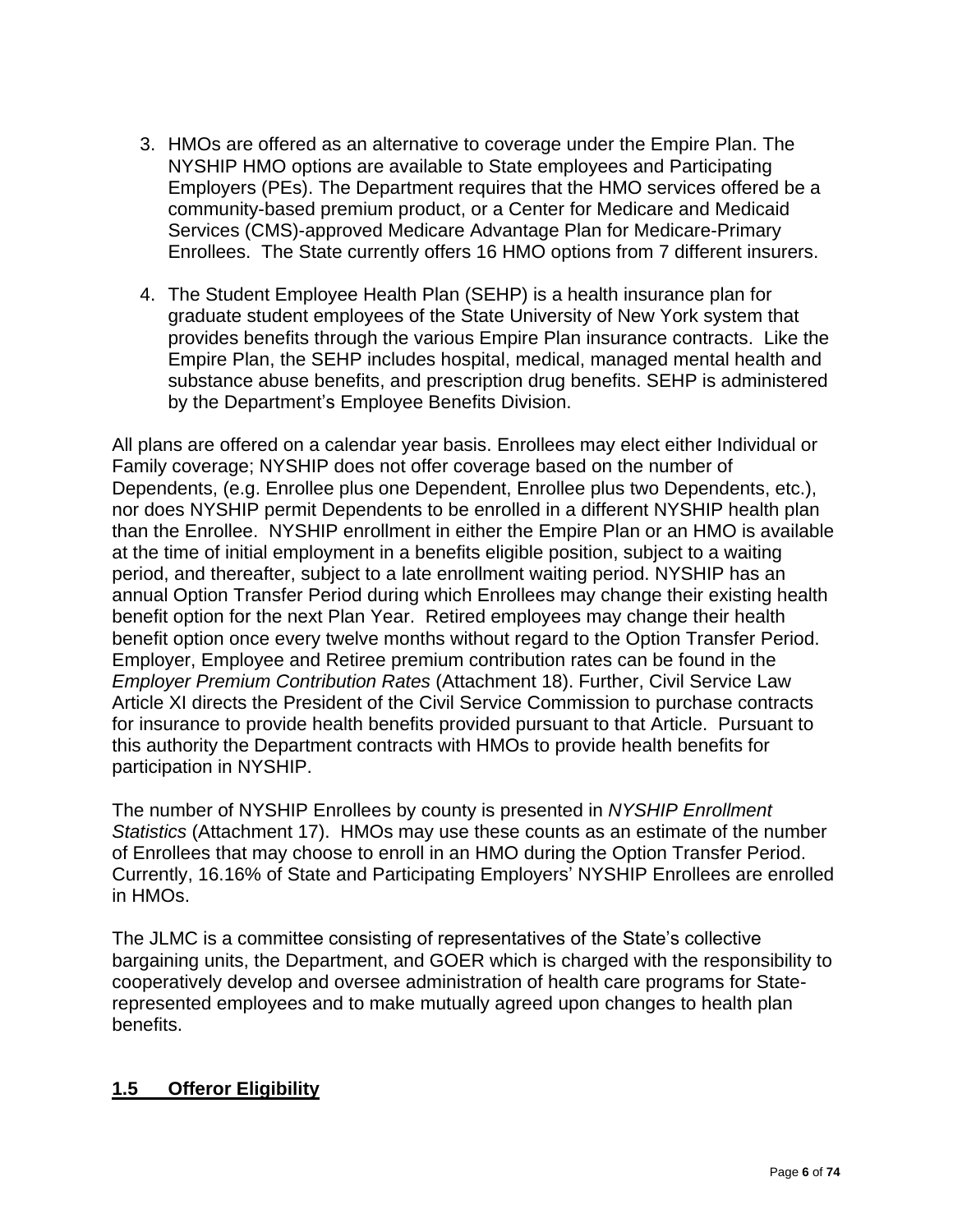3. HMOs are offered as an alternative to coverage under the Empire Plan. The NYSHIP HMO options are available to State employees and Participating Employers (PEs). The Department requires that the HMO services offered be a community-based premium product, or a Center for Medicare and Medicaid Services (CMS)-approved Medicare Advantage Plan for Medicare-Primary Enrollees. The State currently offers 16 HMO options from 7 different insurers.

4. The Student Employee Health Plan (SEHP) is a health insurance plan for graduate student employees of the State University of New York system that provides benefits through the various Empire Plan insurance contracts. Like the Empire Plan, the SEHP includes hospital, medical, managed mental health and substance abuse benefits, and prescription drug benefits. SEHP is administered by the Department's Employee Benefits Division.

All plans are offered on a calendar year basis. Enrollees may elect either Individual or Family coverage; NYSHIP does not offer coverage based on the number of Dependents, (e.g. Enrollee plus one Dependent, Enrollee plus two Dependents, etc.), nor does NYSHIP permit Dependents to be enrolled in a different NYSHIP health plan than the Enrollee. NYSHIP enrollment in either the Empire Plan or an HMO is available at the time of initial employment in a benefits eligible position, subject to a waiting period, and thereafter, subject to a late enrollment waiting period. NYSHIP has an annual Option Transfer Period during which Enrollees may change their existing health benefit option for the next Plan Year. Retired employees may change their health benefit option once every twelve months without regard to the Option Transfer Period. Employer, Employee and Retiree premium contribution rates can be found in the *Employer Premium Contribution Rates* (Attachment 18). Further, Civil Service Law Article XI directs the President of the Civil Service Commission to purchase contracts for insurance to provide health benefits provided pursuant to that Article. Pursuant to this authority the Department contracts with HMOs to provide health benefits for participation in NYSHIP.

The number of NYSHIP Enrollees by county is presented in *NYSHIP Enrollment Statistics* (Attachment 17). HMOs may use these counts as an estimate of the number of Enrollees that may choose to enroll in an HMO during the Option Transfer Period. Currently, 16.16% of State and Participating Employers' NYSHIP Enrollees are enrolled in HMOs.

The JLMC is a committee consisting of representatives of the State's collective bargaining units, the Department, and GOER which is charged with the responsibility to cooperatively develop and oversee administration of health care programs for State-represented employees and to make mutually agreed upon changes to health plan benefits.

## 1.5 Offeror Eligibility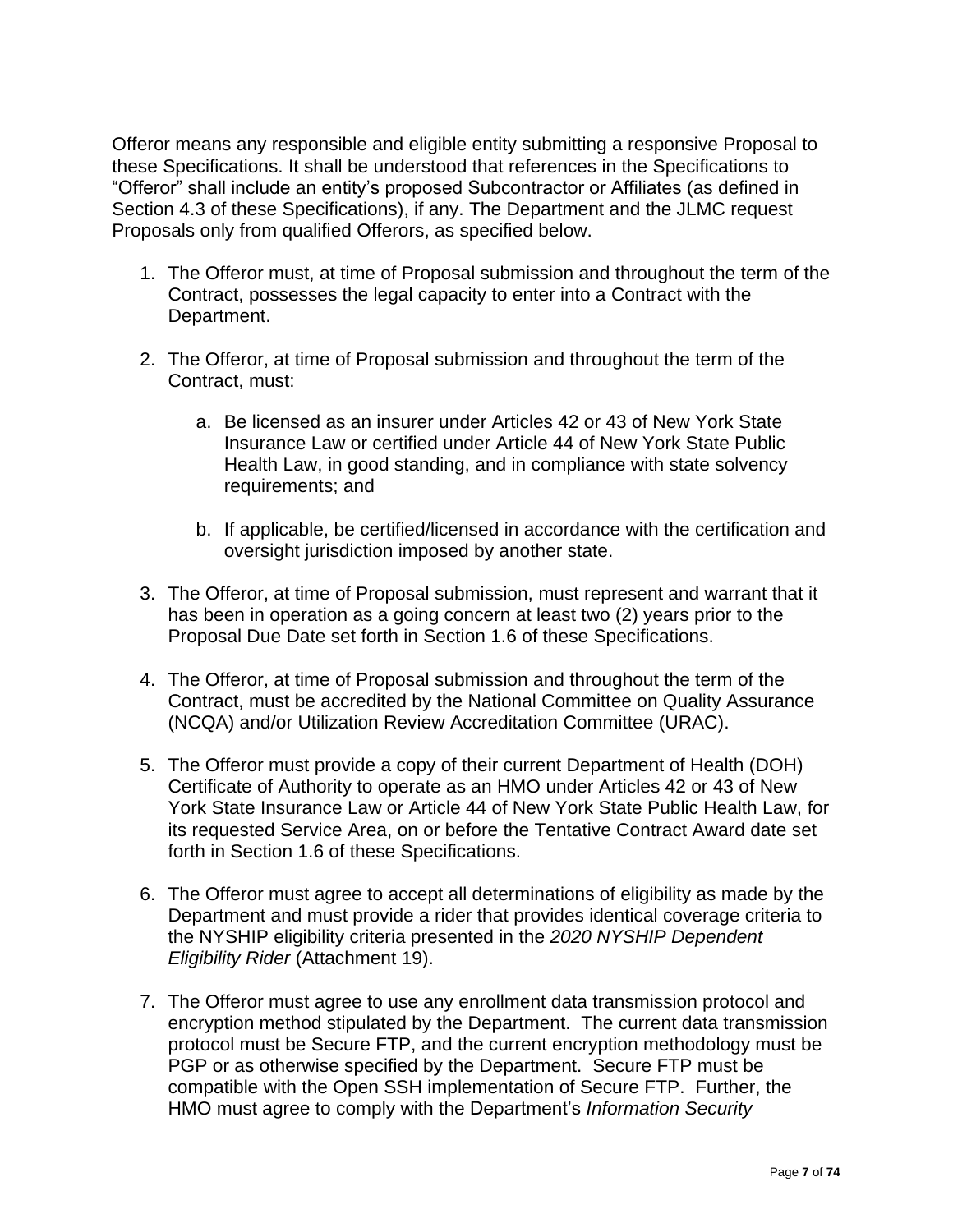Offeror means any responsible and eligible entity submitting a responsive Proposal to these Specifications. It shall be understood that references in the Specifications to “Offeror” shall include an entity’s proposed Subcontractor or Affiliates (as defined in Section 4.3 of these Specifications), if any. The Department and the JLMC request Proposals only from qualified Offerors, as specified below.

1. The Offeror must, at time of Proposal submission and throughout the term of the Contract, possesses the legal capacity to enter into a Contract with the Department.

2. The Offeror, at time of Proposal submission and throughout the term of the Contract, must:

    a. Be licensed as an insurer under Articles 42 or 43 of New York State Insurance Law or certified under Article 44 of New York State Public Health Law, in good standing, and in compliance with state solvency requirements; and

    b. If applicable, be certified/licensed in accordance with the certification and oversight jurisdiction imposed by another state.

3. The Offeror, at time of Proposal submission, must represent and warrant that it has been in operation as a going concern at least two (2) years prior to the Proposal Due Date set forth in Section 1.6 of these Specifications.

4. The Offeror, at time of Proposal submission and throughout the term of the Contract, must be accredited by the National Committee on Quality Assurance (NCQA) and/or Utilization Review Accreditation Committee (URAC).

5. The Offeror must provide a copy of their current Department of Health (DOH) Certificate of Authority to operate as an HMO under Articles 42 or 43 of New York State Insurance Law or Article 44 of New York State Public Health Law, for its requested Service Area, on or before the Tentative Contract Award date set forth in Section 1.6 of these Specifications.

6. The Offeror must agree to accept all determinations of eligibility as made by the Department and must provide a rider that provides identical coverage criteria to the NYSHIP eligibility criteria presented in the *2020 NYSHIP Dependent Eligibility Rider* (Attachment 19).

7. The Offeror must agree to use any enrollment data transmission protocol and encryption method stipulated by the Department. The current data transmission protocol must be Secure FTP, and the current encryption methodology must be PGP or as otherwise specified by the Department. Secure FTP must be compatible with the Open SSH implementation of Secure FTP. Further, the HMO must agree to comply with the Department’s *Information Security*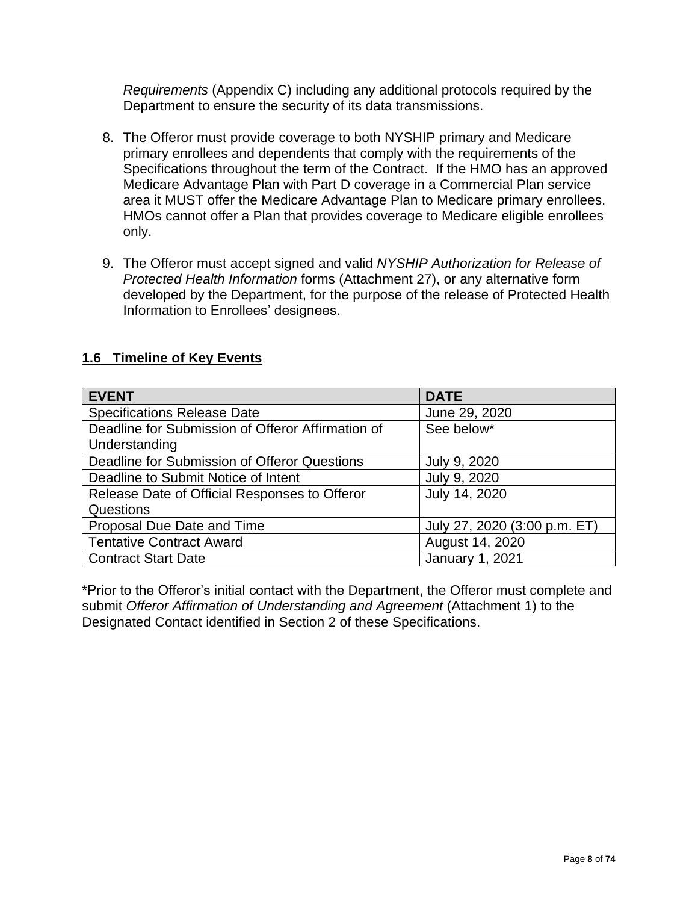*Requirements* (Appendix C) including any additional protocols required by the Department to ensure the security of its data transmissions.

8. The Offeror must provide coverage to both NYSHIP primary and Medicare primary enrollees and dependents that comply with the requirements of the Specifications throughout the term of the Contract. If the HMO has an approved Medicare Advantage Plan with Part D coverage in a Commercial Plan service area it MUST offer the Medicare Advantage Plan to Medicare primary enrollees. HMOs cannot offer a Plan that provides coverage to Medicare eligible enrollees only.

9. The Offeror must accept signed and valid *NYSHIP Authorization for Release of Protected Health Information* forms (Attachment 27), or any alternative form developed by the Department, for the purpose of the release of Protected Health Information to Enrollees' designees.

## 1.6 Timeline of Key Events

| EVENT | DATE |
|---|---|
| Specifications Release Date | June 29, 2020 |
| Deadline for Submission of Offeror Affirmation of Understanding | See below* |
| Deadline for Submission of Offeror Questions | July 9, 2020 |
| Deadline to Submit Notice of Intent | July 9, 2020 |
| Release Date of Official Responses to Offeror Questions | July 14, 2020 |
| Proposal Due Date and Time | July 27, 2020 (3:00 p.m. ET) |
| Tentative Contract Award | August 14, 2020 |
| Contract Start Date | January 1, 2021 |

*Prior to the Offeror's initial contact with the Department, the Offeror must complete and submit *Offeror Affirmation of Understanding and Agreement* (Attachment 1) to the Designated Contact identified in Section 2 of these Specifications.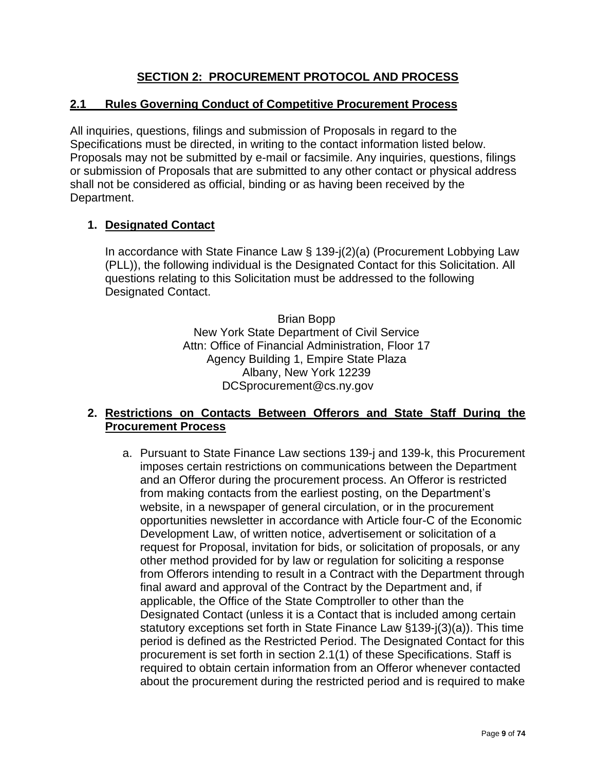# SECTION 2: PROCUREMENT PROTOCOL AND PROCESS

## 2.1 Rules Governing Conduct of Competitive Procurement Process

All inquiries, questions, filings and submission of Proposals in regard to the Specifications must be directed, in writing to the contact information listed below. Proposals may not be submitted by e-mail or facsimile. Any inquiries, questions, filings or submission of Proposals that are submitted to any other contact or physical address shall not be considered as official, binding or as having been received by the Department.

1. **Designated Contact**

   In accordance with State Finance Law § 139-j(2)(a) (Procurement Lobbying Law (PLL)), the following individual is the Designated Contact for this Solicitation. All questions relating to this Solicitation must be addressed to the following Designated Contact.

   Brian Bopp
   New York State Department of Civil Service
   Attn: Office of Financial Administration, Floor 17
   Agency Building 1, Empire State Plaza
   Albany, New York 12239
   DCSprocurement@cs.ny.gov

2. **Restrictions on Contacts Between Offerors and State Staff During the Procurement Process**

   a. Pursuant to State Finance Law sections 139-j and 139-k, this Procurement imposes certain restrictions on communications between the Department and an Offeror during the procurement process. An Offeror is restricted from making contacts from the earliest posting, on the Department's website, in a newspaper of general circulation, or in the procurement opportunities newsletter in accordance with Article four-C of the Economic Development Law, of written notice, advertisement or solicitation of a request for Proposal, invitation for bids, or solicitation of proposals, or any other method provided for by law or regulation for soliciting a response from Offerors intending to result in a Contract with the Department through final award and approval of the Contract by the Department and, if applicable, the Office of the State Comptroller to other than the Designated Contact (unless it is a Contact that is included among certain statutory exceptions set forth in State Finance Law §139-j(3)(a)). This time period is defined as the Restricted Period. The Designated Contact for this procurement is set forth in section 2.1(1) of these Specifications. Staff is required to obtain certain information from an Offeror whenever contacted about the procurement during the restricted period and is required to make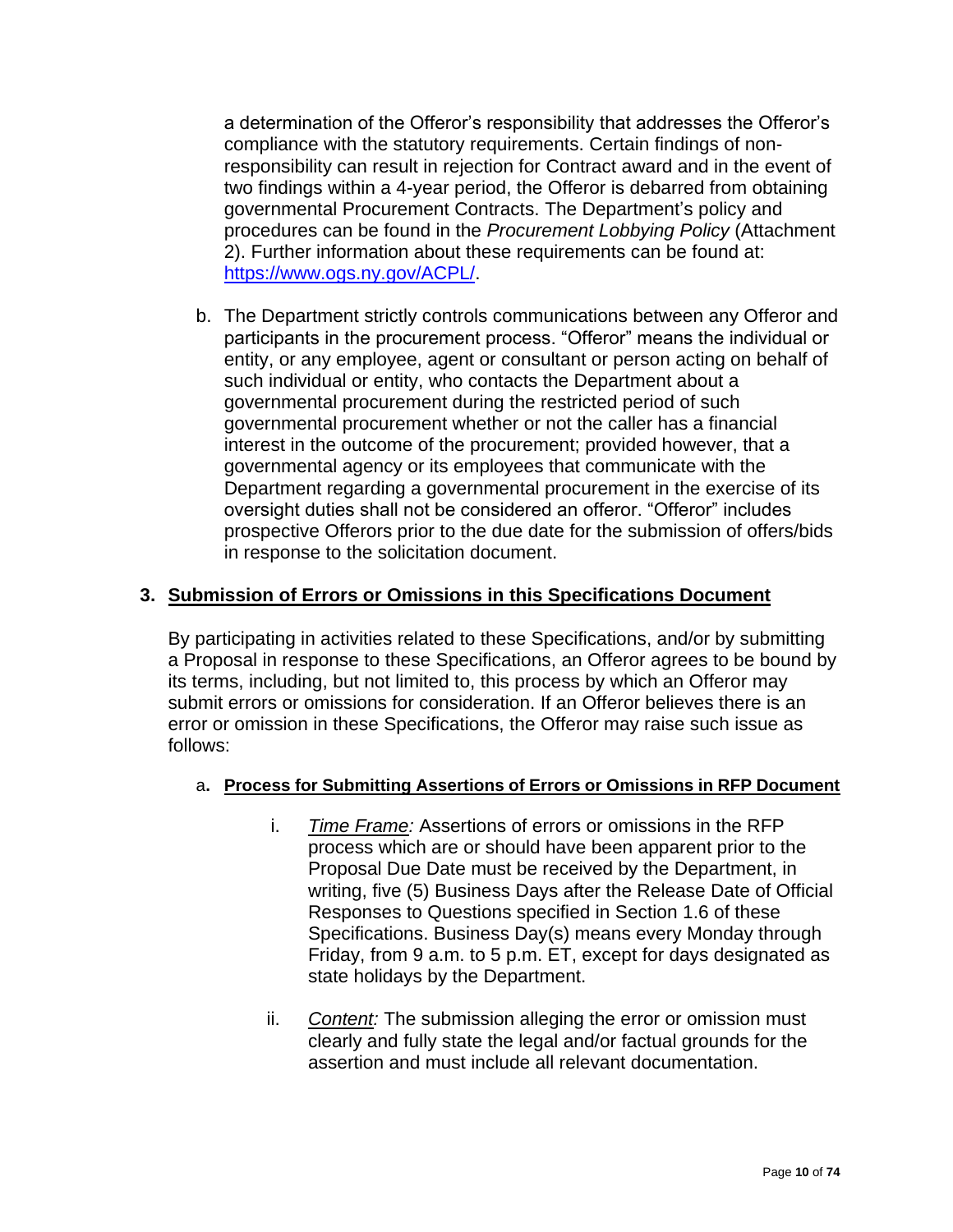a determination of the Offeror's responsibility that addresses the Offeror's compliance with the statutory requirements. Certain findings of non-responsibility can result in rejection for Contract award and in the event of two findings within a 4-year period, the Offeror is debarred from obtaining governmental Procurement Contracts. The Department's policy and procedures can be found in the *Procurement Lobbying Policy* (Attachment 2). Further information about these requirements can be found at: [https://www.ogs.ny.gov/ACPL/](https://www.ogs.ny.gov/ACPL/).

b. The Department strictly controls communications between any Offeror and participants in the procurement process. "Offeror" means the individual or entity, or any employee, agent or consultant or person acting on behalf of such individual or entity, who contacts the Department about a governmental procurement during the restricted period of such governmental procurement whether or not the caller has a financial interest in the outcome of the procurement; provided however, that a governmental agency or its employees that communicate with the Department regarding a governmental procurement in the exercise of its oversight duties shall not be considered an offeror. "Offeror" includes prospective Offerors prior to the due date for the submission of offers/bids in response to the solicitation document.

## 3. Submission of Errors or Omissions in this Specifications Document

By participating in activities related to these Specifications, and/or by submitting a Proposal in response to these Specifications, an Offeror agrees to be bound by its terms, including, but not limited to, this process by which an Offeror may submit errors or omissions for consideration. If an Offeror believes there is an error or omission in these Specifications, the Offeror may raise such issue as follows:

### a. Process for Submitting Assertions of Errors or Omissions in RFP Document

i. *Time Frame:* Assertions of errors or omissions in the RFP process which are or should have been apparent prior to the Proposal Due Date must be received by the Department, in writing, five (5) Business Days after the Release Date of Official Responses to Questions specified in Section 1.6 of these Specifications. Business Day(s) means every Monday through Friday, from 9 a.m. to 5 p.m. ET, except for days designated as state holidays by the Department.

ii. *Content:* The submission alleging the error or omission must clearly and fully state the legal and/or factual grounds for the assertion and must include all relevant documentation.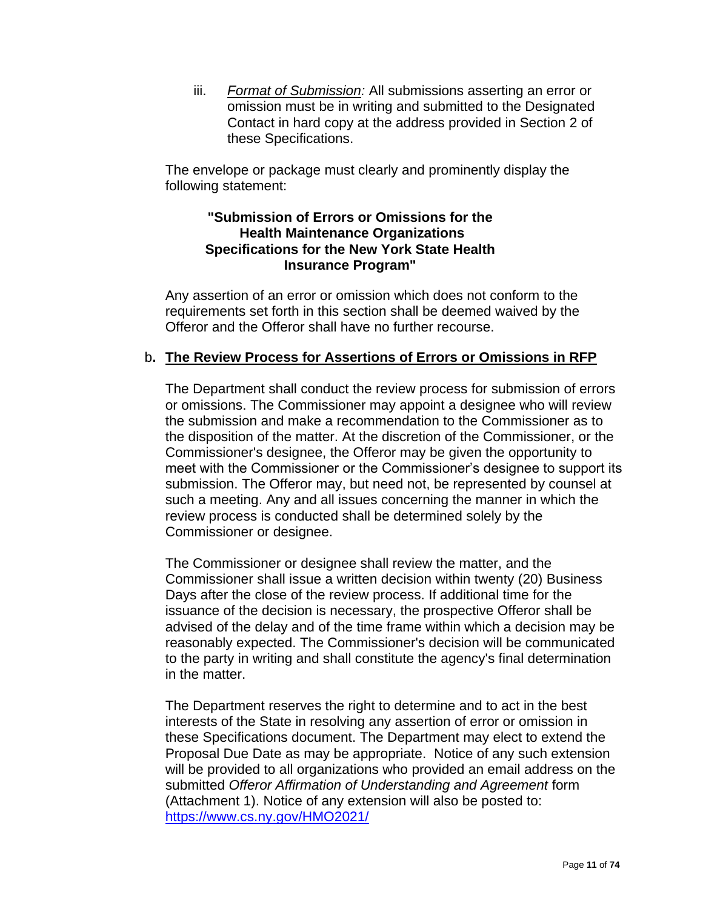iii. *Format of Submission:* All submissions asserting an error or omission must be in writing and submitted to the Designated Contact in hard copy at the address provided in Section 2 of these Specifications.

The envelope or package must clearly and prominently display the following statement:

**"Submission of Errors or Omissions for the Health Maintenance Organizations Specifications for the New York State Health Insurance Program"**

Any assertion of an error or omission which does not conform to the requirements set forth in this section shall be deemed waived by the Offeror and the Offeror shall have no further recourse.

**b. The Review Process for Assertions of Errors or Omissions in RFP**

The Department shall conduct the review process for submission of errors or omissions. The Commissioner may appoint a designee who will review the submission and make a recommendation to the Commissioner as to the disposition of the matter. At the discretion of the Commissioner, or the Commissioner's designee, the Offeror may be given the opportunity to meet with the Commissioner or the Commissioner's designee to support its submission. The Offeror may, but need not, be represented by counsel at such a meeting. Any and all issues concerning the manner in which the review process is conducted shall be determined solely by the Commissioner or designee.

The Commissioner or designee shall review the matter, and the Commissioner shall issue a written decision within twenty (20) Business Days after the close of the review process. If additional time for the issuance of the decision is necessary, the prospective Offeror shall be advised of the delay and of the time frame within which a decision may be reasonably expected. The Commissioner's decision will be communicated to the party in writing and shall constitute the agency's final determination in the matter.

The Department reserves the right to determine and to act in the best interests of the State in resolving any assertion of error or omission in these Specifications document. The Department may elect to extend the Proposal Due Date as may be appropriate. Notice of any such extension will be provided to all organizations who provided an email address on the submitted *Offeror Affirmation of Understanding and Agreement* form (Attachment 1). Notice of any extension will also be posted to: https://www.cs.ny.gov/HMO2021/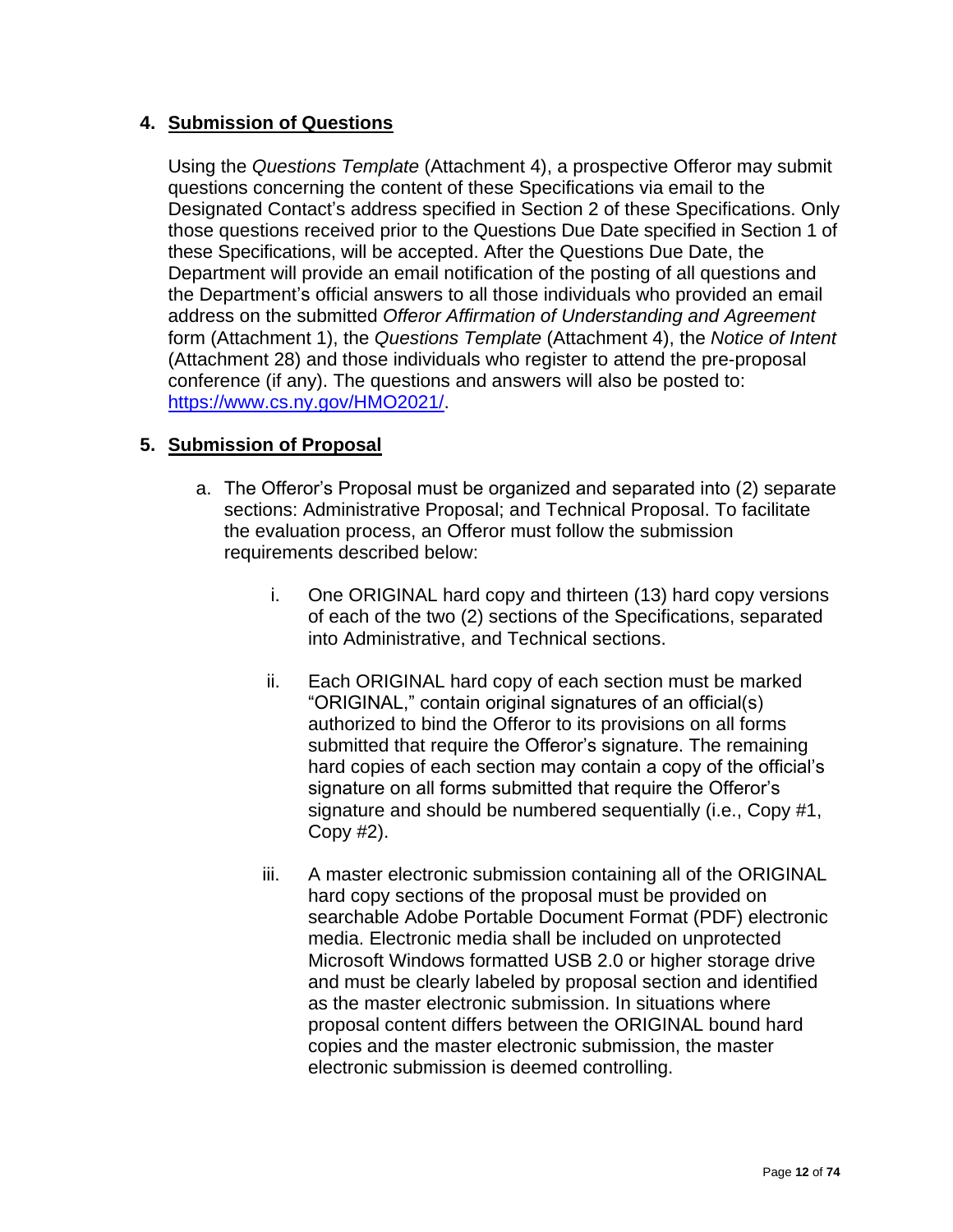### 4. **Submission of Questions**

Using the *Questions Template* (Attachment 4), a prospective Offeror may submit questions concerning the content of these Specifications via email to the Designated Contact's address specified in Section 2 of these Specifications. Only those questions received prior to the Questions Due Date specified in Section 1 of these Specifications, will be accepted. After the Questions Due Date, the Department will provide an email notification of the posting of all questions and the Department's official answers to all those individuals who provided an email address on the submitted *Offeror Affirmation of Understanding and Agreement* form (Attachment 1), the *Questions Template* (Attachment 4), the *Notice of Intent* (Attachment 28) and those individuals who register to attend the pre-proposal conference (if any). The questions and answers will also be posted to: https://www.cs.ny.gov/HMO2021/.

### 5. **Submission of Proposal**

a. The Offeror's Proposal must be organized and separated into (2) separate sections: Administrative Proposal; and Technical Proposal. To facilitate the evaluation process, an Offeror must follow the submission requirements described below:

   i. One ORIGINAL hard copy and thirteen (13) hard copy versions of each of the two (2) sections of the Specifications, separated into Administrative, and Technical sections.

   ii. Each ORIGINAL hard copy of each section must be marked "ORIGINAL," contain original signatures of an official(s) authorized to bind the Offeror to its provisions on all forms submitted that require the Offeror's signature. The remaining hard copies of each section may contain a copy of the official's signature on all forms submitted that require the Offeror's signature and should be numbered sequentially (i.e., Copy #1, Copy #2).

   iii. A master electronic submission containing all of the ORIGINAL hard copy sections of the proposal must be provided on searchable Adobe Portable Document Format (PDF) electronic media. Electronic media shall be included on unprotected Microsoft Windows formatted USB 2.0 or higher storage drive and must be clearly labeled by proposal section and identified as the master electronic submission. In situations where proposal content differs between the ORIGINAL bound hard copies and the master electronic submission, the master electronic submission is deemed controlling.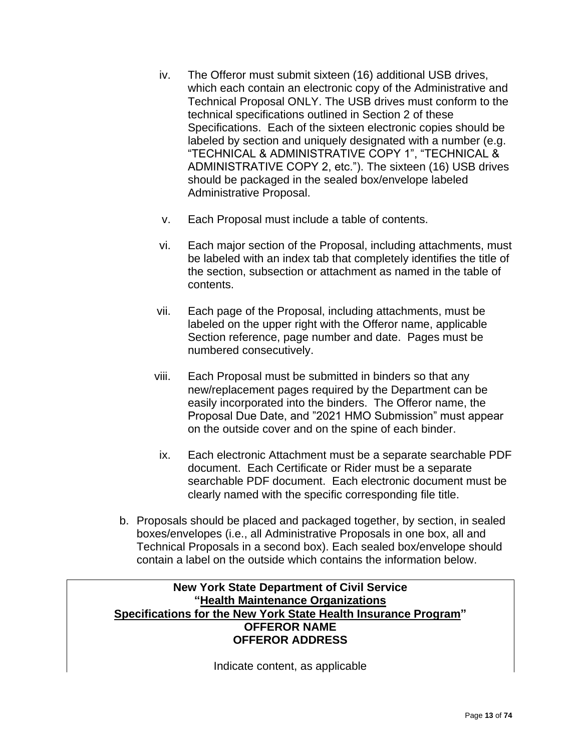iv. The Offeror must submit sixteen (16) additional USB drives, which each contain an electronic copy of the Administrative and Technical Proposal ONLY. The USB drives must conform to the technical specifications outlined in Section 2 of these Specifications. Each of the sixteen electronic copies should be labeled by section and uniquely designated with a number (e.g. "TECHNICAL & ADMINISTRATIVE COPY 1", "TECHNICAL & ADMINISTRATIVE COPY 2, etc."). The sixteen (16) USB drives should be packaged in the sealed box/envelope labeled Administrative Proposal.

v. Each Proposal must include a table of contents.

vi. Each major section of the Proposal, including attachments, must be labeled with an index tab that completely identifies the title of the section, subsection or attachment as named in the table of contents.

vii. Each page of the Proposal, including attachments, must be labeled on the upper right with the Offeror name, applicable Section reference, page number and date. Pages must be numbered consecutively.

viii. Each Proposal must be submitted in binders so that any new/replacement pages required by the Department can be easily incorporated into the binders. The Offeror name, the Proposal Due Date, and "2021 HMO Submission" must appear on the outside cover and on the spine of each binder.

ix. Each electronic Attachment must be a separate searchable PDF document. Each Certificate or Rider must be a separate searchable PDF document. Each electronic document must be clearly named with the specific corresponding file title.

b. Proposals should be placed and packaged together, by section, in sealed boxes/envelopes (i.e., all Administrative Proposals in one box, all and Technical Proposals in a second box). Each sealed box/envelope should contain a label on the outside which contains the information below.

| **New York State Department of Civil Service**<br>**"Health Maintenance Organizations**<br>**Specifications for the New York State Health Insurance Program"**<br>**OFFEROR NAME**<br>**OFFEROR ADDRESS**<br><br>Indicate content, as applicable |
|---|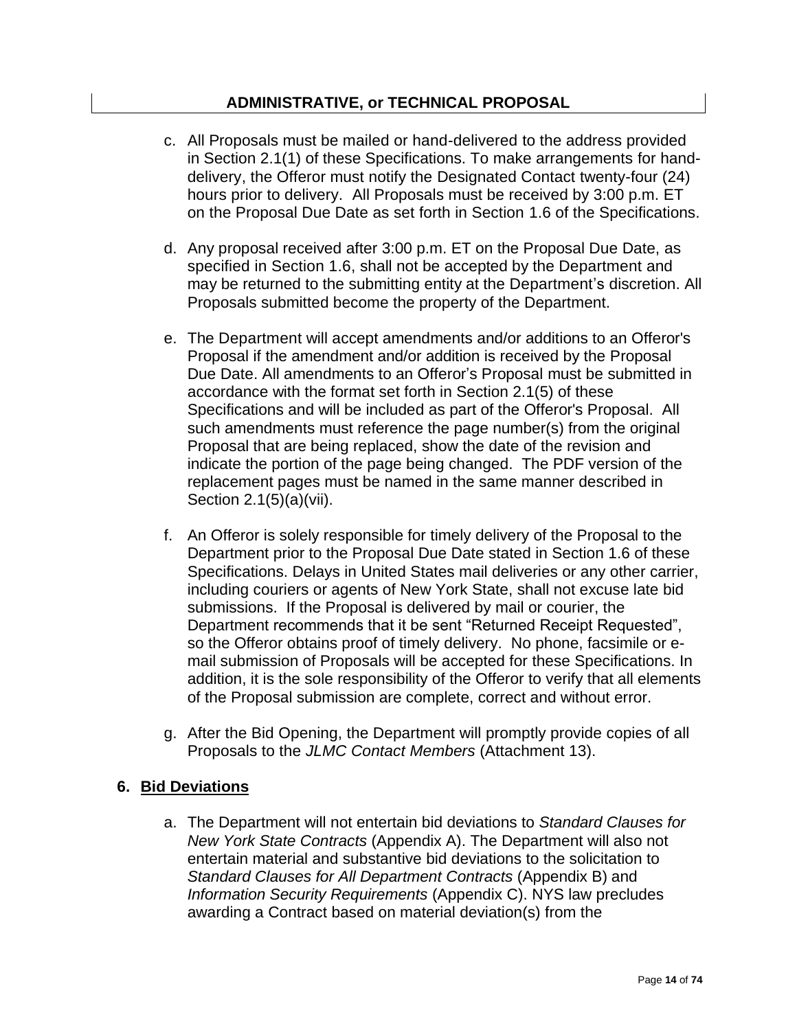## ADMINISTRATIVE, or TECHNICAL PROPOSAL

c. All Proposals must be mailed or hand-delivered to the address provided in Section 2.1(1) of these Specifications. To make arrangements for hand-delivery, the Offeror must notify the Designated Contact twenty-four (24) hours prior to delivery. All Proposals must be received by 3:00 p.m. ET on the Proposal Due Date as set forth in Section 1.6 of the Specifications.

d. Any proposal received after 3:00 p.m. ET on the Proposal Due Date, as specified in Section 1.6, shall not be accepted by the Department and may be returned to the submitting entity at the Department's discretion. All Proposals submitted become the property of the Department.

e. The Department will accept amendments and/or additions to an Offeror's Proposal if the amendment and/or addition is received by the Proposal Due Date. All amendments to an Offeror's Proposal must be submitted in accordance with the format set forth in Section 2.1(5) of these Specifications and will be included as part of the Offeror's Proposal. All such amendments must reference the page number(s) from the original Proposal that are being replaced, show the date of the revision and indicate the portion of the page being changed. The PDF version of the replacement pages must be named in the same manner described in Section 2.1(5)(a)(vii).

f. An Offeror is solely responsible for timely delivery of the Proposal to the Department prior to the Proposal Due Date stated in Section 1.6 of these Specifications. Delays in United States mail deliveries or any other carrier, including couriers or agents of New York State, shall not excuse late bid submissions. If the Proposal is delivered by mail or courier, the Department recommends that it be sent "Returned Receipt Requested", so the Offeror obtains proof of timely delivery. No phone, facsimile or e-mail submission of Proposals will be accepted for these Specifications. In addition, it is the sole responsibility of the Offeror to verify that all elements of the Proposal submission are complete, correct and without error.

g. After the Bid Opening, the Department will promptly provide copies of all Proposals to the *JLMC Contact Members* (Attachment 13).

### 6. Bid Deviations

a. The Department will not entertain bid deviations to *Standard Clauses for New York State Contracts* (Appendix A). The Department will also not entertain material and substantive bid deviations to the solicitation to *Standard Clauses for All Department Contracts* (Appendix B) and *Information Security Requirements* (Appendix C). NYS law precludes awarding a Contract based on material deviation(s) from the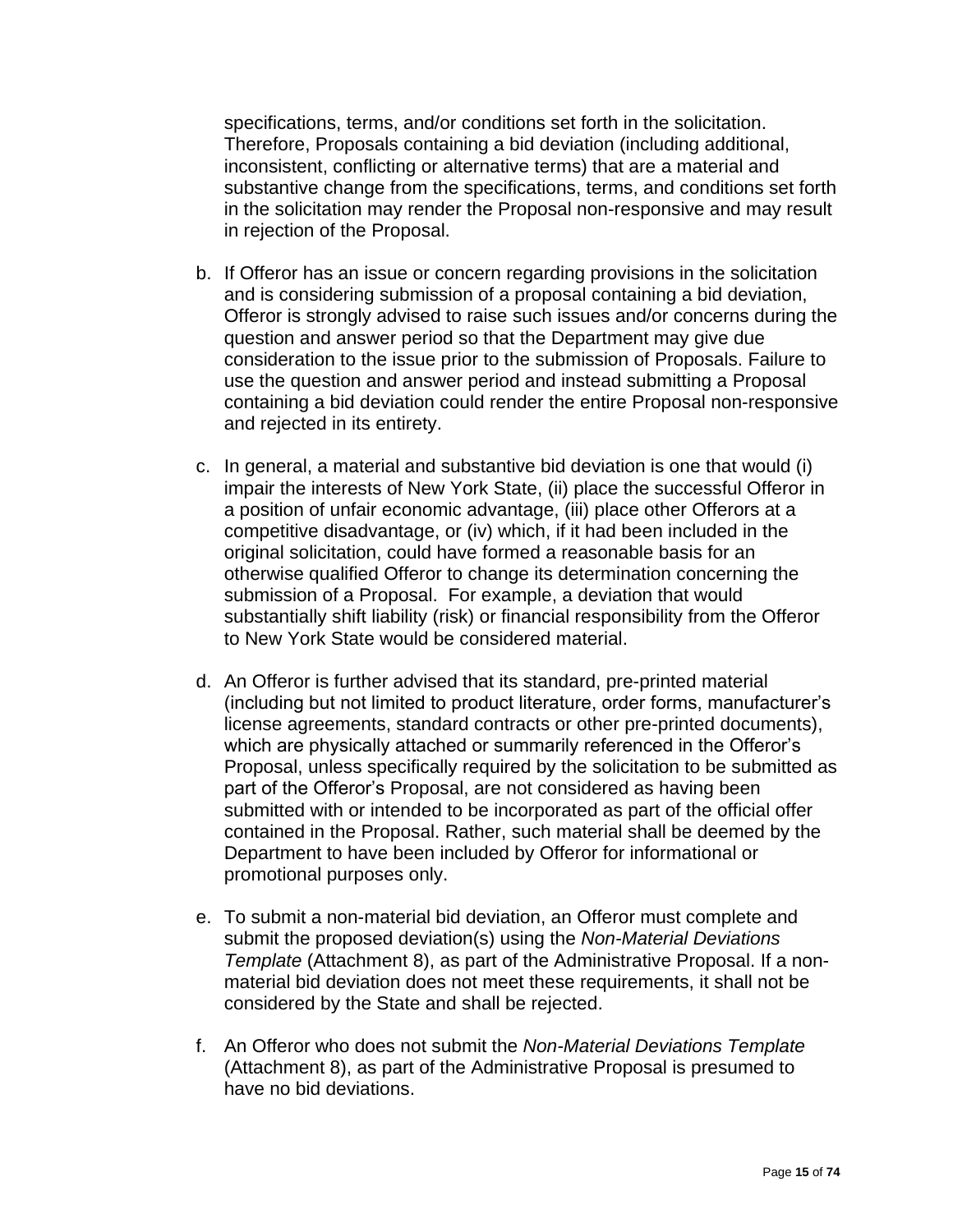specifications, terms, and/or conditions set forth in the solicitation. Therefore, Proposals containing a bid deviation (including additional, inconsistent, conflicting or alternative terms) that are a material and substantive change from the specifications, terms, and conditions set forth in the solicitation may render the Proposal non-responsive and may result in rejection of the Proposal.

b. If Offeror has an issue or concern regarding provisions in the solicitation and is considering submission of a proposal containing a bid deviation, Offeror is strongly advised to raise such issues and/or concerns during the question and answer period so that the Department may give due consideration to the issue prior to the submission of Proposals. Failure to use the question and answer period and instead submitting a Proposal containing a bid deviation could render the entire Proposal non-responsive and rejected in its entirety.

c. In general, a material and substantive bid deviation is one that would (i) impair the interests of New York State, (ii) place the successful Offeror in a position of unfair economic advantage, (iii) place other Offerors at a competitive disadvantage, or (iv) which, if it had been included in the original solicitation, could have formed a reasonable basis for an otherwise qualified Offeror to change its determination concerning the submission of a Proposal. For example, a deviation that would substantially shift liability (risk) or financial responsibility from the Offeror to New York State would be considered material.

d. An Offeror is further advised that its standard, pre-printed material (including but not limited to product literature, order forms, manufacturer's license agreements, standard contracts or other pre-printed documents), which are physically attached or summarily referenced in the Offeror's Proposal, unless specifically required by the solicitation to be submitted as part of the Offeror's Proposal, are not considered as having been submitted with or intended to be incorporated as part of the official offer contained in the Proposal. Rather, such material shall be deemed by the Department to have been included by Offeror for informational or promotional purposes only.

e. To submit a non-material bid deviation, an Offeror must complete and submit the proposed deviation(s) using the *Non-Material Deviations Template* (Attachment 8), as part of the Administrative Proposal. If a non-material bid deviation does not meet these requirements, it shall not be considered by the State and shall be rejected.

f. An Offeror who does not submit the *Non-Material Deviations Template* (Attachment 8), as part of the Administrative Proposal is presumed to have no bid deviations.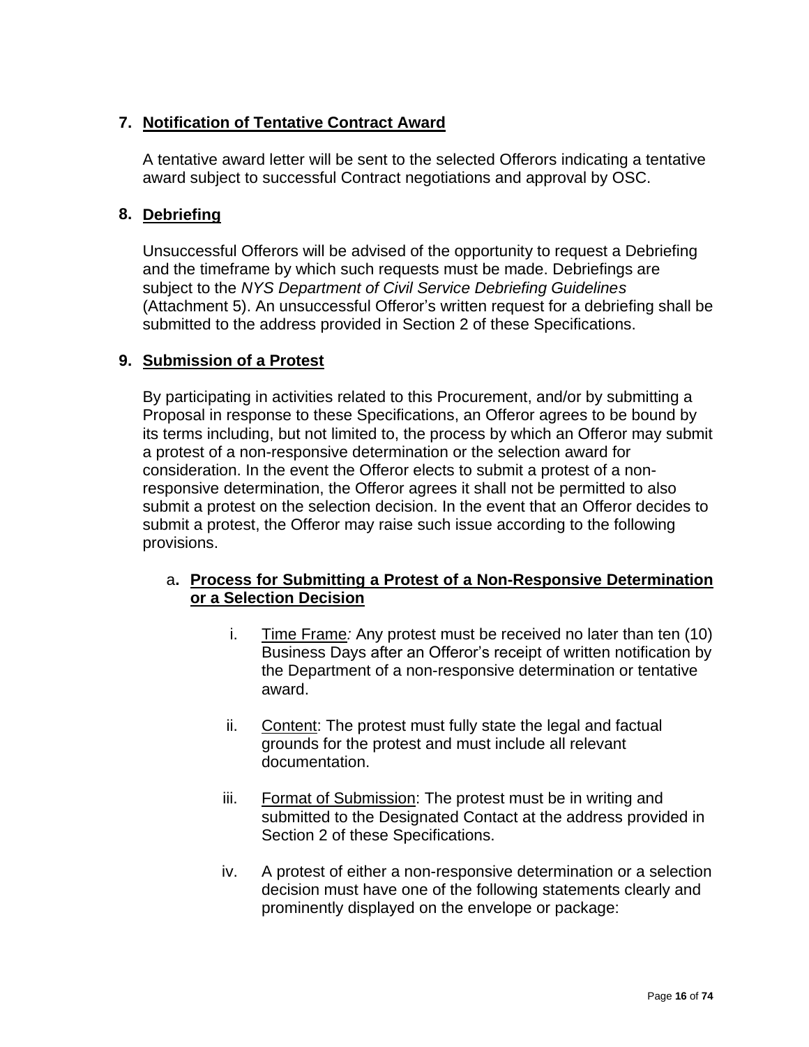## 7. Notification of Tentative Contract Award

A tentative award letter will be sent to the selected Offerors indicating a tentative award subject to successful Contract negotiations and approval by OSC.

## 8. Debriefing

Unsuccessful Offerors will be advised of the opportunity to request a Debriefing and the timeframe by which such requests must be made. Debriefings are subject to the *NYS Department of Civil Service Debriefing Guidelines* (Attachment 5). An unsuccessful Offeror's written request for a debriefing shall be submitted to the address provided in Section 2 of these Specifications.

## 9. Submission of a Protest

By participating in activities related to this Procurement, and/or by submitting a Proposal in response to these Specifications, an Offeror agrees to be bound by its terms including, but not limited to, the process by which an Offeror may submit a protest of a non-responsive determination or the selection award for consideration. In the event the Offeror elects to submit a protest of a non-responsive determination, the Offeror agrees it shall not be permitted to also submit a protest on the selection decision. In the event that an Offeror decides to submit a protest, the Offeror may raise such issue according to the following provisions.

### a. Process for Submitting a Protest of a Non-Responsive Determination or a Selection Decision

i. Time Frame*:* Any protest must be received no later than ten (10) Business Days after an Offeror's receipt of written notification by the Department of a non-responsive determination or tentative award.

ii. Content: The protest must fully state the legal and factual grounds for the protest and must include all relevant documentation.

iii. Format of Submission: The protest must be in writing and submitted to the Designated Contact at the address provided in Section 2 of these Specifications.

iv. A protest of either a non-responsive determination or a selection decision must have one of the following statements clearly and prominently displayed on the envelope or package: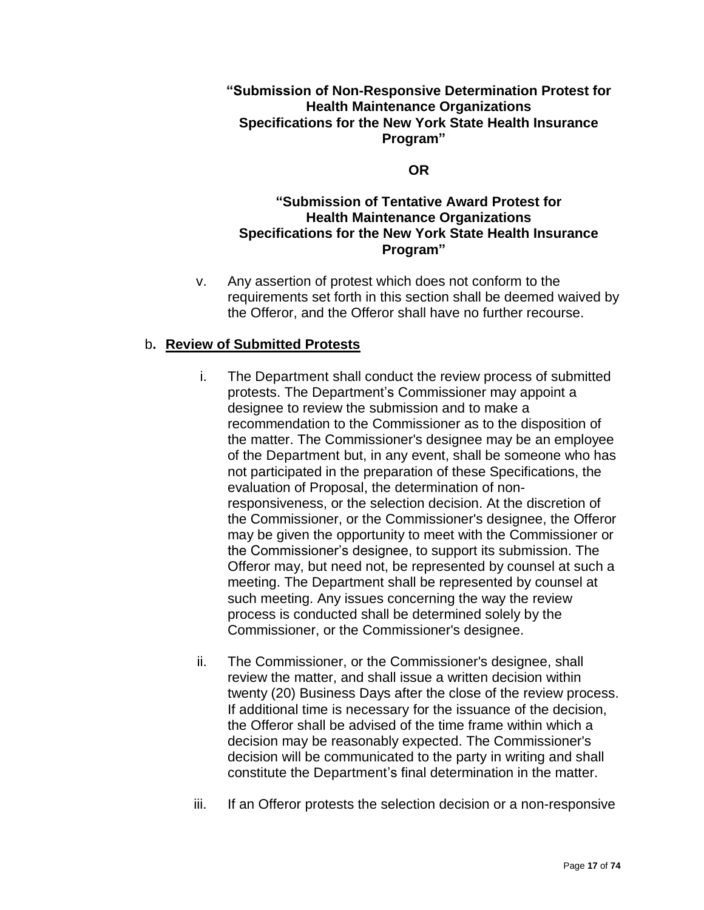**“Submission of Non-Responsive Determination Protest for Health Maintenance Organizations Specifications for the New York State Health Insurance Program”**

**OR**

**“Submission of Tentative Award Protest for Health Maintenance Organizations Specifications for the New York State Health Insurance Program”**

v. Any assertion of protest which does not conform to the requirements set forth in this section shall be deemed waived by the Offeror, and the Offeror shall have no further recourse.

b**. <u>Review of Submitted Protests</u>**

i. The Department shall conduct the review process of submitted protests. The Department’s Commissioner may appoint a designee to review the submission and to make a recommendation to the Commissioner as to the disposition of the matter. The Commissioner's designee may be an employee of the Department but, in any event, shall be someone who has not participated in the preparation of these Specifications, the evaluation of Proposal, the determination of non-responsiveness, or the selection decision. At the discretion of the Commissioner, or the Commissioner's designee, the Offeror may be given the opportunity to meet with the Commissioner or the Commissioner’s designee, to support its submission. The Offeror may, but need not, be represented by counsel at such a meeting. The Department shall be represented by counsel at such meeting. Any issues concerning the way the review process is conducted shall be determined solely by the Commissioner, or the Commissioner's designee.

ii. The Commissioner, or the Commissioner's designee, shall review the matter, and shall issue a written decision within twenty (20) Business Days after the close of the review process. If additional time is necessary for the issuance of the decision, the Offeror shall be advised of the time frame within which a decision may be reasonably expected. The Commissioner's decision will be communicated to the party in writing and shall constitute the Department’s final determination in the matter.

iii. If an Offeror protests the selection decision or a non-responsive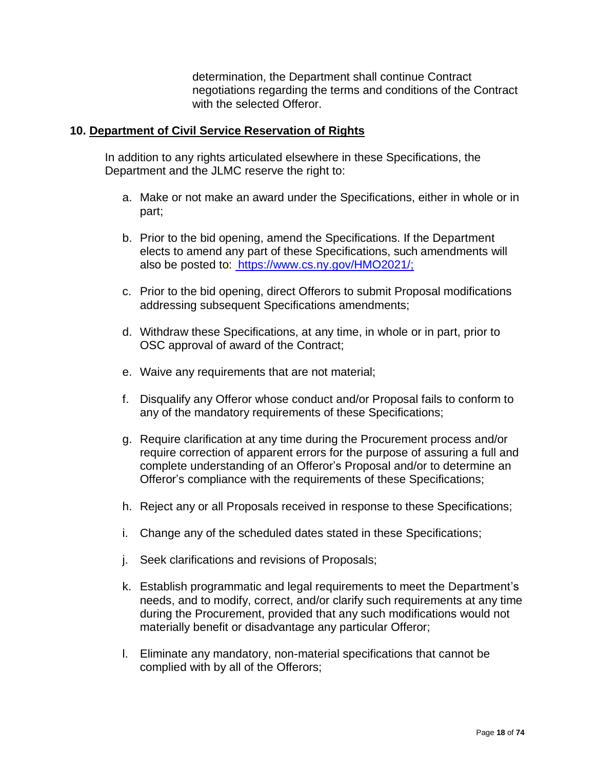determination, the Department shall continue Contract negotiations regarding the terms and conditions of the Contract with the selected Offeror.

## 10. Department of Civil Service Reservation of Rights

In addition to any rights articulated elsewhere in these Specifications, the Department and the JLMC reserve the right to:

a. Make or not make an award under the Specifications, either in whole or in part;

b. Prior to the bid opening, amend the Specifications. If the Department elects to amend any part of these Specifications, such amendments will also be posted to: https://www.cs.ny.gov/HMO2021/;

c. Prior to the bid opening, direct Offerors to submit Proposal modifications addressing subsequent Specifications amendments;

d. Withdraw these Specifications, at any time, in whole or in part, prior to OSC approval of award of the Contract;

e. Waive any requirements that are not material;

f. Disqualify any Offeror whose conduct and/or Proposal fails to conform to any of the mandatory requirements of these Specifications;

g. Require clarification at any time during the Procurement process and/or require correction of apparent errors for the purpose of assuring a full and complete understanding of an Offeror's Proposal and/or to determine an Offeror's compliance with the requirements of these Specifications;

h. Reject any or all Proposals received in response to these Specifications;

i. Change any of the scheduled dates stated in these Specifications;

j. Seek clarifications and revisions of Proposals;

k. Establish programmatic and legal requirements to meet the Department's needs, and to modify, correct, and/or clarify such requirements at any time during the Procurement, provided that any such modifications would not materially benefit or disadvantage any particular Offeror;

l. Eliminate any mandatory, non-material specifications that cannot be complied with by all of the Offerors;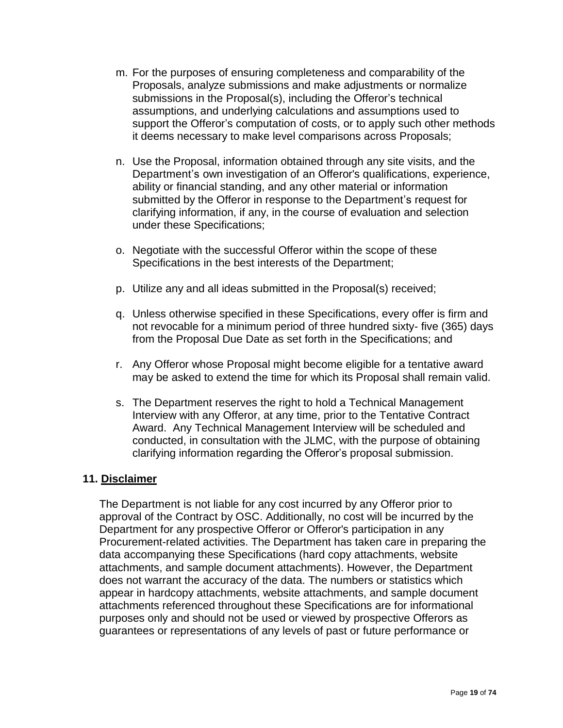m. For the purposes of ensuring completeness and comparability of the Proposals, analyze submissions and make adjustments or normalize submissions in the Proposal(s), including the Offeror's technical assumptions, and underlying calculations and assumptions used to support the Offeror's computation of costs, or to apply such other methods it deems necessary to make level comparisons across Proposals;

n. Use the Proposal, information obtained through any site visits, and the Department's own investigation of an Offeror's qualifications, experience, ability or financial standing, and any other material or information submitted by the Offeror in response to the Department's request for clarifying information, if any, in the course of evaluation and selection under these Specifications;

o. Negotiate with the successful Offeror within the scope of these Specifications in the best interests of the Department;

p. Utilize any and all ideas submitted in the Proposal(s) received;

q. Unless otherwise specified in these Specifications, every offer is firm and not revocable for a minimum period of three hundred sixty- five (365) days from the Proposal Due Date as set forth in the Specifications; and

r. Any Offeror whose Proposal might become eligible for a tentative award may be asked to extend the time for which its Proposal shall remain valid.

s. The Department reserves the right to hold a Technical Management Interview with any Offeror, at any time, prior to the Tentative Contract Award. Any Technical Management Interview will be scheduled and conducted, in consultation with the JLMC, with the purpose of obtaining clarifying information regarding the Offeror's proposal submission.

## 11. Disclaimer

The Department is not liable for any cost incurred by any Offeror prior to approval of the Contract by OSC. Additionally, no cost will be incurred by the Department for any prospective Offeror or Offeror's participation in any Procurement-related activities. The Department has taken care in preparing the data accompanying these Specifications (hard copy attachments, website attachments, and sample document attachments). However, the Department does not warrant the accuracy of the data. The numbers or statistics which appear in hardcopy attachments, website attachments, and sample document attachments referenced throughout these Specifications are for informational purposes only and should not be used or viewed by prospective Offerors as guarantees or representations of any levels of past or future performance or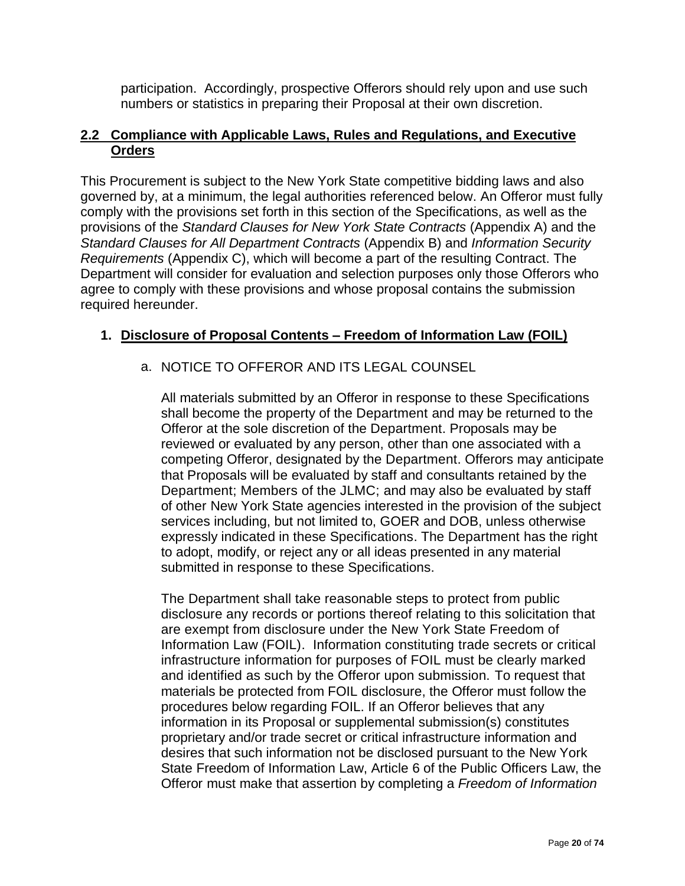participation. Accordingly, prospective Offerors should rely upon and use such numbers or statistics in preparing their Proposal at their own discretion.

## 2.2 Compliance with Applicable Laws, Rules and Regulations, and Executive Orders

This Procurement is subject to the New York State competitive bidding laws and also governed by, at a minimum, the legal authorities referenced below. An Offeror must fully comply with the provisions set forth in this section of the Specifications, as well as the provisions of the *Standard Clauses for New York State Contracts* (Appendix A) and the *Standard Clauses for All Department Contracts* (Appendix B) and *Information Security Requirements* (Appendix C), which will become a part of the resulting Contract. The Department will consider for evaluation and selection purposes only those Offerors who agree to comply with these provisions and whose proposal contains the submission required hereunder.

### 1. Disclosure of Proposal Contents – Freedom of Information Law (FOIL)

a. NOTICE TO OFFEROR AND ITS LEGAL COUNSEL

All materials submitted by an Offeror in response to these Specifications shall become the property of the Department and may be returned to the Offeror at the sole discretion of the Department. Proposals may be reviewed or evaluated by any person, other than one associated with a competing Offeror, designated by the Department. Offerors may anticipate that Proposals will be evaluated by staff and consultants retained by the Department; Members of the JLMC; and may also be evaluated by staff of other New York State agencies interested in the provision of the subject services including, but not limited to, GOER and DOB, unless otherwise expressly indicated in these Specifications. The Department has the right to adopt, modify, or reject any or all ideas presented in any material submitted in response to these Specifications.

The Department shall take reasonable steps to protect from public disclosure any records or portions thereof relating to this solicitation that are exempt from disclosure under the New York State Freedom of Information Law (FOIL). Information constituting trade secrets or critical infrastructure information for purposes of FOIL must be clearly marked and identified as such by the Offeror upon submission. To request that materials be protected from FOIL disclosure, the Offeror must follow the procedures below regarding FOIL. If an Offeror believes that any information in its Proposal or supplemental submission(s) constitutes proprietary and/or trade secret or critical infrastructure information and desires that such information not be disclosed pursuant to the New York State Freedom of Information Law, Article 6 of the Public Officers Law, the Offeror must make that assertion by completing a *Freedom of Information*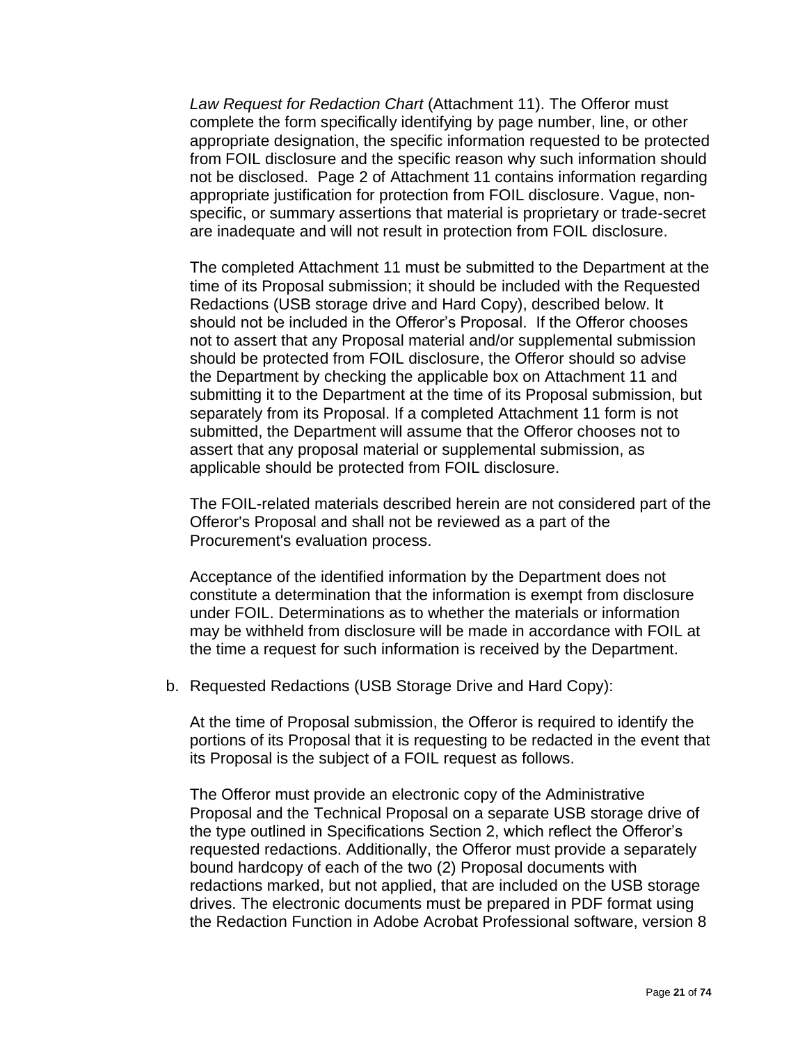*Law Request for Redaction Chart* (Attachment 11). The Offeror must complete the form specifically identifying by page number, line, or other appropriate designation, the specific information requested to be protected from FOIL disclosure and the specific reason why such information should not be disclosed. Page 2 of Attachment 11 contains information regarding appropriate justification for protection from FOIL disclosure. Vague, non-specific, or summary assertions that material is proprietary or trade-secret are inadequate and will not result in protection from FOIL disclosure.

The completed Attachment 11 must be submitted to the Department at the time of its Proposal submission; it should be included with the Requested Redactions (USB storage drive and Hard Copy), described below. It should not be included in the Offeror's Proposal. If the Offeror chooses not to assert that any Proposal material and/or supplemental submission should be protected from FOIL disclosure, the Offeror should so advise the Department by checking the applicable box on Attachment 11 and submitting it to the Department at the time of its Proposal submission, but separately from its Proposal. If a completed Attachment 11 form is not submitted, the Department will assume that the Offeror chooses not to assert that any proposal material or supplemental submission, as applicable should be protected from FOIL disclosure.

The FOIL-related materials described herein are not considered part of the Offeror's Proposal and shall not be reviewed as a part of the Procurement's evaluation process.

Acceptance of the identified information by the Department does not constitute a determination that the information is exempt from disclosure under FOIL. Determinations as to whether the materials or information may be withheld from disclosure will be made in accordance with FOIL at the time a request for such information is received by the Department.

b. Requested Redactions (USB Storage Drive and Hard Copy):

At the time of Proposal submission, the Offeror is required to identify the portions of its Proposal that it is requesting to be redacted in the event that its Proposal is the subject of a FOIL request as follows.

The Offeror must provide an electronic copy of the Administrative Proposal and the Technical Proposal on a separate USB storage drive of the type outlined in Specifications Section 2, which reflect the Offeror's requested redactions. Additionally, the Offeror must provide a separately bound hardcopy of each of the two (2) Proposal documents with redactions marked, but not applied, that are included on the USB storage drives. The electronic documents must be prepared in PDF format using the Redaction Function in Adobe Acrobat Professional software, version 8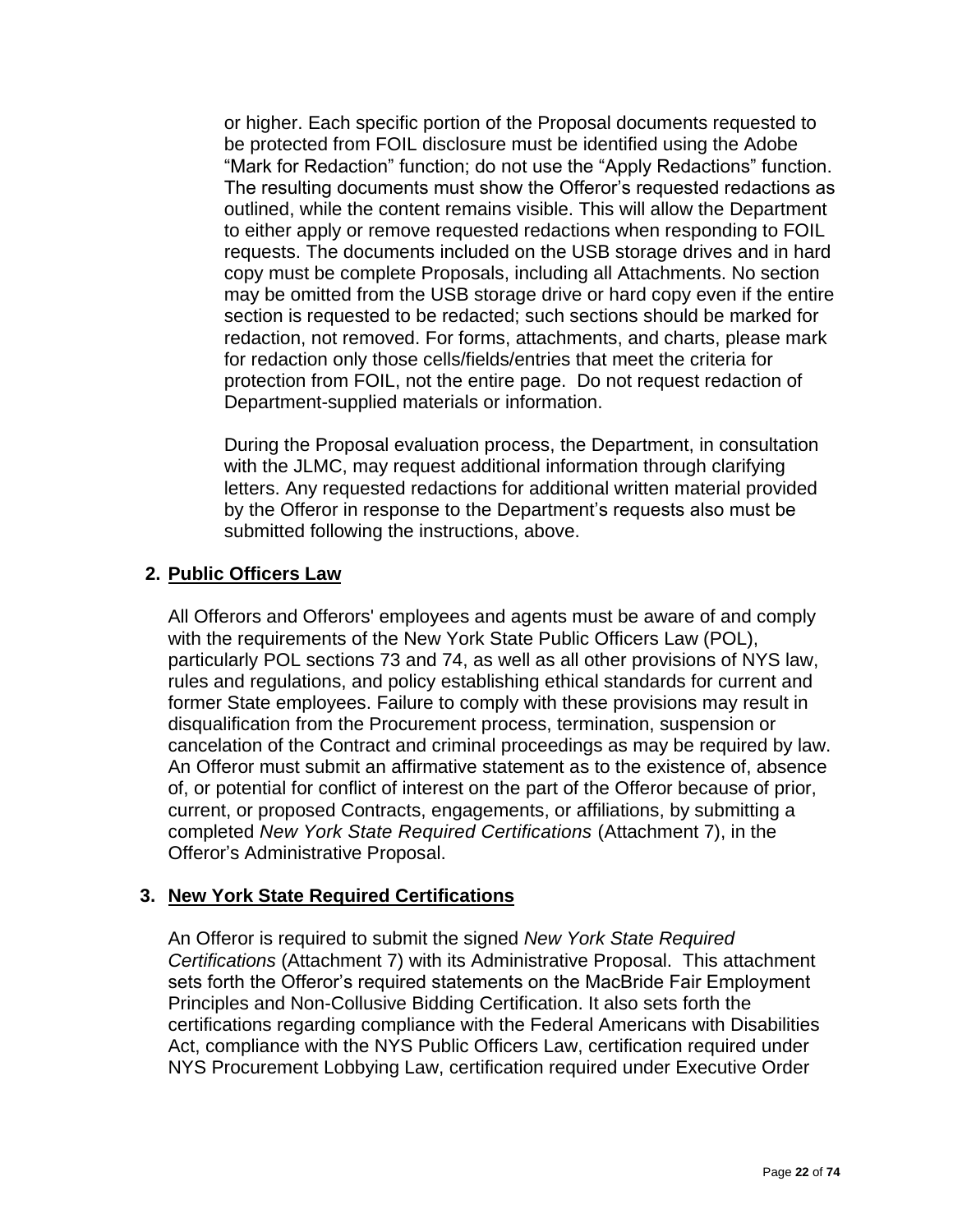or higher. Each specific portion of the Proposal documents requested to be protected from FOIL disclosure must be identified using the Adobe "Mark for Redaction" function; do not use the "Apply Redactions" function. The resulting documents must show the Offeror's requested redactions as outlined, while the content remains visible. This will allow the Department to either apply or remove requested redactions when responding to FOIL requests. The documents included on the USB storage drives and in hard copy must be complete Proposals, including all Attachments. No section may be omitted from the USB storage drive or hard copy even if the entire section is requested to be redacted; such sections should be marked for redaction, not removed. For forms, attachments, and charts, please mark for redaction only those cells/fields/entries that meet the criteria for protection from FOIL, not the entire page. Do not request redaction of Department-supplied materials or information.

During the Proposal evaluation process, the Department, in consultation with the JLMC, may request additional information through clarifying letters. Any requested redactions for additional written material provided by the Offeror in response to the Department's requests also must be submitted following the instructions, above.

**2. Public Officers Law**

All Offerors and Offerors' employees and agents must be aware of and comply with the requirements of the New York State Public Officers Law (POL), particularly POL sections 73 and 74, as well as all other provisions of NYS law, rules and regulations, and policy establishing ethical standards for current and former State employees. Failure to comply with these provisions may result in disqualification from the Procurement process, termination, suspension or cancelation of the Contract and criminal proceedings as may be required by law. An Offeror must submit an affirmative statement as to the existence of, absence of, or potential for conflict of interest on the part of the Offeror because of prior, current, or proposed Contracts, engagements, or affiliations, by submitting a completed *New York State Required Certifications* (Attachment 7), in the Offeror's Administrative Proposal.

**3. New York State Required Certifications**

An Offeror is required to submit the signed *New York State Required Certifications* (Attachment 7) with its Administrative Proposal. This attachment sets forth the Offeror's required statements on the MacBride Fair Employment Principles and Non-Collusive Bidding Certification. It also sets forth the certifications regarding compliance with the Federal Americans with Disabilities Act, compliance with the NYS Public Officers Law, certification required under NYS Procurement Lobbying Law, certification required under Executive Order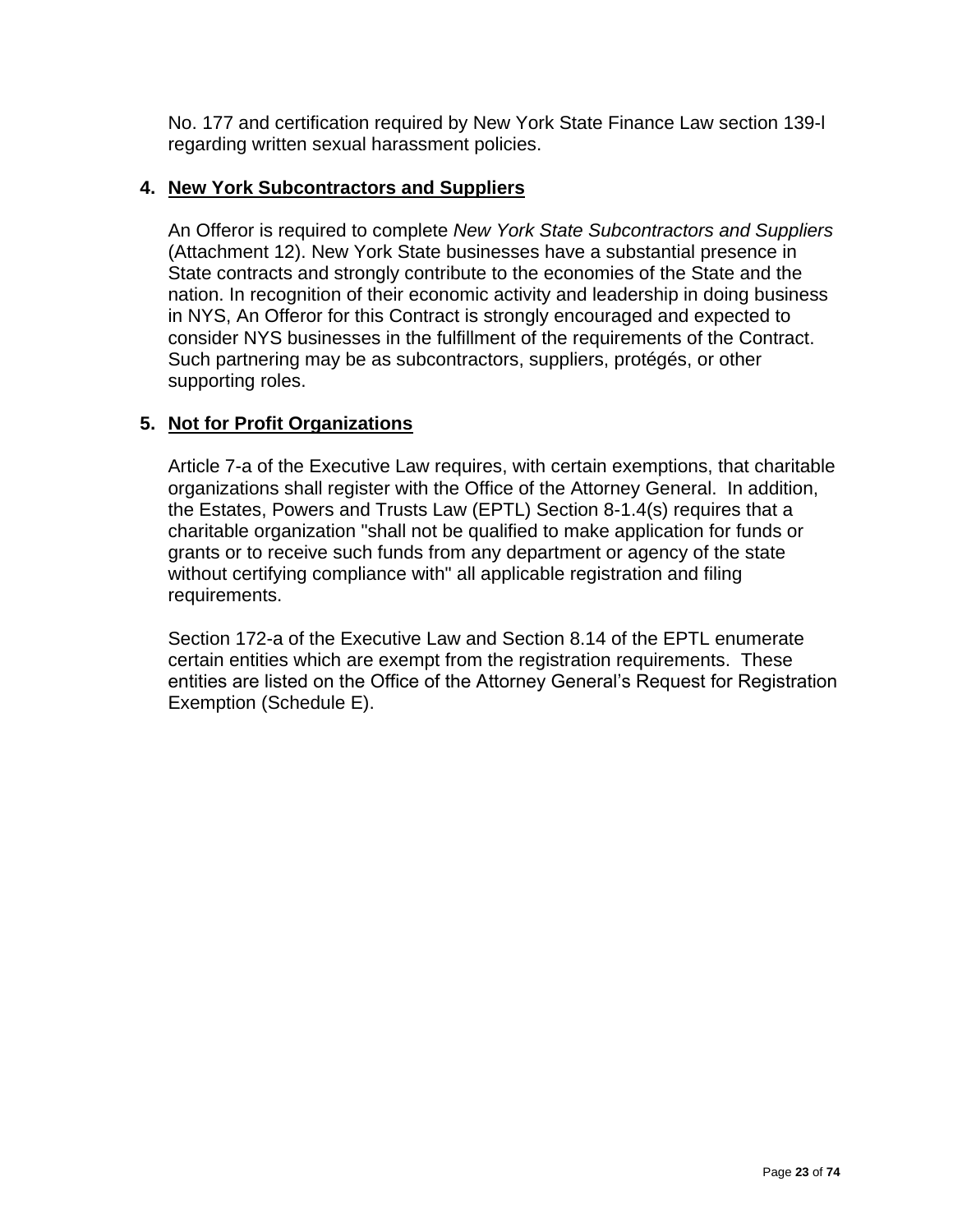No. 177 and certification required by New York State Finance Law section 139-l regarding written sexual harassment policies.

4. **New York Subcontractors and Suppliers**

An Offeror is required to complete *New York State Subcontractors and Suppliers* (Attachment 12). New York State businesses have a substantial presence in State contracts and strongly contribute to the economies of the State and the nation. In recognition of their economic activity and leadership in doing business in NYS, An Offeror for this Contract is strongly encouraged and expected to consider NYS businesses in the fulfillment of the requirements of the Contract. Such partnering may be as subcontractors, suppliers, protégés, or other supporting roles.

5. **Not for Profit Organizations**

Article 7-a of the Executive Law requires, with certain exemptions, that charitable organizations shall register with the Office of the Attorney General. In addition, the Estates, Powers and Trusts Law (EPTL) Section 8-1.4(s) requires that a charitable organization "shall not be qualified to make application for funds or grants or to receive such funds from any department or agency of the state without certifying compliance with" all applicable registration and filing requirements.

Section 172-a of the Executive Law and Section 8.14 of the EPTL enumerate certain entities which are exempt from the registration requirements. These entities are listed on the Office of the Attorney General's Request for Registration Exemption (Schedule E).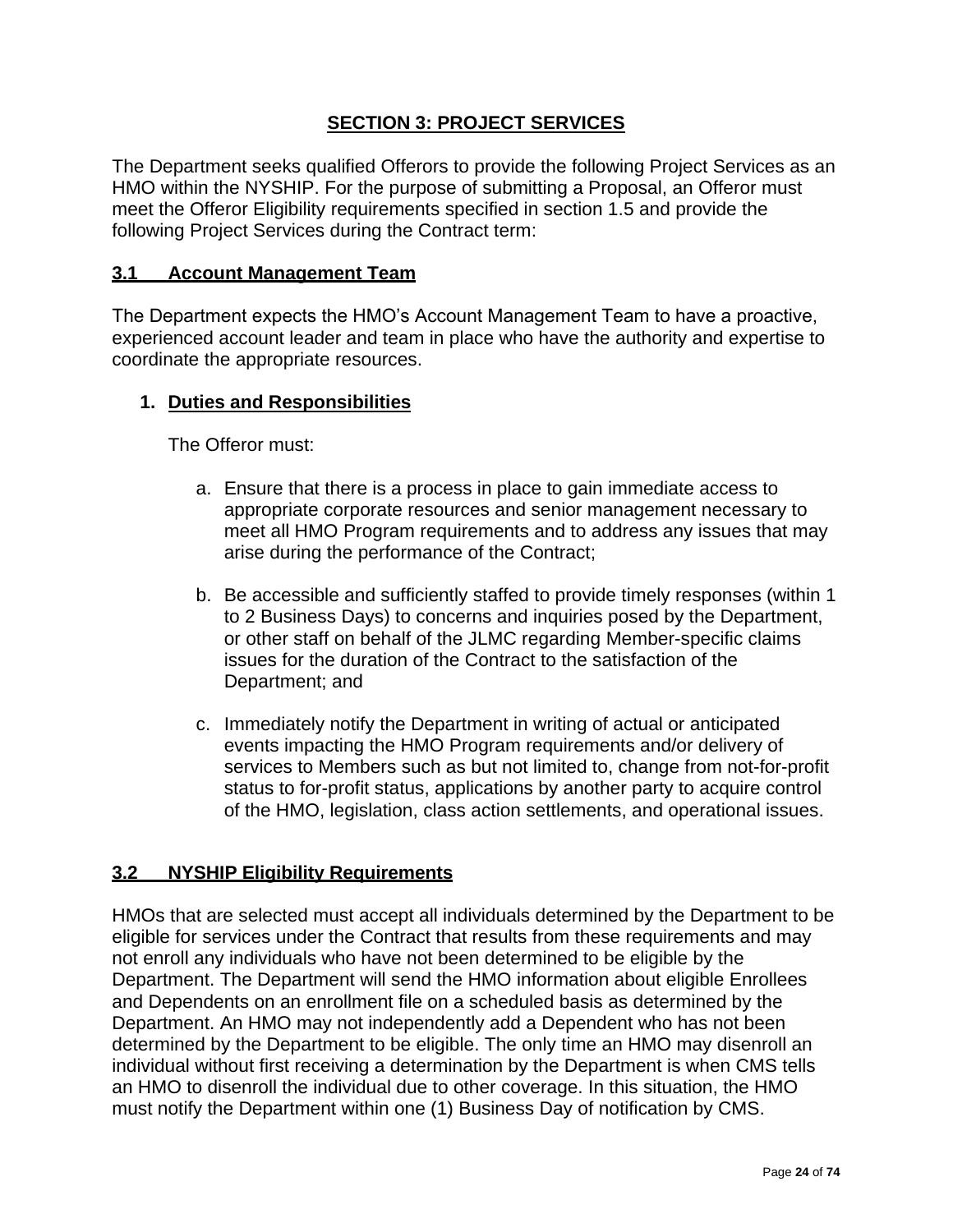# SECTION 3: PROJECT SERVICES

The Department seeks qualified Offerors to provide the following Project Services as an HMO within the NYSHIP. For the purpose of submitting a Proposal, an Offeror must meet the Offeror Eligibility requirements specified in section 1.5 and provide the following Project Services during the Contract term:

## 3.1 Account Management Team

The Department expects the HMO's Account Management Team to have a proactive, experienced account leader and team in place who have the authority and expertise to coordinate the appropriate resources.

### 1. Duties and Responsibilities

The Offeror must:

a. Ensure that there is a process in place to gain immediate access to appropriate corporate resources and senior management necessary to meet all HMO Program requirements and to address any issues that may arise during the performance of the Contract;

b. Be accessible and sufficiently staffed to provide timely responses (within 1 to 2 Business Days) to concerns and inquiries posed by the Department, or other staff on behalf of the JLMC regarding Member-specific claims issues for the duration of the Contract to the satisfaction of the Department; and

c. Immediately notify the Department in writing of actual or anticipated events impacting the HMO Program requirements and/or delivery of services to Members such as but not limited to, change from not-for-profit status to for-profit status, applications by another party to acquire control of the HMO, legislation, class action settlements, and operational issues.

## 3.2 NYSHIP Eligibility Requirements

HMOs that are selected must accept all individuals determined by the Department to be eligible for services under the Contract that results from these requirements and may not enroll any individuals who have not been determined to be eligible by the Department. The Department will send the HMO information about eligible Enrollees and Dependents on an enrollment file on a scheduled basis as determined by the Department. An HMO may not independently add a Dependent who has not been determined by the Department to be eligible. The only time an HMO may disenroll an individual without first receiving a determination by the Department is when CMS tells an HMO to disenroll the individual due to other coverage. In this situation, the HMO must notify the Department within one (1) Business Day of notification by CMS.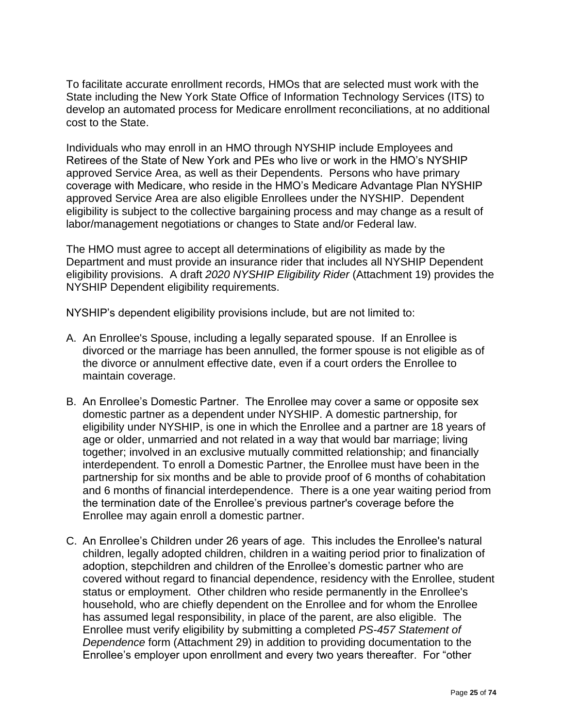To facilitate accurate enrollment records, HMOs that are selected must work with the State including the New York State Office of Information Technology Services (ITS) to develop an automated process for Medicare enrollment reconciliations, at no additional cost to the State.

Individuals who may enroll in an HMO through NYSHIP include Employees and Retirees of the State of New York and PEs who live or work in the HMO's NYSHIP approved Service Area, as well as their Dependents. Persons who have primary coverage with Medicare, who reside in the HMO's Medicare Advantage Plan NYSHIP approved Service Area are also eligible Enrollees under the NYSHIP. Dependent eligibility is subject to the collective bargaining process and may change as a result of labor/management negotiations or changes to State and/or Federal law.

The HMO must agree to accept all determinations of eligibility as made by the Department and must provide an insurance rider that includes all NYSHIP Dependent eligibility provisions. A draft *2020 NYSHIP Eligibility Rider* (Attachment 19) provides the NYSHIP Dependent eligibility requirements.

NYSHIP's dependent eligibility provisions include, but are not limited to:

A. An Enrollee's Spouse, including a legally separated spouse. If an Enrollee is divorced or the marriage has been annulled, the former spouse is not eligible as of the divorce or annulment effective date, even if a court orders the Enrollee to maintain coverage.

B. An Enrollee's Domestic Partner. The Enrollee may cover a same or opposite sex domestic partner as a dependent under NYSHIP. A domestic partnership, for eligibility under NYSHIP, is one in which the Enrollee and a partner are 18 years of age or older, unmarried and not related in a way that would bar marriage; living together; involved in an exclusive mutually committed relationship; and financially interdependent. To enroll a Domestic Partner, the Enrollee must have been in the partnership for six months and be able to provide proof of 6 months of cohabitation and 6 months of financial interdependence. There is a one year waiting period from the termination date of the Enrollee's previous partner's coverage before the Enrollee may again enroll a domestic partner.

C. An Enrollee's Children under 26 years of age. This includes the Enrollee's natural children, legally adopted children, children in a waiting period prior to finalization of adoption, stepchildren and children of the Enrollee's domestic partner who are covered without regard to financial dependence, residency with the Enrollee, student status or employment. Other children who reside permanently in the Enrollee's household, who are chiefly dependent on the Enrollee and for whom the Enrollee has assumed legal responsibility, in place of the parent, are also eligible. The Enrollee must verify eligibility by submitting a completed *PS-457 Statement of Dependence* form (Attachment 29) in addition to providing documentation to the Enrollee's employer upon enrollment and every two years thereafter. For "other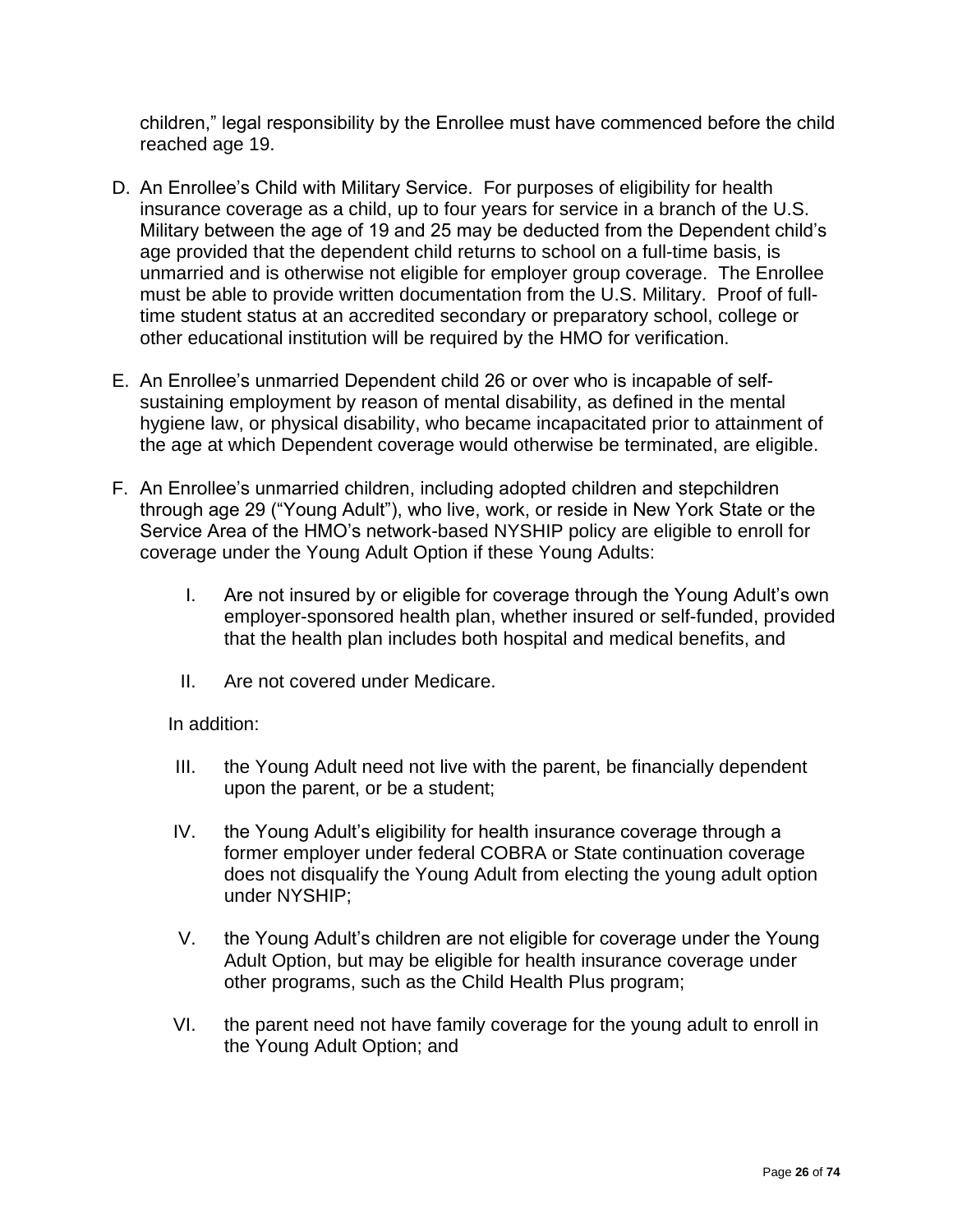children," legal responsibility by the Enrollee must have commenced before the child reached age 19.

D. An Enrollee's Child with Military Service. For purposes of eligibility for health insurance coverage as a child, up to four years for service in a branch of the U.S. Military between the age of 19 and 25 may be deducted from the Dependent child's age provided that the dependent child returns to school on a full-time basis, is unmarried and is otherwise not eligible for employer group coverage. The Enrollee must be able to provide written documentation from the U.S. Military. Proof of full-time student status at an accredited secondary or preparatory school, college or other educational institution will be required by the HMO for verification.

E. An Enrollee's unmarried Dependent child 26 or over who is incapable of self-sustaining employment by reason of mental disability, as defined in the mental hygiene law, or physical disability, who became incapacitated prior to attainment of the age at which Dependent coverage would otherwise be terminated, are eligible.

F. An Enrollee's unmarried children, including adopted children and stepchildren through age 29 ("Young Adult"), who live, work, or reside in New York State or the Service Area of the HMO's network-based NYSHIP policy are eligible to enroll for coverage under the Young Adult Option if these Young Adults:

   I. Are not insured by or eligible for coverage through the Young Adult's own employer-sponsored health plan, whether insured or self-funded, provided that the health plan includes both hospital and medical benefits, and

   II. Are not covered under Medicare.

   In addition:

   III. the Young Adult need not live with the parent, be financially dependent upon the parent, or be a student;

   IV. the Young Adult's eligibility for health insurance coverage through a former employer under federal COBRA or State continuation coverage does not disqualify the Young Adult from electing the young adult option under NYSHIP;

   V. the Young Adult's children are not eligible for coverage under the Young Adult Option, but may be eligible for health insurance coverage under other programs, such as the Child Health Plus program;

   VI. the parent need not have family coverage for the young adult to enroll in the Young Adult Option; and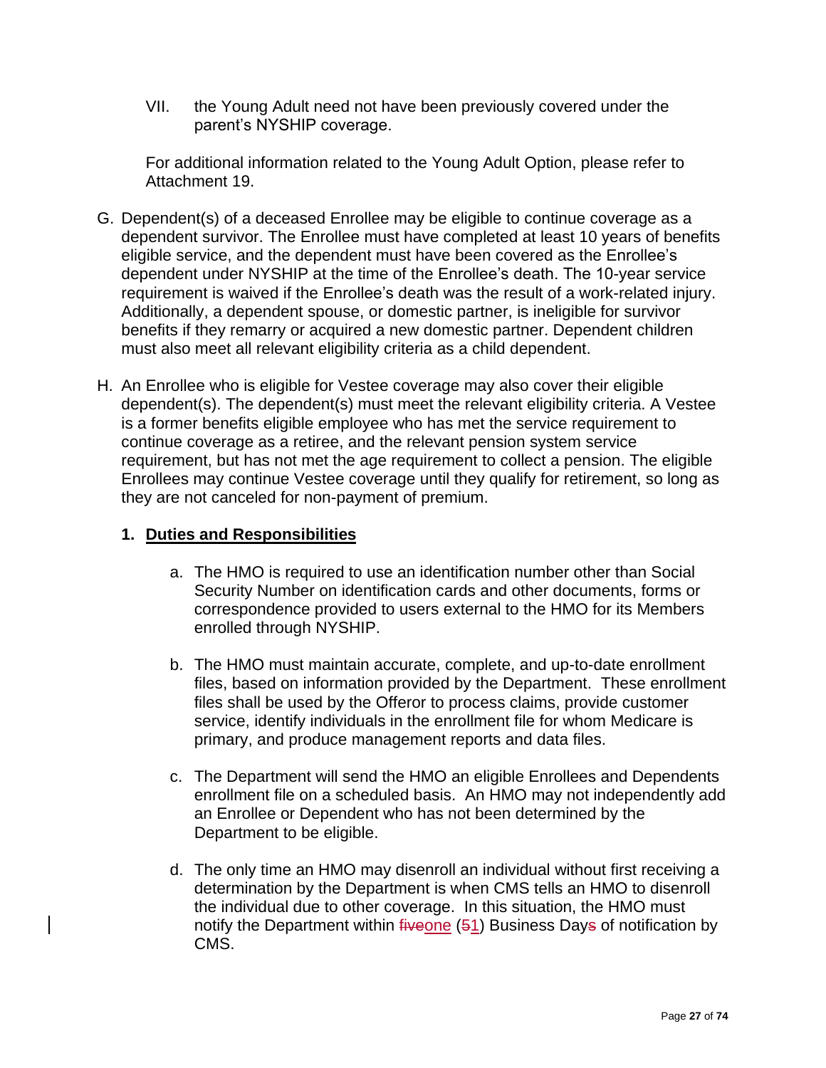VII. the Young Adult need not have been previously covered under the parent's NYSHIP coverage.

For additional information related to the Young Adult Option, please refer to Attachment 19.

G. Dependent(s) of a deceased Enrollee may be eligible to continue coverage as a dependent survivor. The Enrollee must have completed at least 10 years of benefits eligible service, and the dependent must have been covered as the Enrollee's dependent under NYSHIP at the time of the Enrollee's death. The 10-year service requirement is waived if the Enrollee's death was the result of a work-related injury. Additionally, a dependent spouse, or domestic partner, is ineligible for survivor benefits if they remarry or acquired a new domestic partner. Dependent children must also meet all relevant eligibility criteria as a child dependent.

H. An Enrollee who is eligible for Vestee coverage may also cover their eligible dependent(s). The dependent(s) must meet the relevant eligibility criteria. A Vestee is a former benefits eligible employee who has met the service requirement to continue coverage as a retiree, and the relevant pension system service requirement, but has not met the age requirement to collect a pension. The eligible Enrollees may continue Vestee coverage until they qualify for retirement, so long as they are not canceled for non-payment of premium.

### 1. Duties and Responsibilities

a. The HMO is required to use an identification number other than Social Security Number on identification cards and other documents, forms or correspondence provided to users external to the HMO for its Members enrolled through NYSHIP.

b. The HMO must maintain accurate, complete, and up-to-date enrollment files, based on information provided by the Department. These enrollment files shall be used by the Offeror to process claims, provide customer service, identify individuals in the enrollment file for whom Medicare is primary, and produce management reports and data files.

c. The Department will send the HMO an eligible Enrollees and Dependents enrollment file on a scheduled basis. An HMO may not independently add an Enrollee or Dependent who has not been determined by the Department to be eligible.

d. The only time an HMO may disenroll an individual without first receiving a determination by the Department is when CMS tells an HMO to disenroll the individual due to other coverage. In this situation, the HMO must notify the Department within ~~five~~one (~~5~~1) Business Day~~s~~ of notification by CMS.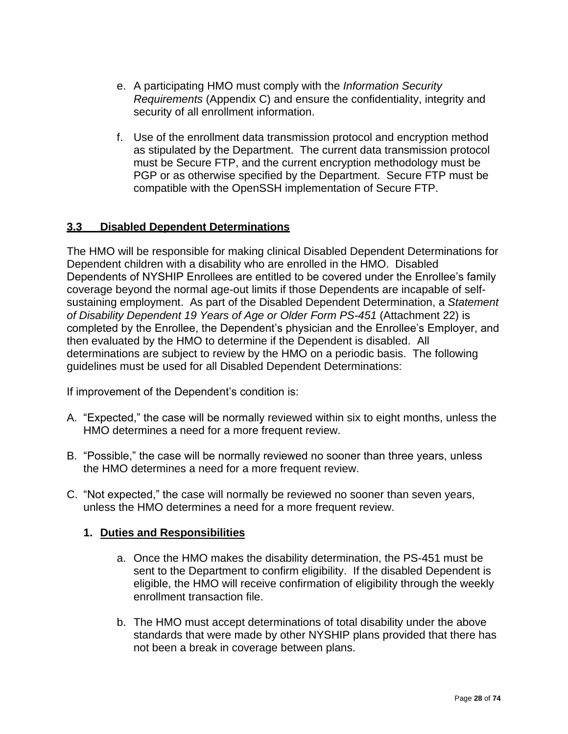e. A participating HMO must comply with the *Information Security Requirements* (Appendix C) and ensure the confidentiality, integrity and security of all enrollment information.

f. Use of the enrollment data transmission protocol and encryption method as stipulated by the Department. The current data transmission protocol must be Secure FTP, and the current encryption methodology must be PGP or as otherwise specified by the Department. Secure FTP must be compatible with the OpenSSH implementation of Secure FTP.

## 3.3 Disabled Dependent Determinations

The HMO will be responsible for making clinical Disabled Dependent Determinations for Dependent children with a disability who are enrolled in the HMO. Disabled Dependents of NYSHIP Enrollees are entitled to be covered under the Enrollee's family coverage beyond the normal age-out limits if those Dependents are incapable of self-sustaining employment. As part of the Disabled Dependent Determination, a *Statement of Disability Dependent 19 Years of Age or Older Form PS-451* (Attachment 22) is completed by the Enrollee, the Dependent's physician and the Enrollee's Employer, and then evaluated by the HMO to determine if the Dependent is disabled. All determinations are subject to review by the HMO on a periodic basis. The following guidelines must be used for all Disabled Dependent Determinations:

If improvement of the Dependent's condition is:

A. "Expected," the case will be normally reviewed within six to eight months, unless the HMO determines a need for a more frequent review.

B. "Possible," the case will be normally reviewed no sooner than three years, unless the HMO determines a need for a more frequent review.

C. "Not expected," the case will normally be reviewed no sooner than seven years, unless the HMO determines a need for a more frequent review.

### 1. Duties and Responsibilities

a. Once the HMO makes the disability determination, the PS-451 must be sent to the Department to confirm eligibility. If the disabled Dependent is eligible, the HMO will receive confirmation of eligibility through the weekly enrollment transaction file.

b. The HMO must accept determinations of total disability under the above standards that were made by other NYSHIP plans provided that there has not been a break in coverage between plans.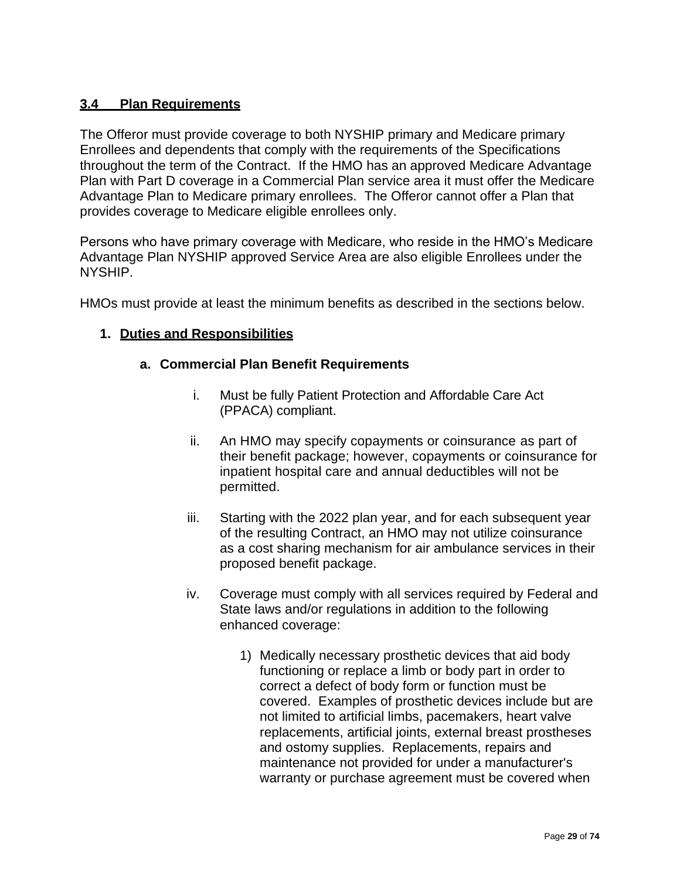## 3.4 Plan Requirements

The Offeror must provide coverage to both NYSHIP primary and Medicare primary Enrollees and dependents that comply with the requirements of the Specifications throughout the term of the Contract. If the HMO has an approved Medicare Advantage Plan with Part D coverage in a Commercial Plan service area it must offer the Medicare Advantage Plan to Medicare primary enrollees. The Offeror cannot offer a Plan that provides coverage to Medicare eligible enrollees only.

Persons who have primary coverage with Medicare, who reside in the HMO's Medicare Advantage Plan NYSHIP approved Service Area are also eligible Enrollees under the NYSHIP.

HMOs must provide at least the minimum benefits as described in the sections below.

1. **Duties and Responsibilities**

   a. **Commercial Plan Benefit Requirements**

      i. Must be fully Patient Protection and Affordable Care Act (PPACA) compliant.

      ii. An HMO may specify copayments or coinsurance as part of their benefit package; however, copayments or coinsurance for inpatient hospital care and annual deductibles will not be permitted.

      iii. Starting with the 2022 plan year, and for each subsequent year of the resulting Contract, an HMO may not utilize coinsurance as a cost sharing mechanism for air ambulance services in their proposed benefit package.

      iv. Coverage must comply with all services required by Federal and State laws and/or regulations in addition to the following enhanced coverage:

         1) Medically necessary prosthetic devices that aid body functioning or replace a limb or body part in order to correct a defect of body form or function must be covered. Examples of prosthetic devices include but are not limited to artificial limbs, pacemakers, heart valve replacements, artificial joints, external breast prostheses and ostomy supplies. Replacements, repairs and maintenance not provided for under a manufacturer's warranty or purchase agreement must be covered when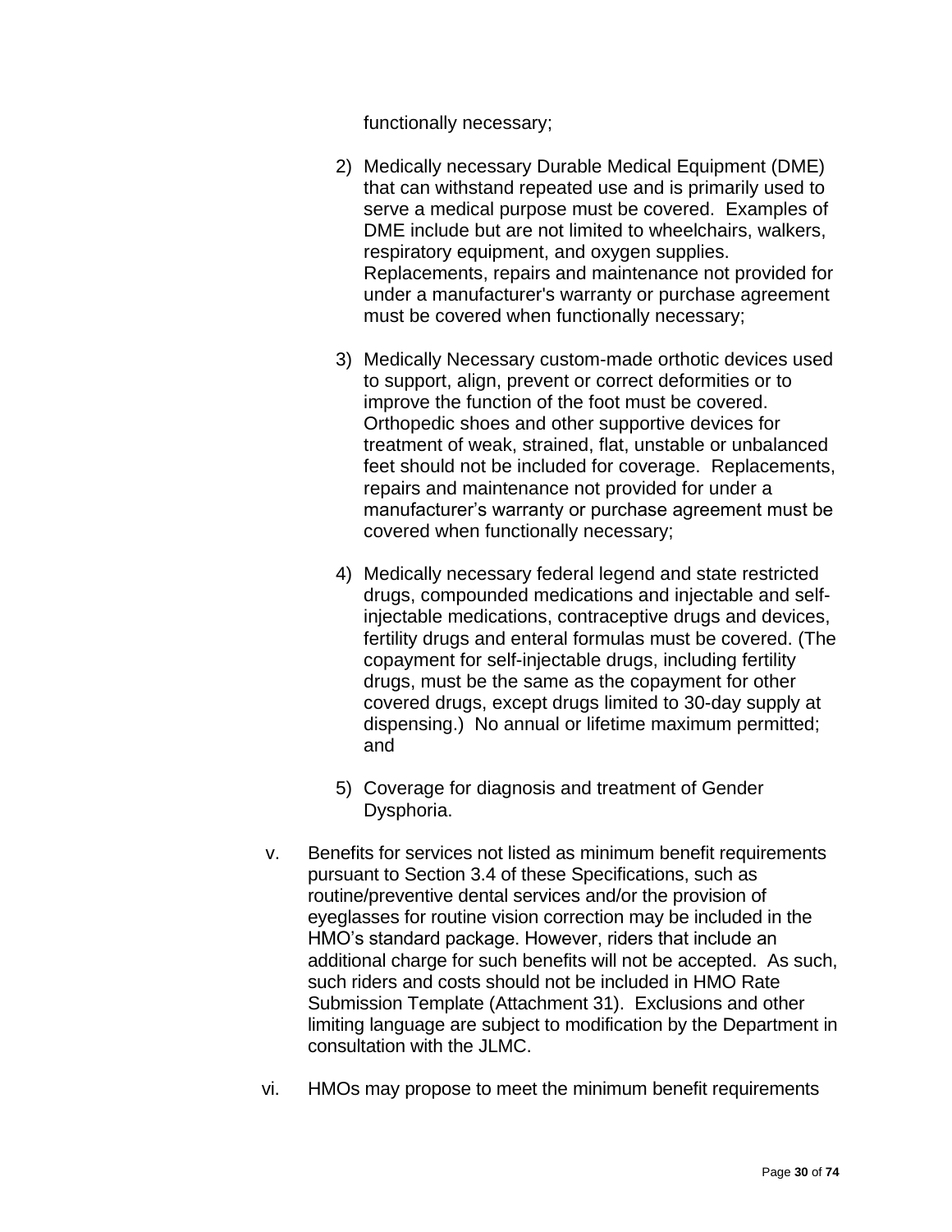functionally necessary;

2) Medically necessary Durable Medical Equipment (DME) that can withstand repeated use and is primarily used to serve a medical purpose must be covered. Examples of DME include but are not limited to wheelchairs, walkers, respiratory equipment, and oxygen supplies. Replacements, repairs and maintenance not provided for under a manufacturer's warranty or purchase agreement must be covered when functionally necessary;

3) Medically Necessary custom-made orthotic devices used to support, align, prevent or correct deformities or to improve the function of the foot must be covered. Orthopedic shoes and other supportive devices for treatment of weak, strained, flat, unstable or unbalanced feet should not be included for coverage. Replacements, repairs and maintenance not provided for under a manufacturer's warranty or purchase agreement must be covered when functionally necessary;

4) Medically necessary federal legend and state restricted drugs, compounded medications and injectable and self-injectable medications, contraceptive drugs and devices, fertility drugs and enteral formulas must be covered. (The copayment for self-injectable drugs, including fertility drugs, must be the same as the copayment for other covered drugs, except drugs limited to 30-day supply at dispensing.) No annual or lifetime maximum permitted; and

5) Coverage for diagnosis and treatment of Gender Dysphoria.

v. Benefits for services not listed as minimum benefit requirements pursuant to Section 3.4 of these Specifications, such as routine/preventive dental services and/or the provision of eyeglasses for routine vision correction may be included in the HMO's standard package. However, riders that include an additional charge for such benefits will not be accepted. As such, such riders and costs should not be included in HMO Rate Submission Template (Attachment 31). Exclusions and other limiting language are subject to modification by the Department in consultation with the JLMC.

vi. HMOs may propose to meet the minimum benefit requirements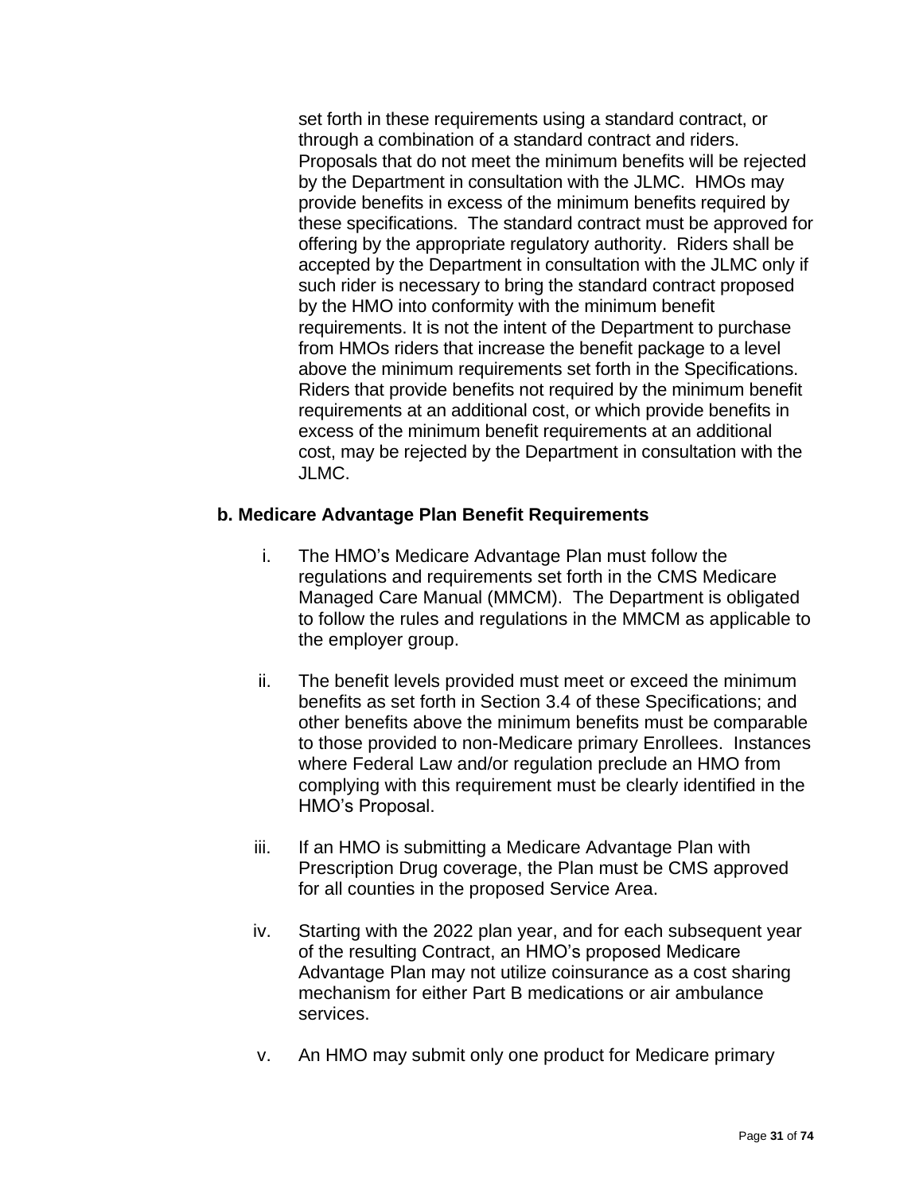set forth in these requirements using a standard contract, or through a combination of a standard contract and riders. Proposals that do not meet the minimum benefits will be rejected by the Department in consultation with the JLMC. HMOs may provide benefits in excess of the minimum benefits required by these specifications. The standard contract must be approved for offering by the appropriate regulatory authority. Riders shall be accepted by the Department in consultation with the JLMC only if such rider is necessary to bring the standard contract proposed by the HMO into conformity with the minimum benefit requirements. It is not the intent of the Department to purchase from HMOs riders that increase the benefit package to a level above the minimum requirements set forth in the Specifications. Riders that provide benefits not required by the minimum benefit requirements at an additional cost, or which provide benefits in excess of the minimum benefit requirements at an additional cost, may be rejected by the Department in consultation with the JLMC.

**b. Medicare Advantage Plan Benefit Requirements**

i. The HMO's Medicare Advantage Plan must follow the regulations and requirements set forth in the CMS Medicare Managed Care Manual (MMCM). The Department is obligated to follow the rules and regulations in the MMCM as applicable to the employer group.

ii. The benefit levels provided must meet or exceed the minimum benefits as set forth in Section 3.4 of these Specifications; and other benefits above the minimum benefits must be comparable to those provided to non-Medicare primary Enrollees. Instances where Federal Law and/or regulation preclude an HMO from complying with this requirement must be clearly identified in the HMO's Proposal.

iii. If an HMO is submitting a Medicare Advantage Plan with Prescription Drug coverage, the Plan must be CMS approved for all counties in the proposed Service Area.

iv. Starting with the 2022 plan year, and for each subsequent year of the resulting Contract, an HMO's proposed Medicare Advantage Plan may not utilize coinsurance as a cost sharing mechanism for either Part B medications or air ambulance services.

v. An HMO may submit only one product for Medicare primary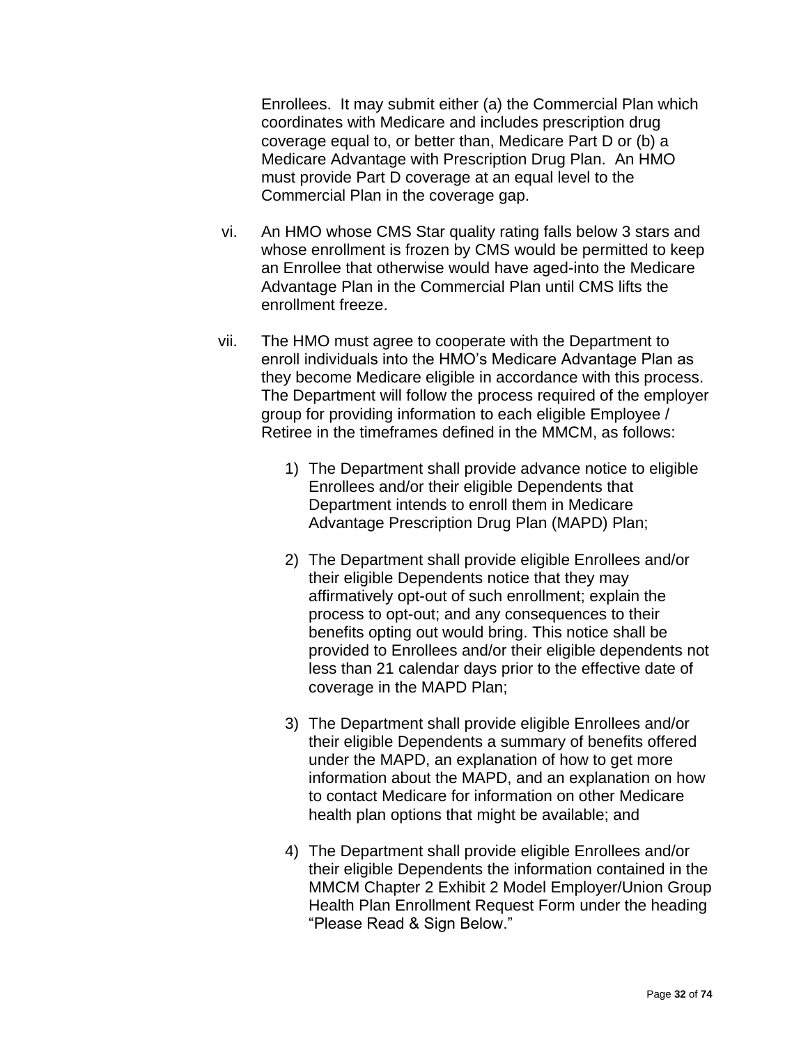Enrollees. It may submit either (a) the Commercial Plan which coordinates with Medicare and includes prescription drug coverage equal to, or better than, Medicare Part D or (b) a Medicare Advantage with Prescription Drug Plan. An HMO must provide Part D coverage at an equal level to the Commercial Plan in the coverage gap.

vi. An HMO whose CMS Star quality rating falls below 3 stars and whose enrollment is frozen by CMS would be permitted to keep an Enrollee that otherwise would have aged-into the Medicare Advantage Plan in the Commercial Plan until CMS lifts the enrollment freeze.

vii. The HMO must agree to cooperate with the Department to enroll individuals into the HMO's Medicare Advantage Plan as they become Medicare eligible in accordance with this process. The Department will follow the process required of the employer group for providing information to each eligible Employee / Retiree in the timeframes defined in the MMCM, as follows:

1) The Department shall provide advance notice to eligible Enrollees and/or their eligible Dependents that Department intends to enroll them in Medicare Advantage Prescription Drug Plan (MAPD) Plan;

2) The Department shall provide eligible Enrollees and/or their eligible Dependents notice that they may affirmatively opt-out of such enrollment; explain the process to opt-out; and any consequences to their benefits opting out would bring. This notice shall be provided to Enrollees and/or their eligible dependents not less than 21 calendar days prior to the effective date of coverage in the MAPD Plan;

3) The Department shall provide eligible Enrollees and/or their eligible Dependents a summary of benefits offered under the MAPD, an explanation of how to get more information about the MAPD, and an explanation on how to contact Medicare for information on other Medicare health plan options that might be available; and

4) The Department shall provide eligible Enrollees and/or their eligible Dependents the information contained in the MMCM Chapter 2 Exhibit 2 Model Employer/Union Group Health Plan Enrollment Request Form under the heading "Please Read & Sign Below."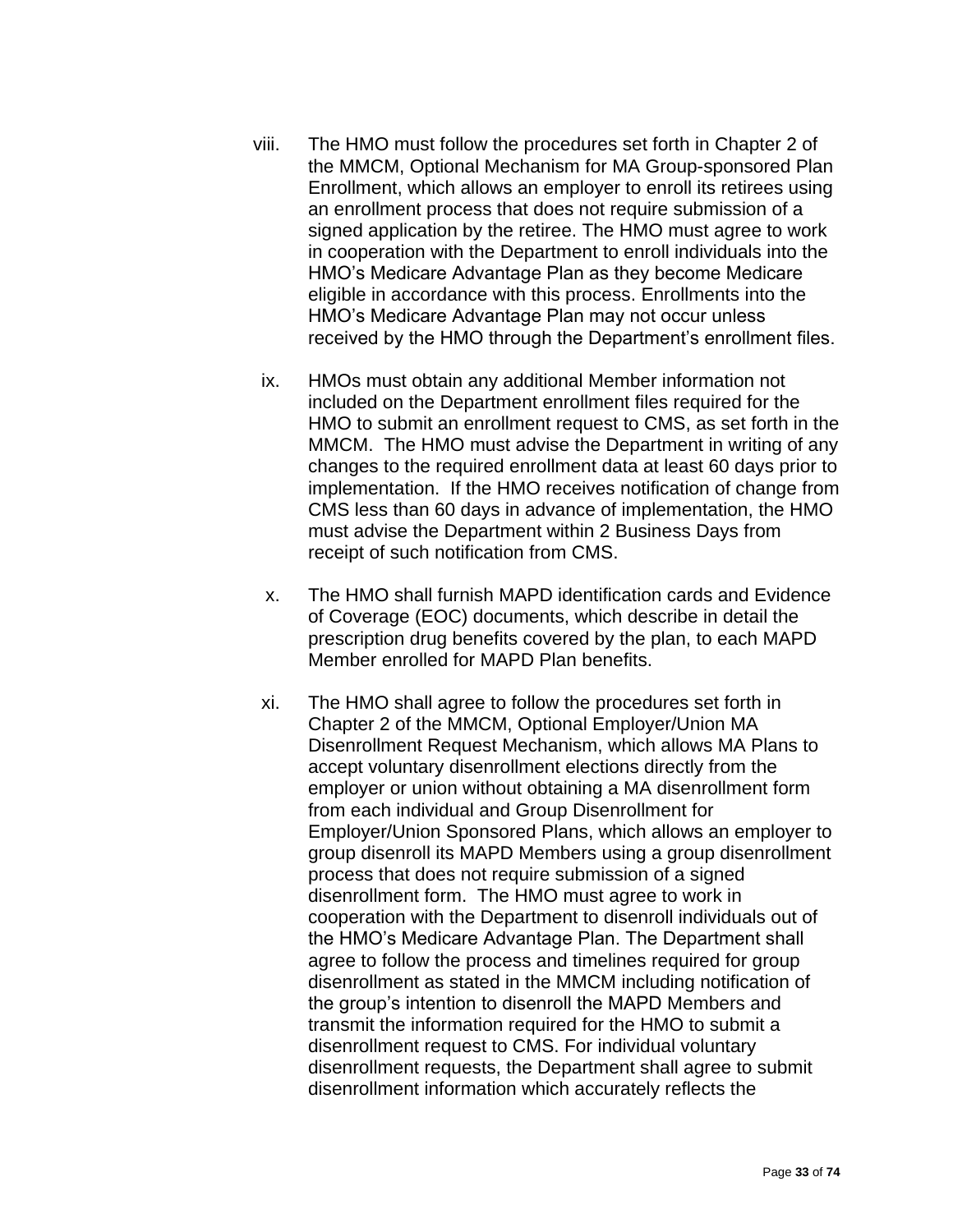viii. The HMO must follow the procedures set forth in Chapter 2 of the MMCM, Optional Mechanism for MA Group-sponsored Plan Enrollment, which allows an employer to enroll its retirees using an enrollment process that does not require submission of a signed application by the retiree. The HMO must agree to work in cooperation with the Department to enroll individuals into the HMO's Medicare Advantage Plan as they become Medicare eligible in accordance with this process. Enrollments into the HMO's Medicare Advantage Plan may not occur unless received by the HMO through the Department's enrollment files.

ix. HMOs must obtain any additional Member information not included on the Department enrollment files required for the HMO to submit an enrollment request to CMS, as set forth in the MMCM. The HMO must advise the Department in writing of any changes to the required enrollment data at least 60 days prior to implementation. If the HMO receives notification of change from CMS less than 60 days in advance of implementation, the HMO must advise the Department within 2 Business Days from receipt of such notification from CMS.

x. The HMO shall furnish MAPD identification cards and Evidence of Coverage (EOC) documents, which describe in detail the prescription drug benefits covered by the plan, to each MAPD Member enrolled for MAPD Plan benefits.

xi. The HMO shall agree to follow the procedures set forth in Chapter 2 of the MMCM, Optional Employer/Union MA Disenrollment Request Mechanism, which allows MA Plans to accept voluntary disenrollment elections directly from the employer or union without obtaining a MA disenrollment form from each individual and Group Disenrollment for Employer/Union Sponsored Plans, which allows an employer to group disenroll its MAPD Members using a group disenrollment process that does not require submission of a signed disenrollment form. The HMO must agree to work in cooperation with the Department to disenroll individuals out of the HMO's Medicare Advantage Plan. The Department shall agree to follow the process and timelines required for group disenrollment as stated in the MMCM including notification of the group's intention to disenroll the MAPD Members and transmit the information required for the HMO to submit a disenrollment request to CMS. For individual voluntary disenrollment requests, the Department shall agree to submit disenrollment information which accurately reflects the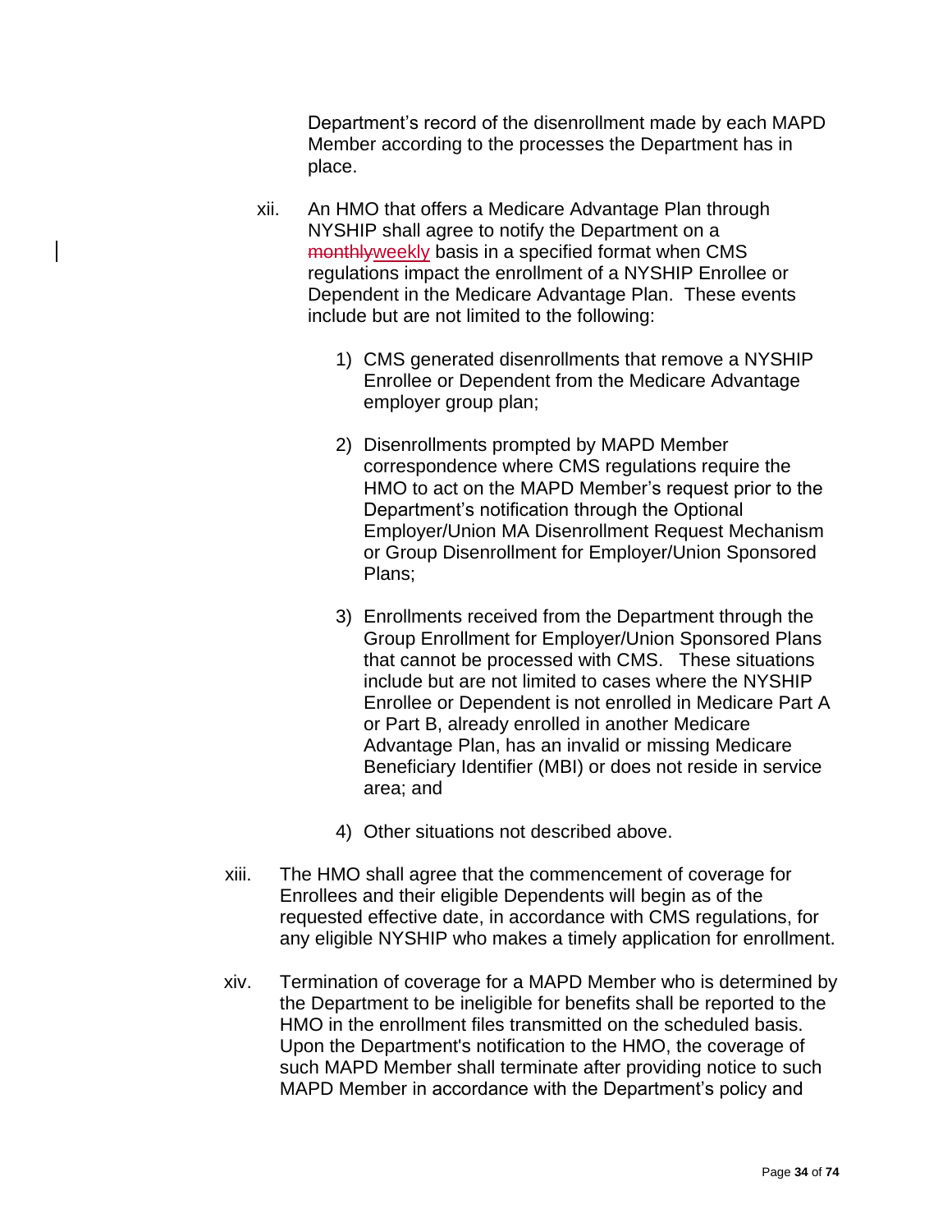Department's record of the disenrollment made by each MAPD Member according to the processes the Department has in place.

xii. An HMO that offers a Medicare Advantage Plan through NYSHIP shall agree to notify the Department on a ~~monthly~~weekly basis in a specified format when CMS regulations impact the enrollment of a NYSHIP Enrollee or Dependent in the Medicare Advantage Plan. These events include but are not limited to the following:

1) CMS generated disenrollments that remove a NYSHIP Enrollee or Dependent from the Medicare Advantage employer group plan;

2) Disenrollments prompted by MAPD Member correspondence where CMS regulations require the HMO to act on the MAPD Member's request prior to the Department's notification through the Optional Employer/Union MA Disenrollment Request Mechanism or Group Disenrollment for Employer/Union Sponsored Plans;

3) Enrollments received from the Department through the Group Enrollment for Employer/Union Sponsored Plans that cannot be processed with CMS. These situations include but are not limited to cases where the NYSHIP Enrollee or Dependent is not enrolled in Medicare Part A or Part B, already enrolled in another Medicare Advantage Plan, has an invalid or missing Medicare Beneficiary Identifier (MBI) or does not reside in service area; and

4) Other situations not described above.

xiii. The HMO shall agree that the commencement of coverage for Enrollees and their eligible Dependents will begin as of the requested effective date, in accordance with CMS regulations, for any eligible NYSHIP who makes a timely application for enrollment.

xiv. Termination of coverage for a MAPD Member who is determined by the Department to be ineligible for benefits shall be reported to the HMO in the enrollment files transmitted on the scheduled basis. Upon the Department's notification to the HMO, the coverage of such MAPD Member shall terminate after providing notice to such MAPD Member in accordance with the Department's policy and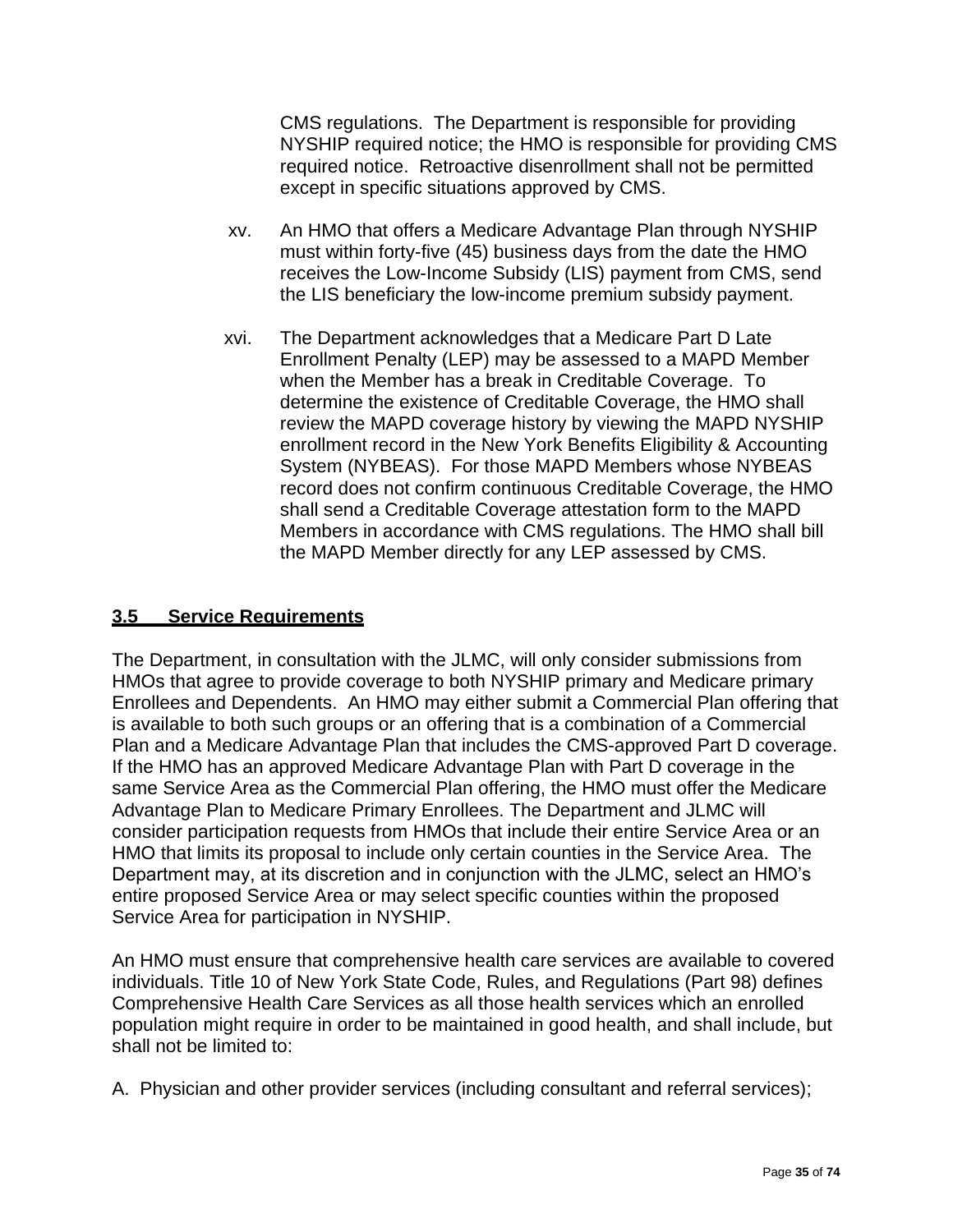CMS regulations. The Department is responsible for providing NYSHIP required notice; the HMO is responsible for providing CMS required notice. Retroactive disenrollment shall not be permitted except in specific situations approved by CMS.

xv. An HMO that offers a Medicare Advantage Plan through NYSHIP must within forty-five (45) business days from the date the HMO receives the Low-Income Subsidy (LIS) payment from CMS, send the LIS beneficiary the low-income premium subsidy payment.

xvi. The Department acknowledges that a Medicare Part D Late Enrollment Penalty (LEP) may be assessed to a MAPD Member when the Member has a break in Creditable Coverage. To determine the existence of Creditable Coverage, the HMO shall review the MAPD coverage history by viewing the MAPD NYSHIP enrollment record in the New York Benefits Eligibility & Accounting System (NYBEAS). For those MAPD Members whose NYBEAS record does not confirm continuous Creditable Coverage, the HMO shall send a Creditable Coverage attestation form to the MAPD Members in accordance with CMS regulations. The HMO shall bill the MAPD Member directly for any LEP assessed by CMS.

## 3.5 Service Requirements

The Department, in consultation with the JLMC, will only consider submissions from HMOs that agree to provide coverage to both NYSHIP primary and Medicare primary Enrollees and Dependents. An HMO may either submit a Commercial Plan offering that is available to both such groups or an offering that is a combination of a Commercial Plan and a Medicare Advantage Plan that includes the CMS-approved Part D coverage. If the HMO has an approved Medicare Advantage Plan with Part D coverage in the same Service Area as the Commercial Plan offering, the HMO must offer the Medicare Advantage Plan to Medicare Primary Enrollees. The Department and JLMC will consider participation requests from HMOs that include their entire Service Area or an HMO that limits its proposal to include only certain counties in the Service Area. The Department may, at its discretion and in conjunction with the JLMC, select an HMO's entire proposed Service Area or may select specific counties within the proposed Service Area for participation in NYSHIP.

An HMO must ensure that comprehensive health care services are available to covered individuals. Title 10 of New York State Code, Rules, and Regulations (Part 98) defines Comprehensive Health Care Services as all those health services which an enrolled population might require in order to be maintained in good health, and shall include, but shall not be limited to:

A. Physician and other provider services (including consultant and referral services);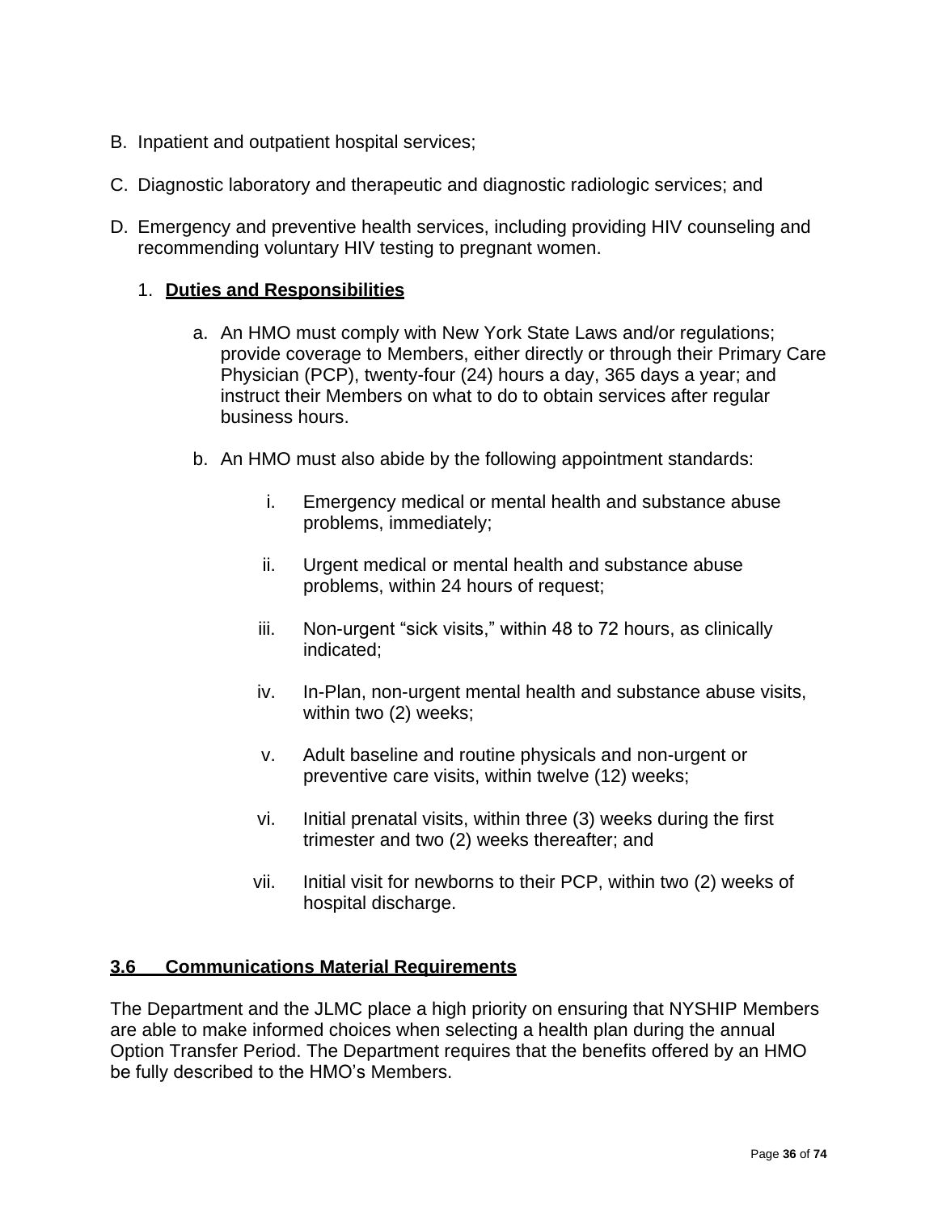B. Inpatient and outpatient hospital services;

C. Diagnostic laboratory and therapeutic and diagnostic radiologic services; and

D. Emergency and preventive health services, including providing HIV counseling and recommending voluntary HIV testing to pregnant women.

1. **<u>Duties and Responsibilities</u>**

   a. An HMO must comply with New York State Laws and/or regulations; provide coverage to Members, either directly or through their Primary Care Physician (PCP), twenty-four (24) hours a day, 365 days a year; and instruct their Members on what to do to obtain services after regular business hours.

   b. An HMO must also abide by the following appointment standards:

      i. Emergency medical or mental health and substance abuse problems, immediately;

      ii. Urgent medical or mental health and substance abuse problems, within 24 hours of request;

      iii. Non-urgent "sick visits," within 48 to 72 hours, as clinically indicated;

      iv. In-Plan, non-urgent mental health and substance abuse visits, within two (2) weeks;

      v. Adult baseline and routine physicals and non-urgent or preventive care visits, within twelve (12) weeks;

      vi. Initial prenatal visits, within three (3) weeks during the first trimester and two (2) weeks thereafter; and

      vii. Initial visit for newborns to their PCP, within two (2) weeks of hospital discharge.

## 3.6 Communications Material Requirements

The Department and the JLMC place a high priority on ensuring that NYSHIP Members are able to make informed choices when selecting a health plan during the annual Option Transfer Period. The Department requires that the benefits offered by an HMO be fully described to the HMO's Members.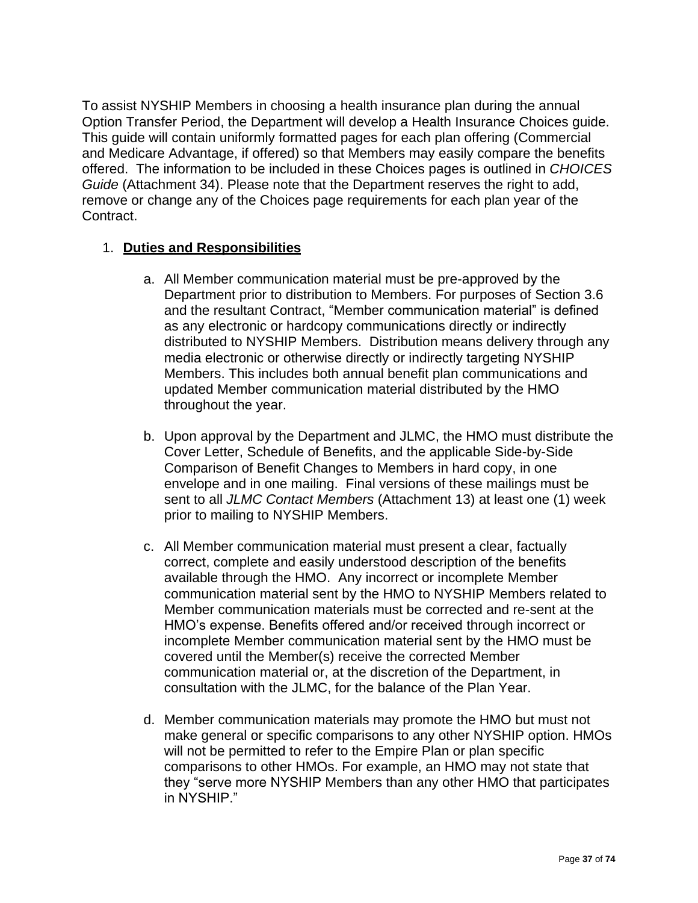To assist NYSHIP Members in choosing a health insurance plan during the annual Option Transfer Period, the Department will develop a Health Insurance Choices guide. This guide will contain uniformly formatted pages for each plan offering (Commercial and Medicare Advantage, if offered) so that Members may easily compare the benefits offered. The information to be included in these Choices pages is outlined in *CHOICES Guide* (Attachment 34). Please note that the Department reserves the right to add, remove or change any of the Choices page requirements for each plan year of the Contract.

1. **<u>Duties and Responsibilities</u>**

   a. All Member communication material must be pre-approved by the Department prior to distribution to Members. For purposes of Section 3.6 and the resultant Contract, "Member communication material" is defined as any electronic or hardcopy communications directly or indirectly distributed to NYSHIP Members. Distribution means delivery through any media electronic or otherwise directly or indirectly targeting NYSHIP Members. This includes both annual benefit plan communications and updated Member communication material distributed by the HMO throughout the year.

   b. Upon approval by the Department and JLMC, the HMO must distribute the Cover Letter, Schedule of Benefits, and the applicable Side-by-Side Comparison of Benefit Changes to Members in hard copy, in one envelope and in one mailing. Final versions of these mailings must be sent to all *JLMC Contact Members* (Attachment 13) at least one (1) week prior to mailing to NYSHIP Members.

   c. All Member communication material must present a clear, factually correct, complete and easily understood description of the benefits available through the HMO. Any incorrect or incomplete Member communication material sent by the HMO to NYSHIP Members related to Member communication materials must be corrected and re-sent at the HMO's expense. Benefits offered and/or received through incorrect or incomplete Member communication material sent by the HMO must be covered until the Member(s) receive the corrected Member communication material or, at the discretion of the Department, in consultation with the JLMC, for the balance of the Plan Year.

   d. Member communication materials may promote the HMO but must not make general or specific comparisons to any other NYSHIP option. HMOs will not be permitted to refer to the Empire Plan or plan specific comparisons to other HMOs. For example, an HMO may not state that they "serve more NYSHIP Members than any other HMO that participates in NYSHIP."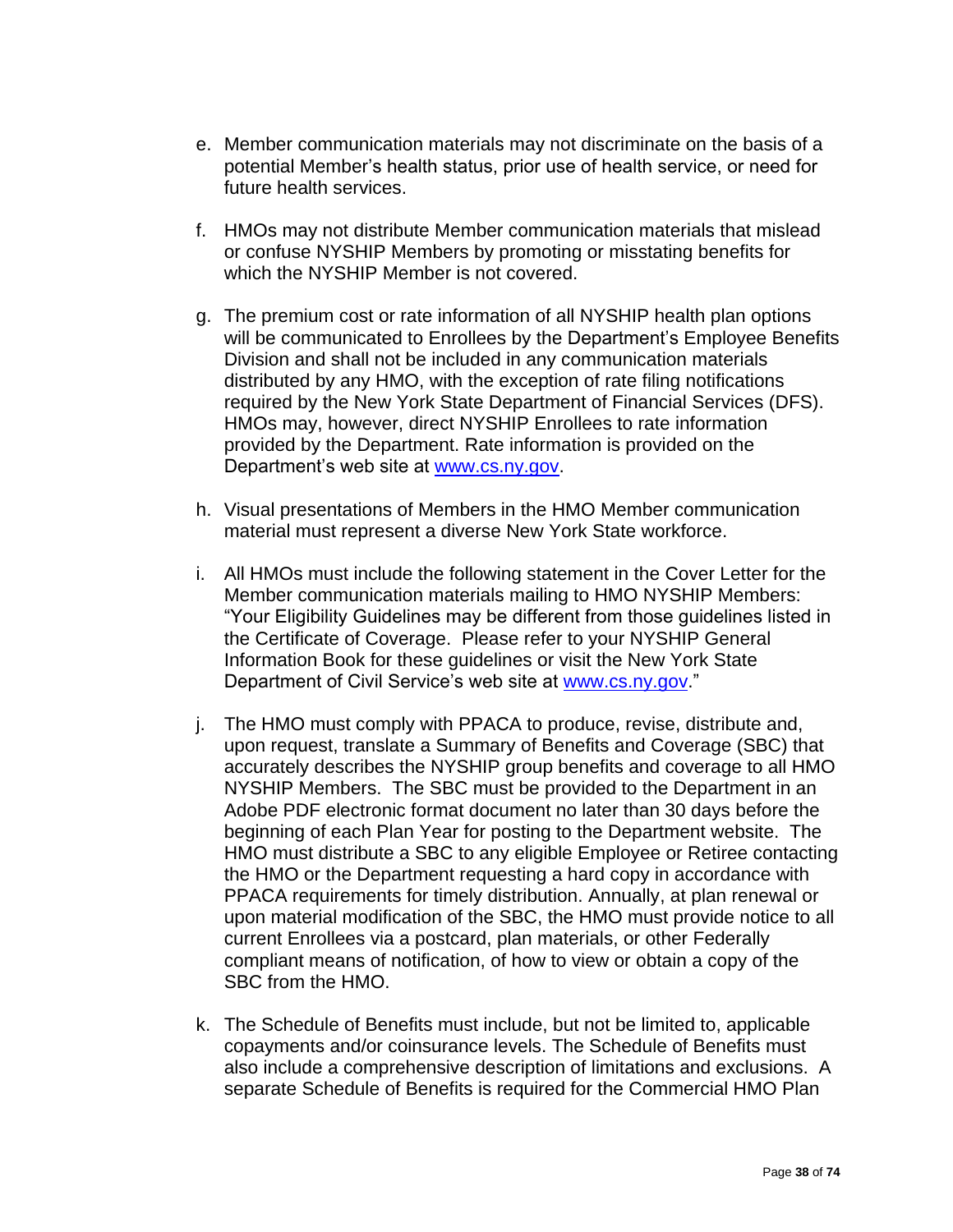e. Member communication materials may not discriminate on the basis of a potential Member's health status, prior use of health service, or need for future health services.

f. HMOs may not distribute Member communication materials that mislead or confuse NYSHIP Members by promoting or misstating benefits for which the NYSHIP Member is not covered.

g. The premium cost or rate information of all NYSHIP health plan options will be communicated to Enrollees by the Department's Employee Benefits Division and shall not be included in any communication materials distributed by any HMO, with the exception of rate filing notifications required by the New York State Department of Financial Services (DFS). HMOs may, however, direct NYSHIP Enrollees to rate information provided by the Department. Rate information is provided on the Department's web site at [www.cs.ny.gov](http://www.cs.ny.gov).

h. Visual presentations of Members in the HMO Member communication material must represent a diverse New York State workforce.

i. All HMOs must include the following statement in the Cover Letter for the Member communication materials mailing to HMO NYSHIP Members: "Your Eligibility Guidelines may be different from those guidelines listed in the Certificate of Coverage. Please refer to your NYSHIP General Information Book for these guidelines or visit the New York State Department of Civil Service's web site at [www.cs.ny.gov](http://www.cs.ny.gov)."

j. The HMO must comply with PPACA to produce, revise, distribute and, upon request, translate a Summary of Benefits and Coverage (SBC) that accurately describes the NYSHIP group benefits and coverage to all HMO NYSHIP Members. The SBC must be provided to the Department in an Adobe PDF electronic format document no later than 30 days before the beginning of each Plan Year for posting to the Department website. The HMO must distribute a SBC to any eligible Employee or Retiree contacting the HMO or the Department requesting a hard copy in accordance with PPACA requirements for timely distribution. Annually, at plan renewal or upon material modification of the SBC, the HMO must provide notice to all current Enrollees via a postcard, plan materials, or other Federally compliant means of notification, of how to view or obtain a copy of the SBC from the HMO.

k. The Schedule of Benefits must include, but not be limited to, applicable copayments and/or coinsurance levels. The Schedule of Benefits must also include a comprehensive description of limitations and exclusions. A separate Schedule of Benefits is required for the Commercial HMO Plan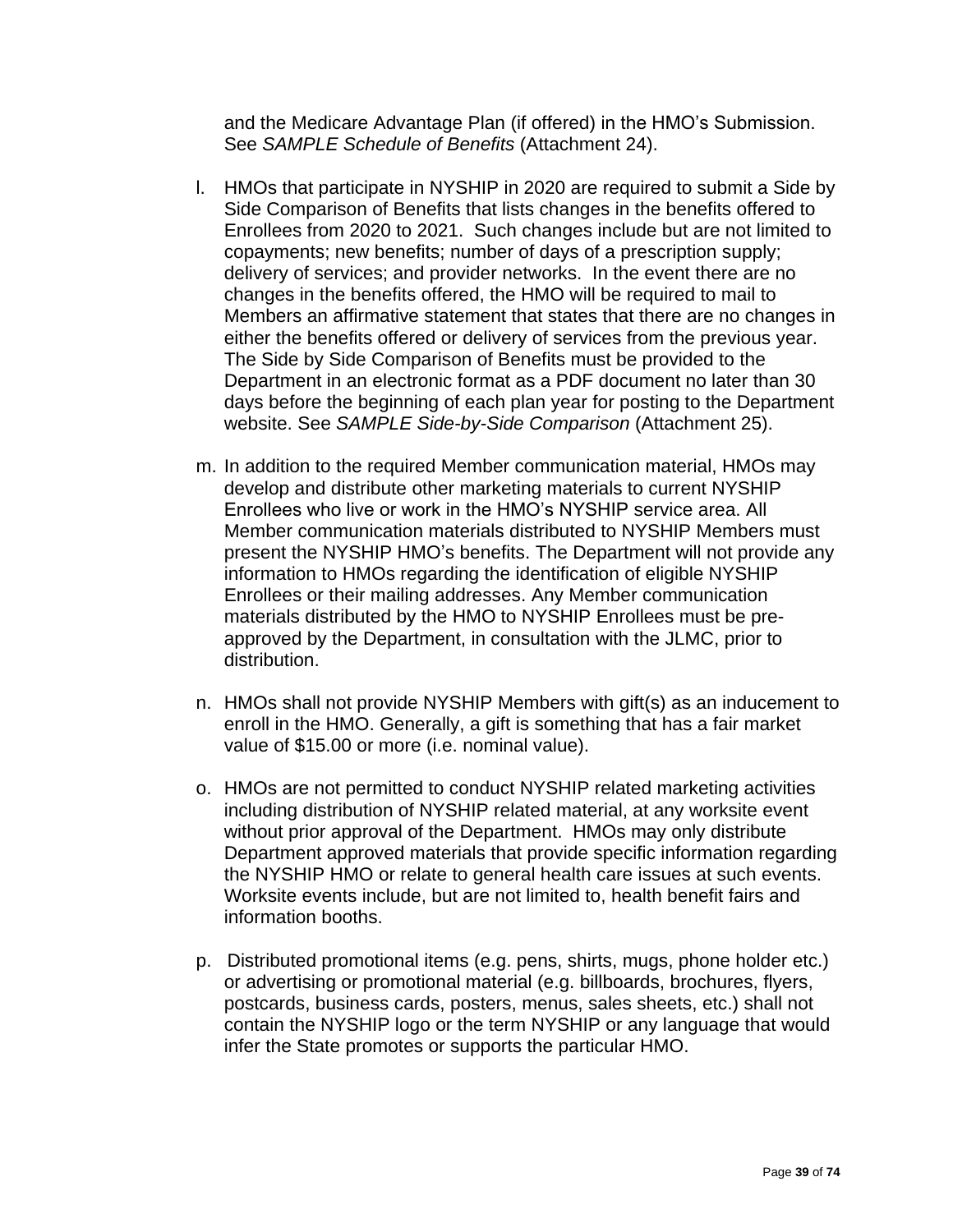and the Medicare Advantage Plan (if offered) in the HMO's Submission. See *SAMPLE Schedule of Benefits* (Attachment 24).

l. HMOs that participate in NYSHIP in 2020 are required to submit a Side by Side Comparison of Benefits that lists changes in the benefits offered to Enrollees from 2020 to 2021. Such changes include but are not limited to copayments; new benefits; number of days of a prescription supply; delivery of services; and provider networks. In the event there are no changes in the benefits offered, the HMO will be required to mail to Members an affirmative statement that states that there are no changes in either the benefits offered or delivery of services from the previous year. The Side by Side Comparison of Benefits must be provided to the Department in an electronic format as a PDF document no later than 30 days before the beginning of each plan year for posting to the Department website. See *SAMPLE Side-by-Side Comparison* (Attachment 25).

m. In addition to the required Member communication material, HMOs may develop and distribute other marketing materials to current NYSHIP Enrollees who live or work in the HMO's NYSHIP service area. All Member communication materials distributed to NYSHIP Members must present the NYSHIP HMO's benefits. The Department will not provide any information to HMOs regarding the identification of eligible NYSHIP Enrollees or their mailing addresses. Any Member communication materials distributed by the HMO to NYSHIP Enrollees must be pre-approved by the Department, in consultation with the JLMC, prior to distribution.

n. HMOs shall not provide NYSHIP Members with gift(s) as an inducement to enroll in the HMO. Generally, a gift is something that has a fair market value of $15.00 or more (i.e. nominal value).

o. HMOs are not permitted to conduct NYSHIP related marketing activities including distribution of NYSHIP related material, at any worksite event without prior approval of the Department. HMOs may only distribute Department approved materials that provide specific information regarding the NYSHIP HMO or relate to general health care issues at such events. Worksite events include, but are not limited to, health benefit fairs and information booths.

p. Distributed promotional items (e.g. pens, shirts, mugs, phone holder etc.) or advertising or promotional material (e.g. billboards, brochures, flyers, postcards, business cards, posters, menus, sales sheets, etc.) shall not contain the NYSHIP logo or the term NYSHIP or any language that would infer the State promotes or supports the particular HMO.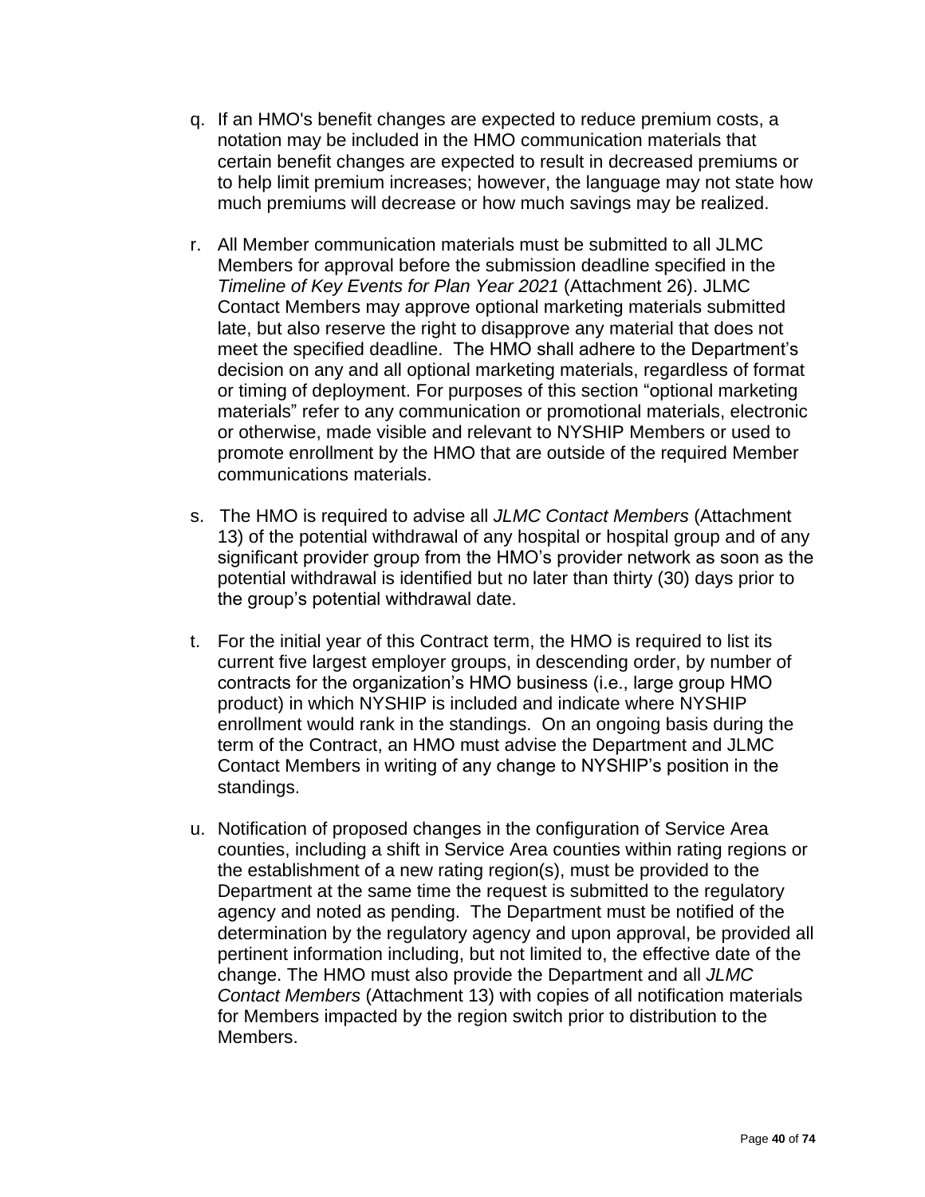q. If an HMO's benefit changes are expected to reduce premium costs, a notation may be included in the HMO communication materials that certain benefit changes are expected to result in decreased premiums or to help limit premium increases; however, the language may not state how much premiums will decrease or how much savings may be realized.

r. All Member communication materials must be submitted to all JLMC Members for approval before the submission deadline specified in the *Timeline of Key Events for Plan Year 2021* (Attachment 26). JLMC Contact Members may approve optional marketing materials submitted late, but also reserve the right to disapprove any material that does not meet the specified deadline. The HMO shall adhere to the Department's decision on any and all optional marketing materials, regardless of format or timing of deployment. For purposes of this section "optional marketing materials" refer to any communication or promotional materials, electronic or otherwise, made visible and relevant to NYSHIP Members or used to promote enrollment by the HMO that are outside of the required Member communications materials.

s. The HMO is required to advise all *JLMC Contact Members* (Attachment 13) of the potential withdrawal of any hospital or hospital group and of any significant provider group from the HMO's provider network as soon as the potential withdrawal is identified but no later than thirty (30) days prior to the group's potential withdrawal date.

t. For the initial year of this Contract term, the HMO is required to list its current five largest employer groups, in descending order, by number of contracts for the organization's HMO business (i.e., large group HMO product) in which NYSHIP is included and indicate where NYSHIP enrollment would rank in the standings. On an ongoing basis during the term of the Contract, an HMO must advise the Department and JLMC Contact Members in writing of any change to NYSHIP's position in the standings.

u. Notification of proposed changes in the configuration of Service Area counties, including a shift in Service Area counties within rating regions or the establishment of a new rating region(s), must be provided to the Department at the same time the request is submitted to the regulatory agency and noted as pending. The Department must be notified of the determination by the regulatory agency and upon approval, be provided all pertinent information including, but not limited to, the effective date of the change. The HMO must also provide the Department and all *JLMC Contact Members* (Attachment 13) with copies of all notification materials for Members impacted by the region switch prior to distribution to the Members.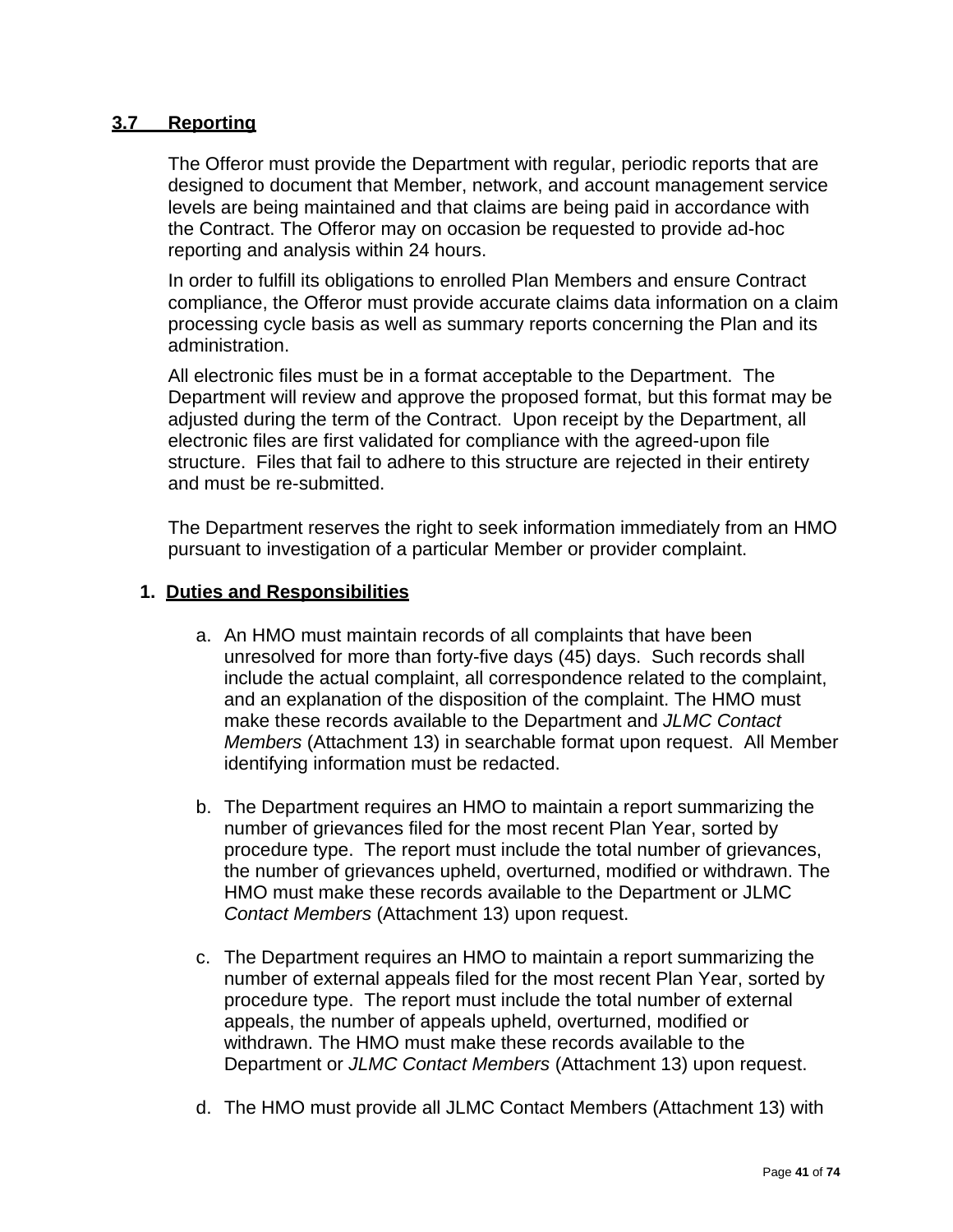## 3.7 Reporting

The Offeror must provide the Department with regular, periodic reports that are designed to document that Member, network, and account management service levels are being maintained and that claims are being paid in accordance with the Contract. The Offeror may on occasion be requested to provide ad-hoc reporting and analysis within 24 hours.

In order to fulfill its obligations to enrolled Plan Members and ensure Contract compliance, the Offeror must provide accurate claims data information on a claim processing cycle basis as well as summary reports concerning the Plan and its administration.

All electronic files must be in a format acceptable to the Department. The Department will review and approve the proposed format, but this format may be adjusted during the term of the Contract. Upon receipt by the Department, all electronic files are first validated for compliance with the agreed-upon file structure. Files that fail to adhere to this structure are rejected in their entirety and must be re-submitted.

The Department reserves the right to seek information immediately from an HMO pursuant to investigation of a particular Member or provider complaint.

### 1. Duties and Responsibilities

a. An HMO must maintain records of all complaints that have been unresolved for more than forty-five days (45) days. Such records shall include the actual complaint, all correspondence related to the complaint, and an explanation of the disposition of the complaint. The HMO must make these records available to the Department and *JLMC Contact Members* (Attachment 13) in searchable format upon request. All Member identifying information must be redacted.

b. The Department requires an HMO to maintain a report summarizing the number of grievances filed for the most recent Plan Year, sorted by procedure type. The report must include the total number of grievances, the number of grievances upheld, overturned, modified or withdrawn. The HMO must make these records available to the Department or JLMC *Contact Members* (Attachment 13) upon request.

c. The Department requires an HMO to maintain a report summarizing the number of external appeals filed for the most recent Plan Year, sorted by procedure type. The report must include the total number of external appeals, the number of appeals upheld, overturned, modified or withdrawn. The HMO must make these records available to the Department or *JLMC Contact Members* (Attachment 13) upon request.

d. The HMO must provide all JLMC Contact Members (Attachment 13) with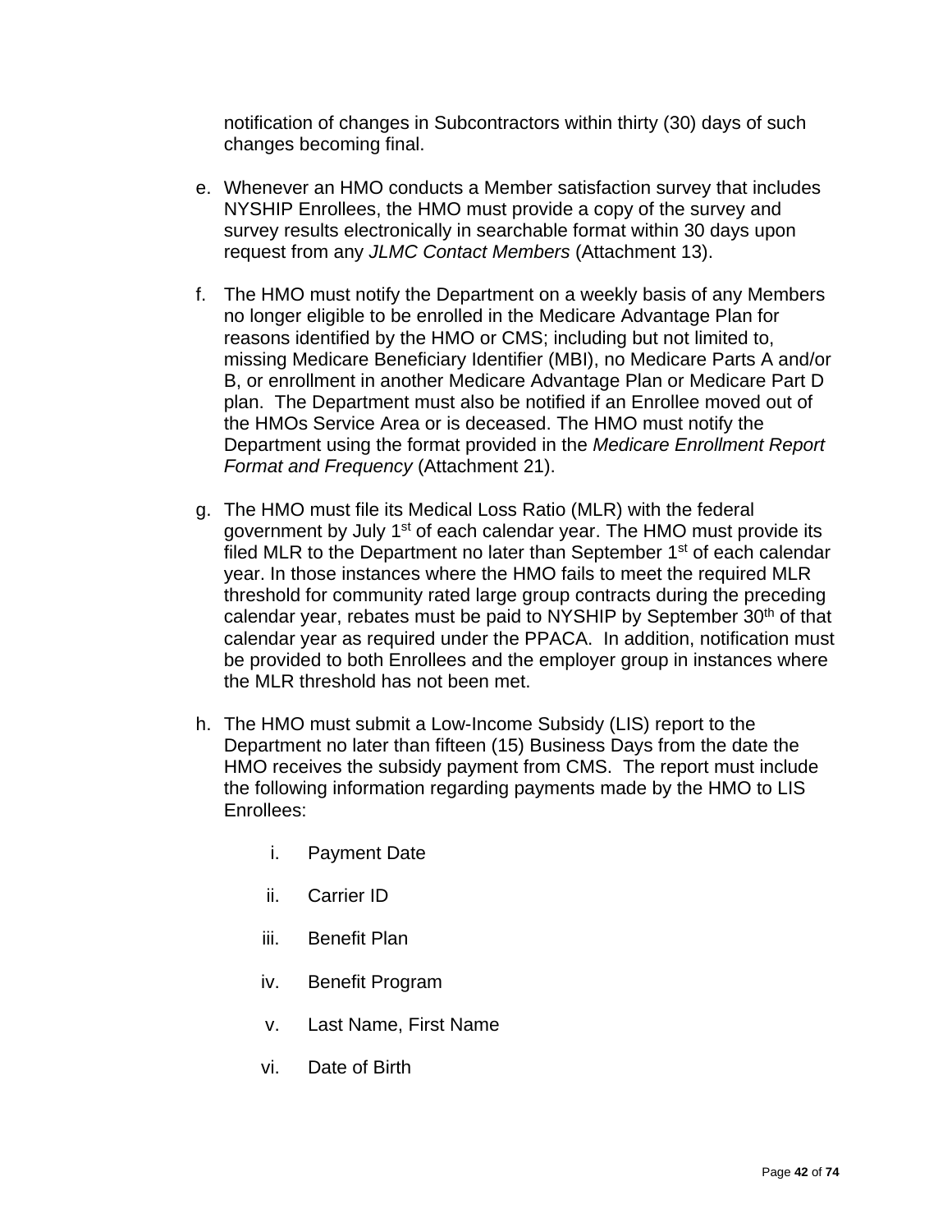notification of changes in Subcontractors within thirty (30) days of such changes becoming final.

e. Whenever an HMO conducts a Member satisfaction survey that includes NYSHIP Enrollees, the HMO must provide a copy of the survey and survey results electronically in searchable format within 30 days upon request from any *JLMC Contact Members* (Attachment 13).

f. The HMO must notify the Department on a weekly basis of any Members no longer eligible to be enrolled in the Medicare Advantage Plan for reasons identified by the HMO or CMS; including but not limited to, missing Medicare Beneficiary Identifier (MBI), no Medicare Parts A and/or B, or enrollment in another Medicare Advantage Plan or Medicare Part D plan. The Department must also be notified if an Enrollee moved out of the HMOs Service Area or is deceased. The HMO must notify the Department using the format provided in the *Medicare Enrollment Report Format and Frequency* (Attachment 21).

g. The HMO must file its Medical Loss Ratio (MLR) with the federal government by July 1st of each calendar year. The HMO must provide its filed MLR to the Department no later than September 1st of each calendar year. In those instances where the HMO fails to meet the required MLR threshold for community rated large group contracts during the preceding calendar year, rebates must be paid to NYSHIP by September 30th of that calendar year as required under the PPACA. In addition, notification must be provided to both Enrollees and the employer group in instances where the MLR threshold has not been met.

h. The HMO must submit a Low-Income Subsidy (LIS) report to the Department no later than fifteen (15) Business Days from the date the HMO receives the subsidy payment from CMS. The report must include the following information regarding payments made by the HMO to LIS Enrollees:

   i. Payment Date

   ii. Carrier ID

   iii. Benefit Plan

   iv. Benefit Program

   v. Last Name, First Name

   vi. Date of Birth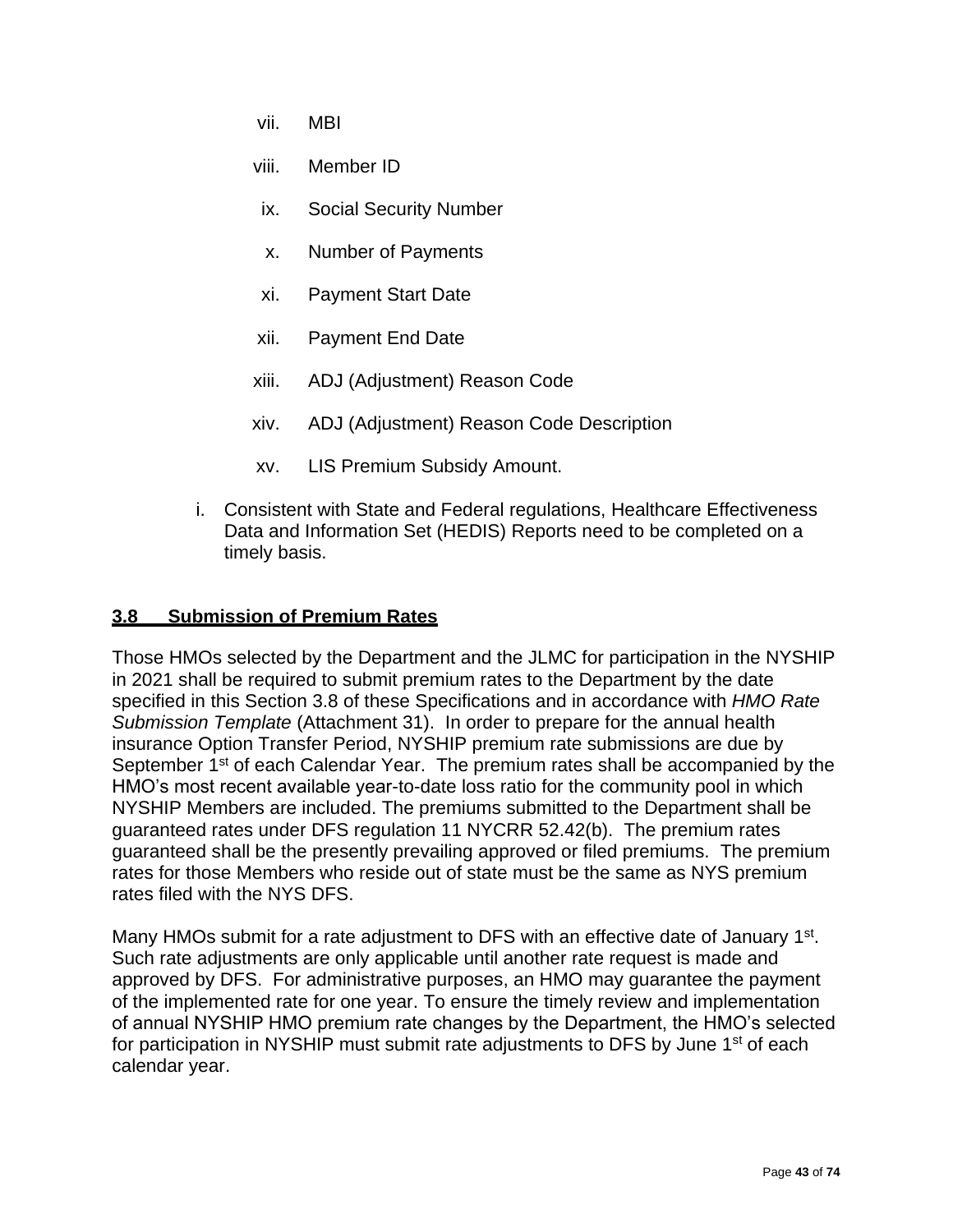vii. MBI

viii. Member ID

ix. Social Security Number

x. Number of Payments

xi. Payment Start Date

xii. Payment End Date

xiii. ADJ (Adjustment) Reason Code

xiv. ADJ (Adjustment) Reason Code Description

xv. LIS Premium Subsidy Amount.

i. Consistent with State and Federal regulations, Healthcare Effectiveness Data and Information Set (HEDIS) Reports need to be completed on a timely basis.

## 3.8 Submission of Premium Rates

Those HMOs selected by the Department and the JLMC for participation in the NYSHIP in 2021 shall be required to submit premium rates to the Department by the date specified in this Section 3.8 of these Specifications and in accordance with *HMO Rate Submission Template* (Attachment 31). In order to prepare for the annual health insurance Option Transfer Period, NYSHIP premium rate submissions are due by September 1st of each Calendar Year. The premium rates shall be accompanied by the HMO's most recent available year-to-date loss ratio for the community pool in which NYSHIP Members are included. The premiums submitted to the Department shall be guaranteed rates under DFS regulation 11 NYCRR 52.42(b). The premium rates guaranteed shall be the presently prevailing approved or filed premiums. The premium rates for those Members who reside out of state must be the same as NYS premium rates filed with the NYS DFS.

Many HMOs submit for a rate adjustment to DFS with an effective date of January 1st. Such rate adjustments are only applicable until another rate request is made and approved by DFS. For administrative purposes, an HMO may guarantee the payment of the implemented rate for one year. To ensure the timely review and implementation of annual NYSHIP HMO premium rate changes by the Department, the HMO's selected for participation in NYSHIP must submit rate adjustments to DFS by June 1st of each calendar year.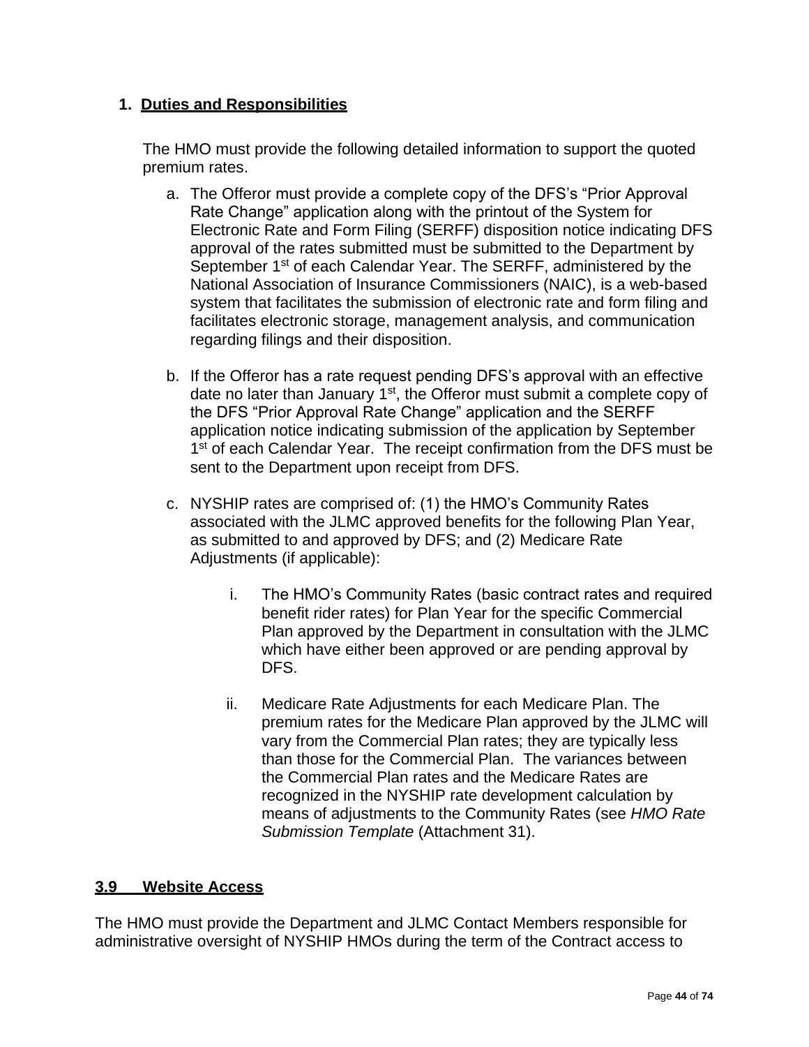### 1. Duties and Responsibilities

The HMO must provide the following detailed information to support the quoted premium rates.

a. The Offeror must provide a complete copy of the DFS's "Prior Approval Rate Change" application along with the printout of the System for Electronic Rate and Form Filing (SERFF) disposition notice indicating DFS approval of the rates submitted must be submitted to the Department by September 1st of each Calendar Year. The SERFF, administered by the National Association of Insurance Commissioners (NAIC), is a web-based system that facilitates the submission of electronic rate and form filing and facilitates electronic storage, management analysis, and communication regarding filings and their disposition.

b. If the Offeror has a rate request pending DFS's approval with an effective date no later than January 1st, the Offeror must submit a complete copy of the DFS "Prior Approval Rate Change" application and the SERFF application notice indicating submission of the application by September 1st of each Calendar Year. The receipt confirmation from the DFS must be sent to the Department upon receipt from DFS.

c. NYSHIP rates are comprised of: (1) the HMO's Community Rates associated with the JLMC approved benefits for the following Plan Year, as submitted to and approved by DFS; and (2) Medicare Rate Adjustments (if applicable):

   i. The HMO's Community Rates (basic contract rates and required benefit rider rates) for Plan Year for the specific Commercial Plan approved by the Department in consultation with the JLMC which have either been approved or are pending approval by DFS.

   ii. Medicare Rate Adjustments for each Medicare Plan. The premium rates for the Medicare Plan approved by the JLMC will vary from the Commercial Plan rates; they are typically less than those for the Commercial Plan. The variances between the Commercial Plan rates and the Medicare Rates are recognized in the NYSHIP rate development calculation by means of adjustments to the Community Rates (see *HMO Rate Submission Template* (Attachment 31).

## 3.9 Website Access

The HMO must provide the Department and JLMC Contact Members responsible for administrative oversight of NYSHIP HMOs during the term of the Contract access to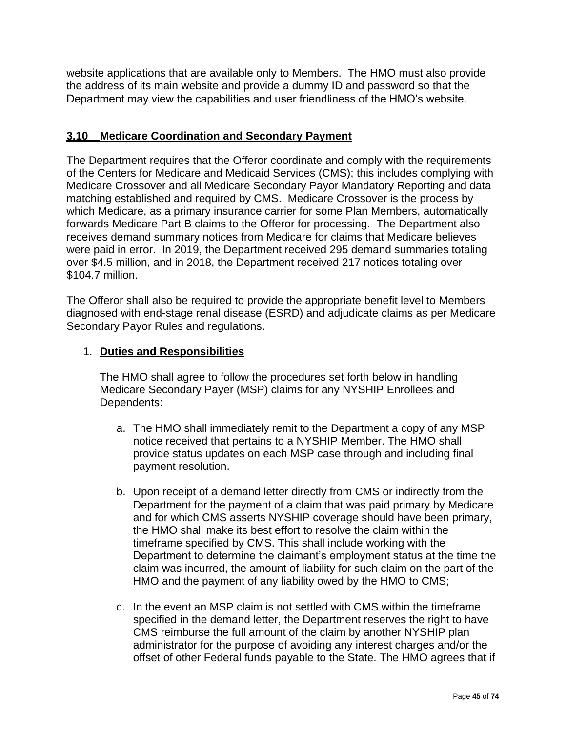website applications that are available only to Members. The HMO must also provide the address of its main website and provide a dummy ID and password so that the Department may view the capabilities and user friendliness of the HMO's website.

## 3.10 Medicare Coordination and Secondary Payment

The Department requires that the Offeror coordinate and comply with the requirements of the Centers for Medicare and Medicaid Services (CMS); this includes complying with Medicare Crossover and all Medicare Secondary Payor Mandatory Reporting and data matching established and required by CMS. Medicare Crossover is the process by which Medicare, as a primary insurance carrier for some Plan Members, automatically forwards Medicare Part B claims to the Offeror for processing. The Department also receives demand summary notices from Medicare for claims that Medicare believes were paid in error. In 2019, the Department received 295 demand summaries totaling over $4.5 million, and in 2018, the Department received 217 notices totaling over $104.7 million.

The Offeror shall also be required to provide the appropriate benefit level to Members diagnosed with end-stage renal disease (ESRD) and adjudicate claims as per Medicare Secondary Payor Rules and regulations.

1. **Duties and Responsibilities**

   The HMO shall agree to follow the procedures set forth below in handling Medicare Secondary Payer (MSP) claims for any NYSHIP Enrollees and Dependents:

   a. The HMO shall immediately remit to the Department a copy of any MSP notice received that pertains to a NYSHIP Member. The HMO shall provide status updates on each MSP case through and including final payment resolution.

   b. Upon receipt of a demand letter directly from CMS or indirectly from the Department for the payment of a claim that was paid primary by Medicare and for which CMS asserts NYSHIP coverage should have been primary, the HMO shall make its best effort to resolve the claim within the timeframe specified by CMS. This shall include working with the Department to determine the claimant's employment status at the time the claim was incurred, the amount of liability for such claim on the part of the HMO and the payment of any liability owed by the HMO to CMS;

   c. In the event an MSP claim is not settled with CMS within the timeframe specified in the demand letter, the Department reserves the right to have CMS reimburse the full amount of the claim by another NYSHIP plan administrator for the purpose of avoiding any interest charges and/or the offset of other Federal funds payable to the State. The HMO agrees that if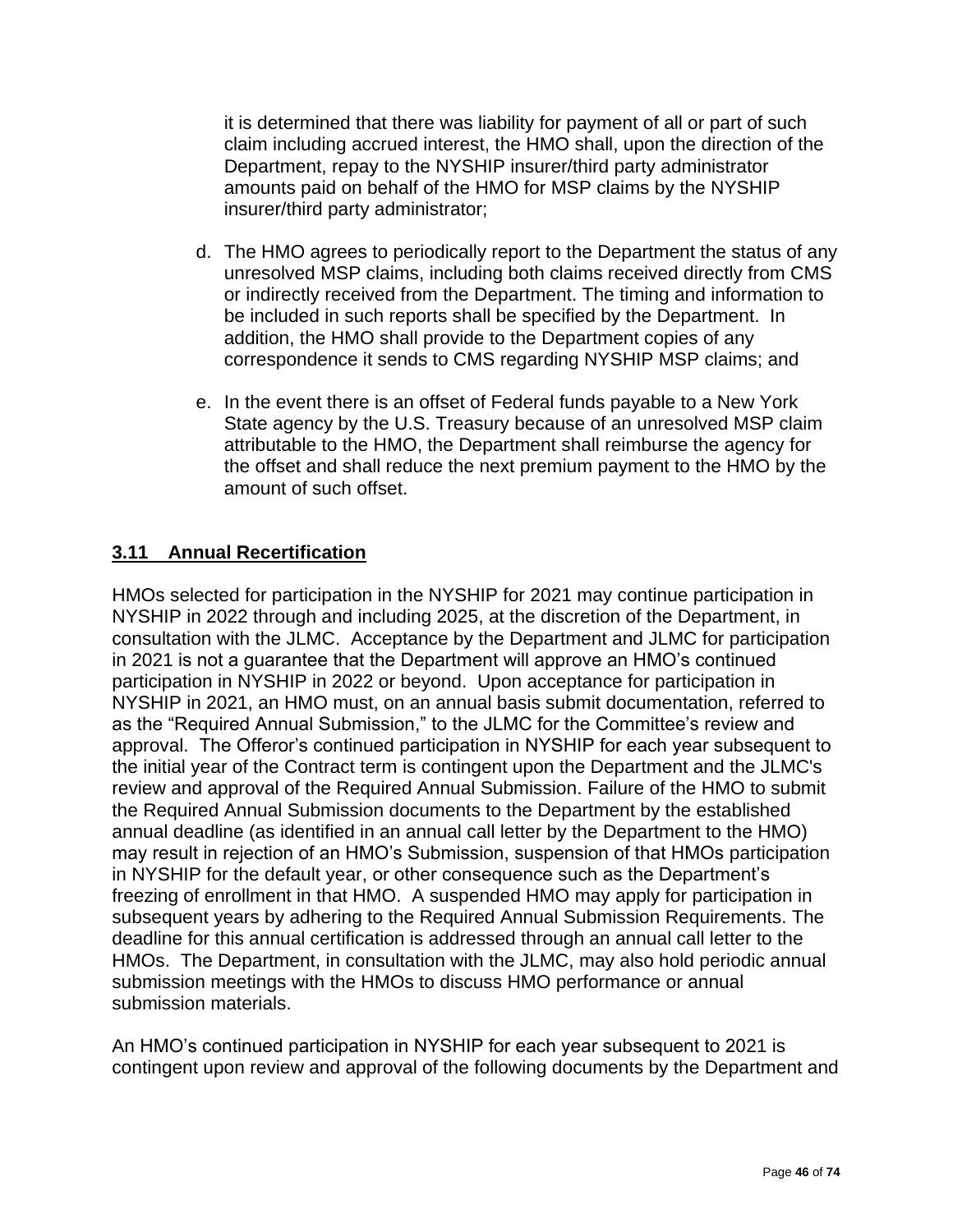it is determined that there was liability for payment of all or part of such claim including accrued interest, the HMO shall, upon the direction of the Department, repay to the NYSHIP insurer/third party administrator amounts paid on behalf of the HMO for MSP claims by the NYSHIP insurer/third party administrator;

d. The HMO agrees to periodically report to the Department the status of any unresolved MSP claims, including both claims received directly from CMS or indirectly received from the Department. The timing and information to be included in such reports shall be specified by the Department. In addition, the HMO shall provide to the Department copies of any correspondence it sends to CMS regarding NYSHIP MSP claims; and

e. In the event there is an offset of Federal funds payable to a New York State agency by the U.S. Treasury because of an unresolved MSP claim attributable to the HMO, the Department shall reimburse the agency for the offset and shall reduce the next premium payment to the HMO by the amount of such offset.

## 3.11 Annual Recertification

HMOs selected for participation in the NYSHIP for 2021 may continue participation in NYSHIP in 2022 through and including 2025, at the discretion of the Department, in consultation with the JLMC. Acceptance by the Department and JLMC for participation in 2021 is not a guarantee that the Department will approve an HMO's continued participation in NYSHIP in 2022 or beyond. Upon acceptance for participation in NYSHIP in 2021, an HMO must, on an annual basis submit documentation, referred to as the "Required Annual Submission," to the JLMC for the Committee's review and approval. The Offeror's continued participation in NYSHIP for each year subsequent to the initial year of the Contract term is contingent upon the Department and the JLMC's review and approval of the Required Annual Submission. Failure of the HMO to submit the Required Annual Submission documents to the Department by the established annual deadline (as identified in an annual call letter by the Department to the HMO) may result in rejection of an HMO's Submission, suspension of that HMOs participation in NYSHIP for the default year, or other consequence such as the Department's freezing of enrollment in that HMO. A suspended HMO may apply for participation in subsequent years by adhering to the Required Annual Submission Requirements. The deadline for this annual certification is addressed through an annual call letter to the HMOs. The Department, in consultation with the JLMC, may also hold periodic annual submission meetings with the HMOs to discuss HMO performance or annual submission materials.

An HMO's continued participation in NYSHIP for each year subsequent to 2021 is contingent upon review and approval of the following documents by the Department and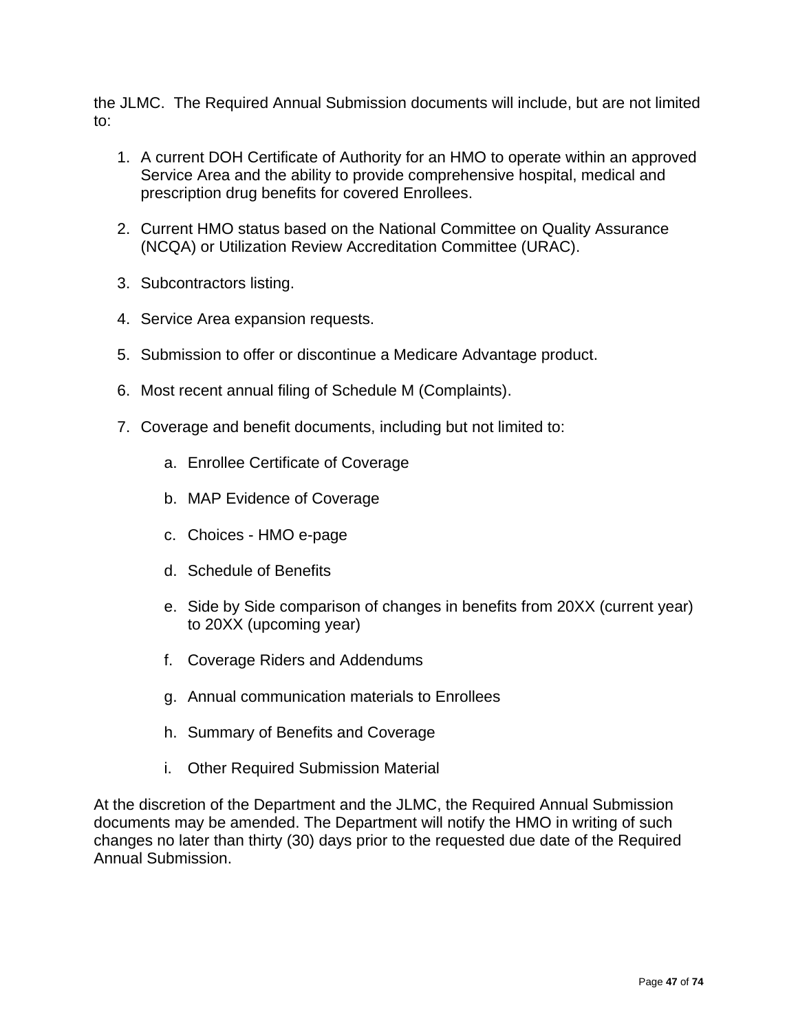the JLMC. The Required Annual Submission documents will include, but are not limited to:

1. A current DOH Certificate of Authority for an HMO to operate within an approved Service Area and the ability to provide comprehensive hospital, medical and prescription drug benefits for covered Enrollees.

2. Current HMO status based on the National Committee on Quality Assurance (NCQA) or Utilization Review Accreditation Committee (URAC).

3. Subcontractors listing.

4. Service Area expansion requests.

5. Submission to offer or discontinue a Medicare Advantage product.

6. Most recent annual filing of Schedule M (Complaints).

7. Coverage and benefit documents, including but not limited to:

    a. Enrollee Certificate of Coverage

    b. MAP Evidence of Coverage

    c. Choices - HMO e-page

    d. Schedule of Benefits

    e. Side by Side comparison of changes in benefits from 20XX (current year) to 20XX (upcoming year)

    f. Coverage Riders and Addendums

    g. Annual communication materials to Enrollees

    h. Summary of Benefits and Coverage

    i. Other Required Submission Material

At the discretion of the Department and the JLMC, the Required Annual Submission documents may be amended. The Department will notify the HMO in writing of such changes no later than thirty (30) days prior to the requested due date of the Required Annual Submission.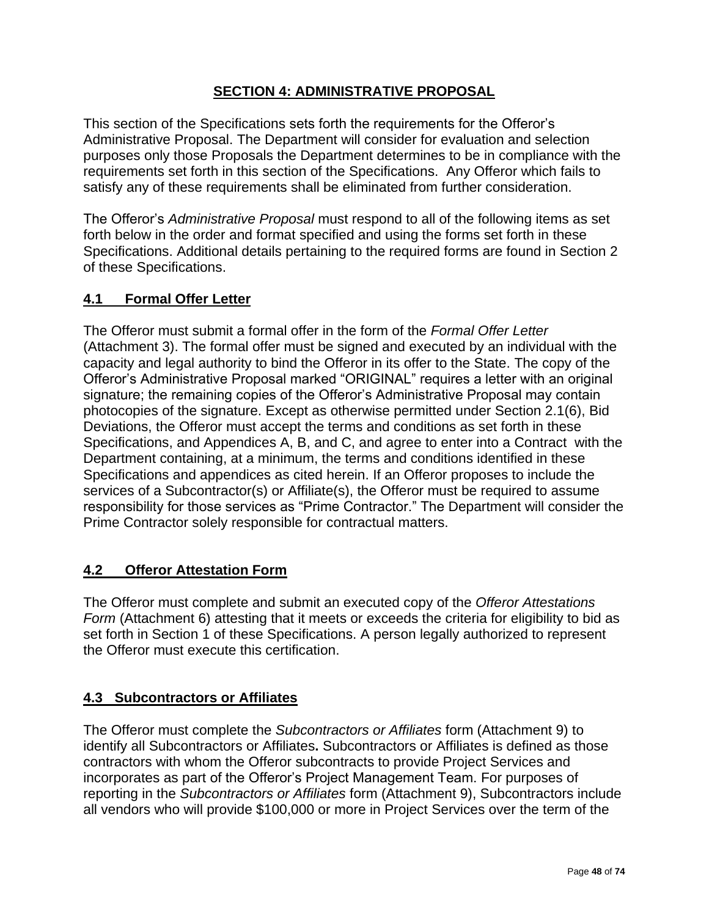## SECTION 4: ADMINISTRATIVE PROPOSAL

This section of the Specifications sets forth the requirements for the Offeror's Administrative Proposal. The Department will consider for evaluation and selection purposes only those Proposals the Department determines to be in compliance with the requirements set forth in this section of the Specifications. Any Offeror which fails to satisfy any of these requirements shall be eliminated from further consideration.

The Offeror's *Administrative Proposal* must respond to all of the following items as set forth below in the order and format specified and using the forms set forth in these Specifications. Additional details pertaining to the required forms are found in Section 2 of these Specifications.

### 4.1 Formal Offer Letter

The Offeror must submit a formal offer in the form of the *Formal Offer Letter* (Attachment 3). The formal offer must be signed and executed by an individual with the capacity and legal authority to bind the Offeror in its offer to the State. The copy of the Offeror's Administrative Proposal marked "ORIGINAL" requires a letter with an original signature; the remaining copies of the Offeror's Administrative Proposal may contain photocopies of the signature. Except as otherwise permitted under Section 2.1(6), Bid Deviations, the Offeror must accept the terms and conditions as set forth in these Specifications, and Appendices A, B, and C, and agree to enter into a Contract with the Department containing, at a minimum, the terms and conditions identified in these Specifications and appendices as cited herein. If an Offeror proposes to include the services of a Subcontractor(s) or Affiliate(s), the Offeror must be required to assume responsibility for those services as "Prime Contractor." The Department will consider the Prime Contractor solely responsible for contractual matters.

### 4.2 Offeror Attestation Form

The Offeror must complete and submit an executed copy of the *Offeror Attestations Form* (Attachment 6) attesting that it meets or exceeds the criteria for eligibility to bid as set forth in Section 1 of these Specifications. A person legally authorized to represent the Offeror must execute this certification.

### 4.3 Subcontractors or Affiliates

The Offeror must complete the *Subcontractors or Affiliates* form (Attachment 9) to identify all Subcontractors or Affiliates**.** Subcontractors or Affiliates is defined as those contractors with whom the Offeror subcontracts to provide Project Services and incorporates as part of the Offeror's Project Management Team. For purposes of reporting in the *Subcontractors or Affiliates* form (Attachment 9), Subcontractors include all vendors who will provide $100,000 or more in Project Services over the term of the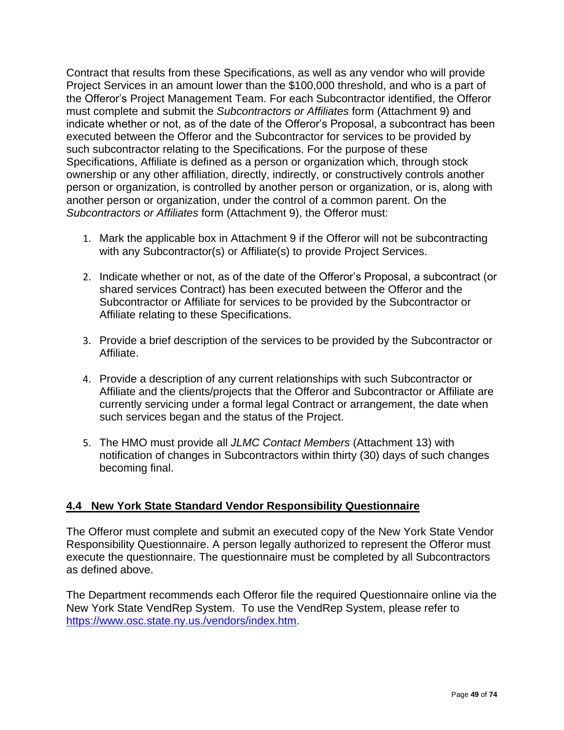Contract that results from these Specifications, as well as any vendor who will provide Project Services in an amount lower than the $100,000 threshold, and who is a part of the Offeror's Project Management Team. For each Subcontractor identified, the Offeror must complete and submit the *Subcontractors or Affiliates* form (Attachment 9) and indicate whether or not, as of the date of the Offeror's Proposal, a subcontract has been executed between the Offeror and the Subcontractor for services to be provided by such subcontractor relating to the Specifications. For the purpose of these Specifications, Affiliate is defined as a person or organization which, through stock ownership or any other affiliation, directly, indirectly, or constructively controls another person or organization, is controlled by another person or organization, or is, along with another person or organization, under the control of a common parent. On the *Subcontractors or Affiliates* form (Attachment 9), the Offeror must:

1. Mark the applicable box in Attachment 9 if the Offeror will not be subcontracting with any Subcontractor(s) or Affiliate(s) to provide Project Services.

2. Indicate whether or not, as of the date of the Offeror's Proposal, a subcontract (or shared services Contract) has been executed between the Offeror and the Subcontractor or Affiliate for services to be provided by the Subcontractor or Affiliate relating to these Specifications.

3. Provide a brief description of the services to be provided by the Subcontractor or Affiliate.

4. Provide a description of any current relationships with such Subcontractor or Affiliate and the clients/projects that the Offeror and Subcontractor or Affiliate are currently servicing under a formal legal Contract or arrangement, the date when such services began and the status of the Project.

5. The HMO must provide all *JLMC Contact Members* (Attachment 13) with notification of changes in Subcontractors within thirty (30) days of such changes becoming final.

## 4.4 New York State Standard Vendor Responsibility Questionnaire

The Offeror must complete and submit an executed copy of the New York State Vendor Responsibility Questionnaire. A person legally authorized to represent the Offeror must execute the questionnaire. The questionnaire must be completed by all Subcontractors as defined above.

The Department recommends each Offeror file the required Questionnaire online via the New York State VendRep System. To use the VendRep System, please refer to https://www.osc.state.ny.us./vendors/index.htm.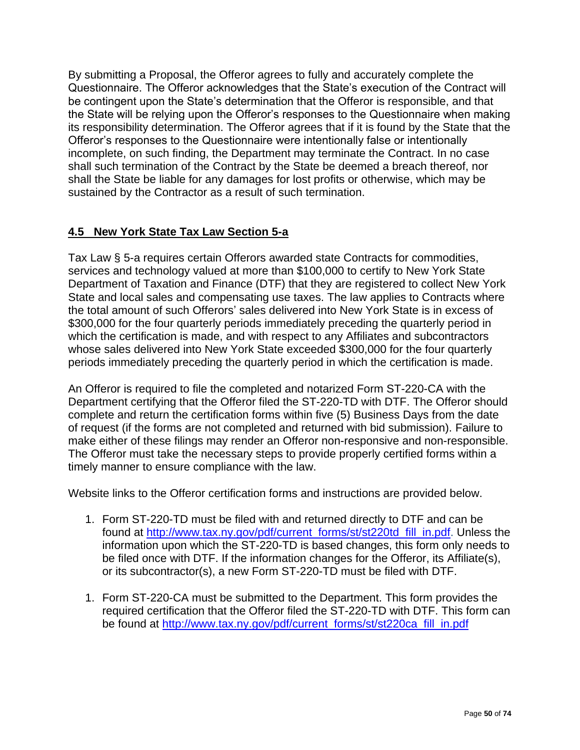By submitting a Proposal, the Offeror agrees to fully and accurately complete the Questionnaire. The Offeror acknowledges that the State's execution of the Contract will be contingent upon the State's determination that the Offeror is responsible, and that the State will be relying upon the Offeror's responses to the Questionnaire when making its responsibility determination. The Offeror agrees that if it is found by the State that the Offeror's responses to the Questionnaire were intentionally false or intentionally incomplete, on such finding, the Department may terminate the Contract. In no case shall such termination of the Contract by the State be deemed a breach thereof, nor shall the State be liable for any damages for lost profits or otherwise, which may be sustained by the Contractor as a result of such termination.

## 4.5 New York State Tax Law Section 5-a

Tax Law § 5-a requires certain Offerors awarded state Contracts for commodities, services and technology valued at more than $100,000 to certify to New York State Department of Taxation and Finance (DTF) that they are registered to collect New York State and local sales and compensating use taxes. The law applies to Contracts where the total amount of such Offerors' sales delivered into New York State is in excess of $300,000 for the four quarterly periods immediately preceding the quarterly period in which the certification is made, and with respect to any Affiliates and subcontractors whose sales delivered into New York State exceeded $300,000 for the four quarterly periods immediately preceding the quarterly period in which the certification is made.

An Offeror is required to file the completed and notarized Form ST-220-CA with the Department certifying that the Offeror filed the ST-220-TD with DTF. The Offeror should complete and return the certification forms within five (5) Business Days from the date of request (if the forms are not completed and returned with bid submission). Failure to make either of these filings may render an Offeror non-responsive and non-responsible. The Offeror must take the necessary steps to provide properly certified forms within a timely manner to ensure compliance with the law.

Website links to the Offeror certification forms and instructions are provided below.

1. Form ST-220-TD must be filed with and returned directly to DTF and can be found at http://www.tax.ny.gov/pdf/current_forms/st/st220td_fill_in.pdf. Unless the information upon which the ST-220-TD is based changes, this form only needs to be filed once with DTF. If the information changes for the Offeror, its Affiliate(s), or its subcontractor(s), a new Form ST-220-TD must be filed with DTF.

1. Form ST-220-CA must be submitted to the Department. This form provides the required certification that the Offeror filed the ST-220-TD with DTF. This form can be found at http://www.tax.ny.gov/pdf/current_forms/st/st220ca_fill_in.pdf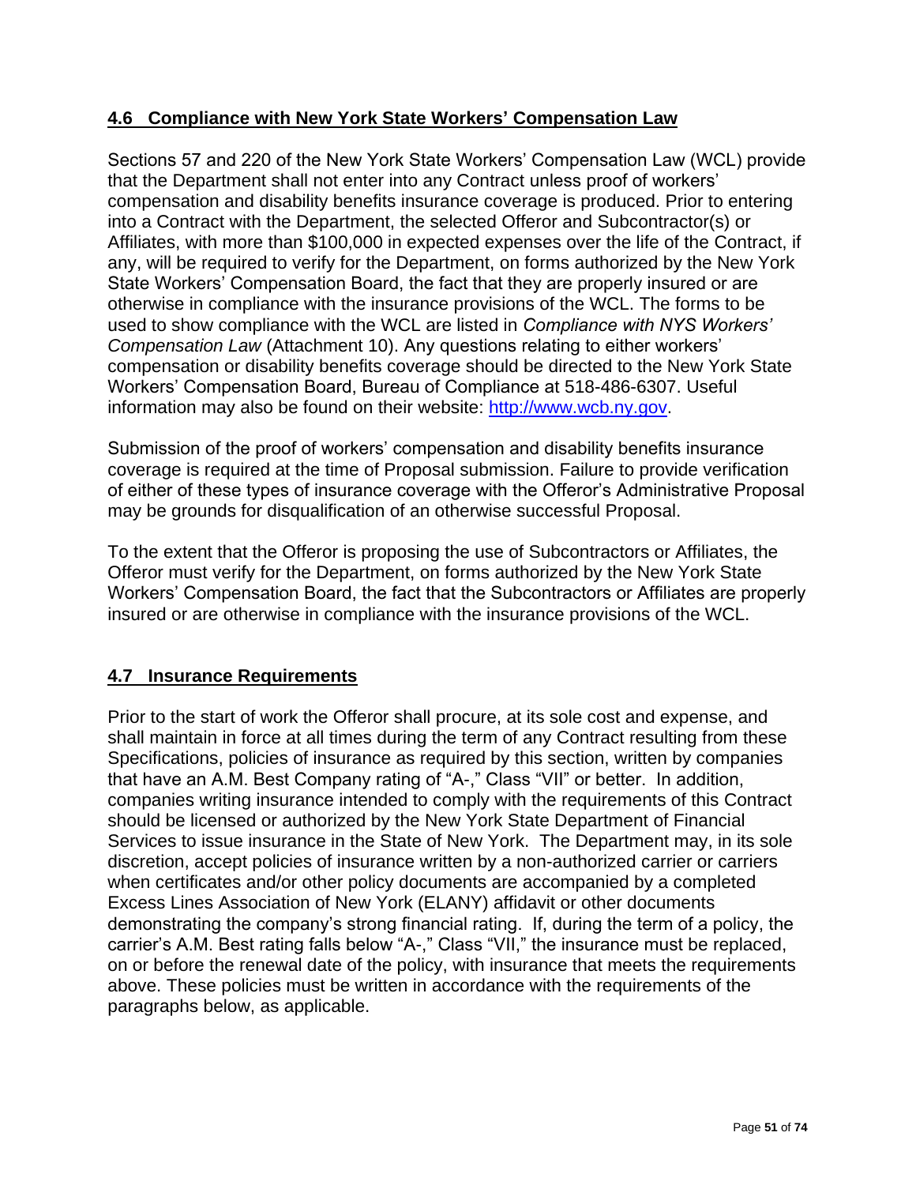## 4.6 Compliance with New York State Workers' Compensation Law

Sections 57 and 220 of the New York State Workers' Compensation Law (WCL) provide that the Department shall not enter into any Contract unless proof of workers' compensation and disability benefits insurance coverage is produced. Prior to entering into a Contract with the Department, the selected Offeror and Subcontractor(s) or Affiliates, with more than $100,000 in expected expenses over the life of the Contract, if any, will be required to verify for the Department, on forms authorized by the New York State Workers' Compensation Board, the fact that they are properly insured or are otherwise in compliance with the insurance provisions of the WCL. The forms to be used to show compliance with the WCL are listed in *Compliance with NYS Workers' Compensation Law* (Attachment 10). Any questions relating to either workers' compensation or disability benefits coverage should be directed to the New York State Workers' Compensation Board, Bureau of Compliance at 518-486-6307. Useful information may also be found on their website: [http://www.wcb.ny.gov](http://www.wcb.ny.gov).

Submission of the proof of workers' compensation and disability benefits insurance coverage is required at the time of Proposal submission. Failure to provide verification of either of these types of insurance coverage with the Offeror's Administrative Proposal may be grounds for disqualification of an otherwise successful Proposal.

To the extent that the Offeror is proposing the use of Subcontractors or Affiliates, the Offeror must verify for the Department, on forms authorized by the New York State Workers' Compensation Board, the fact that the Subcontractors or Affiliates are properly insured or are otherwise in compliance with the insurance provisions of the WCL.

## 4.7 Insurance Requirements

Prior to the start of work the Offeror shall procure, at its sole cost and expense, and shall maintain in force at all times during the term of any Contract resulting from these Specifications, policies of insurance as required by this section, written by companies that have an A.M. Best Company rating of "A-," Class "VII" or better. In addition, companies writing insurance intended to comply with the requirements of this Contract should be licensed or authorized by the New York State Department of Financial Services to issue insurance in the State of New York. The Department may, in its sole discretion, accept policies of insurance written by a non-authorized carrier or carriers when certificates and/or other policy documents are accompanied by a completed Excess Lines Association of New York (ELANY) affidavit or other documents demonstrating the company's strong financial rating. If, during the term of a policy, the carrier's A.M. Best rating falls below "A-," Class "VII," the insurance must be replaced, on or before the renewal date of the policy, with insurance that meets the requirements above. These policies must be written in accordance with the requirements of the paragraphs below, as applicable.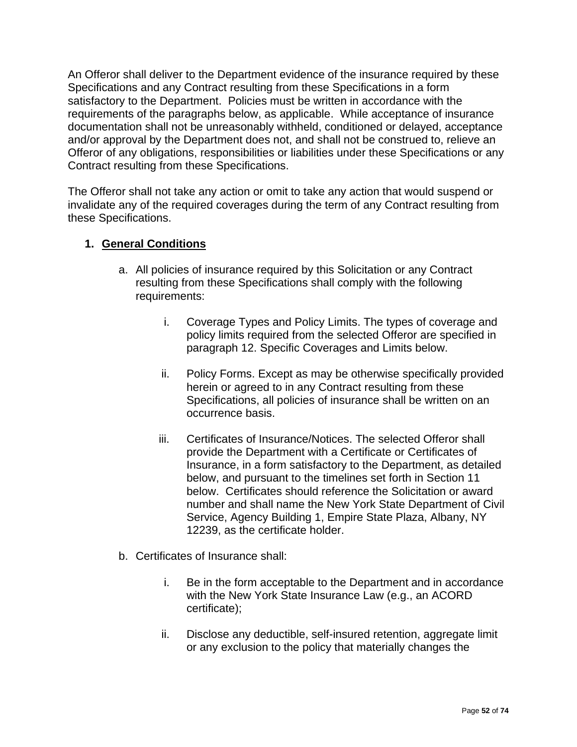An Offeror shall deliver to the Department evidence of the insurance required by these Specifications and any Contract resulting from these Specifications in a form satisfactory to the Department. Policies must be written in accordance with the requirements of the paragraphs below, as applicable. While acceptance of insurance documentation shall not be unreasonably withheld, conditioned or delayed, acceptance and/or approval by the Department does not, and shall not be construed to, relieve an Offeror of any obligations, responsibilities or liabilities under these Specifications or any Contract resulting from these Specifications.

The Offeror shall not take any action or omit to take any action that would suspend or invalidate any of the required coverages during the term of any Contract resulting from these Specifications.

1. **<u>General Conditions</u>**

   a. All policies of insurance required by this Solicitation or any Contract resulting from these Specifications shall comply with the following requirements:

      i. Coverage Types and Policy Limits. The types of coverage and policy limits required from the selected Offeror are specified in paragraph 12. Specific Coverages and Limits below.

      ii. Policy Forms. Except as may be otherwise specifically provided herein or agreed to in any Contract resulting from these Specifications, all policies of insurance shall be written on an occurrence basis.

      iii. Certificates of Insurance/Notices. The selected Offeror shall provide the Department with a Certificate or Certificates of Insurance, in a form satisfactory to the Department, as detailed below, and pursuant to the timelines set forth in Section 11 below. Certificates should reference the Solicitation or award number and shall name the New York State Department of Civil Service, Agency Building 1, Empire State Plaza, Albany, NY 12239, as the certificate holder.

   b. Certificates of Insurance shall:

      i. Be in the form acceptable to the Department and in accordance with the New York State Insurance Law (e.g., an ACORD certificate);

      ii. Disclose any deductible, self-insured retention, aggregate limit or any exclusion to the policy that materially changes the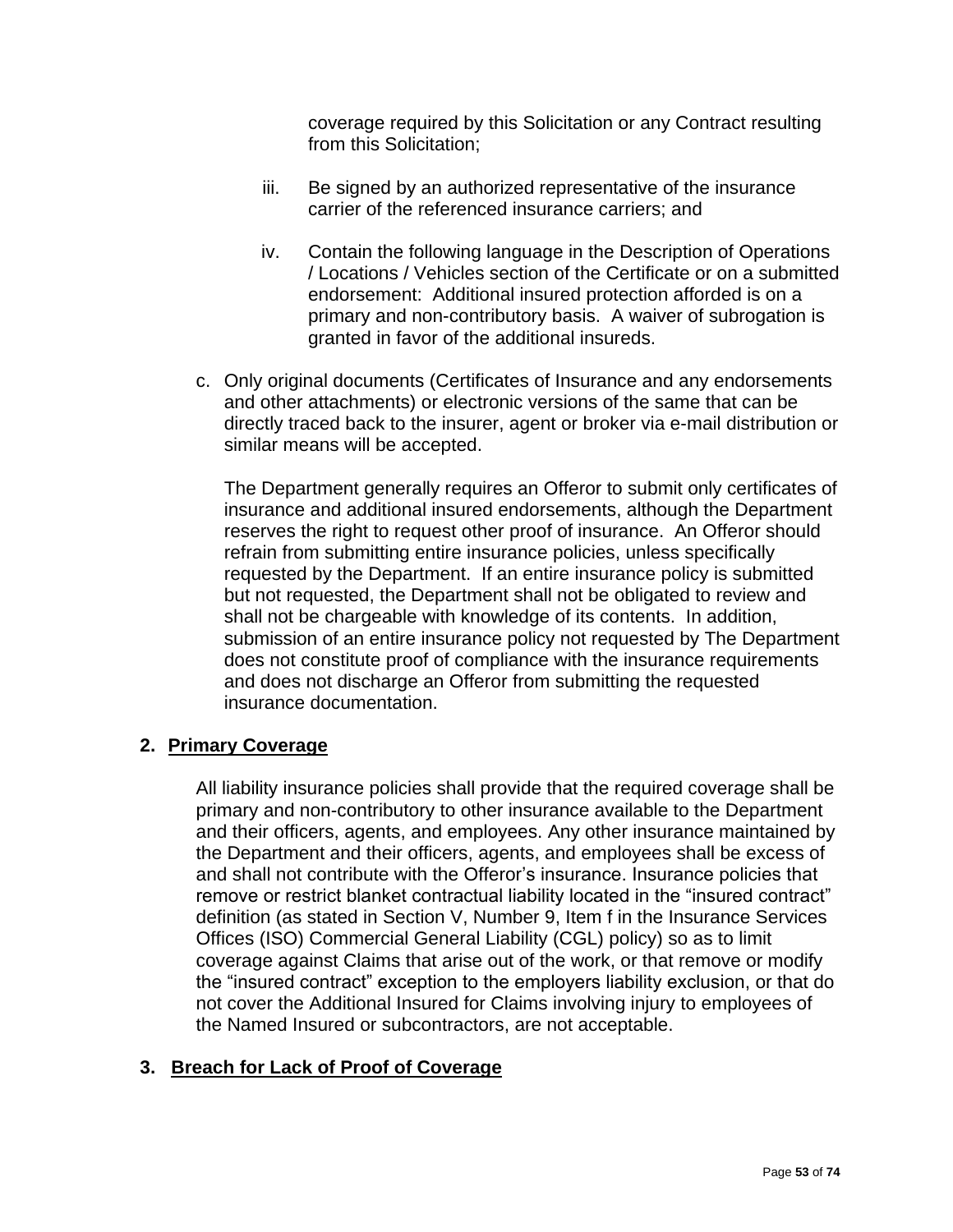coverage required by this Solicitation or any Contract resulting from this Solicitation;

iii. Be signed by an authorized representative of the insurance carrier of the referenced insurance carriers; and

iv. Contain the following language in the Description of Operations / Locations / Vehicles section of the Certificate or on a submitted endorsement: Additional insured protection afforded is on a primary and non-contributory basis. A waiver of subrogation is granted in favor of the additional insureds.

c. Only original documents (Certificates of Insurance and any endorsements and other attachments) or electronic versions of the same that can be directly traced back to the insurer, agent or broker via e-mail distribution or similar means will be accepted.

The Department generally requires an Offeror to submit only certificates of insurance and additional insured endorsements, although the Department reserves the right to request other proof of insurance. An Offeror should refrain from submitting entire insurance policies, unless specifically requested by the Department. If an entire insurance policy is submitted but not requested, the Department shall not be obligated to review and shall not be chargeable with knowledge of its contents. In addition, submission of an entire insurance policy not requested by The Department does not constitute proof of compliance with the insurance requirements and does not discharge an Offeror from submitting the requested insurance documentation.

**2. <u>Primary Coverage</u>**

All liability insurance policies shall provide that the required coverage shall be primary and non-contributory to other insurance available to the Department and their officers, agents, and employees. Any other insurance maintained by the Department and their officers, agents, and employees shall be excess of and shall not contribute with the Offeror's insurance. Insurance policies that remove or restrict blanket contractual liability located in the "insured contract" definition (as stated in Section V, Number 9, Item f in the Insurance Services Offices (ISO) Commercial General Liability (CGL) policy) so as to limit coverage against Claims that arise out of the work, or that remove or modify the "insured contract" exception to the employers liability exclusion, or that do not cover the Additional Insured for Claims involving injury to employees of the Named Insured or subcontractors, are not acceptable.

**3. <u>Breach for Lack of Proof of Coverage</u>**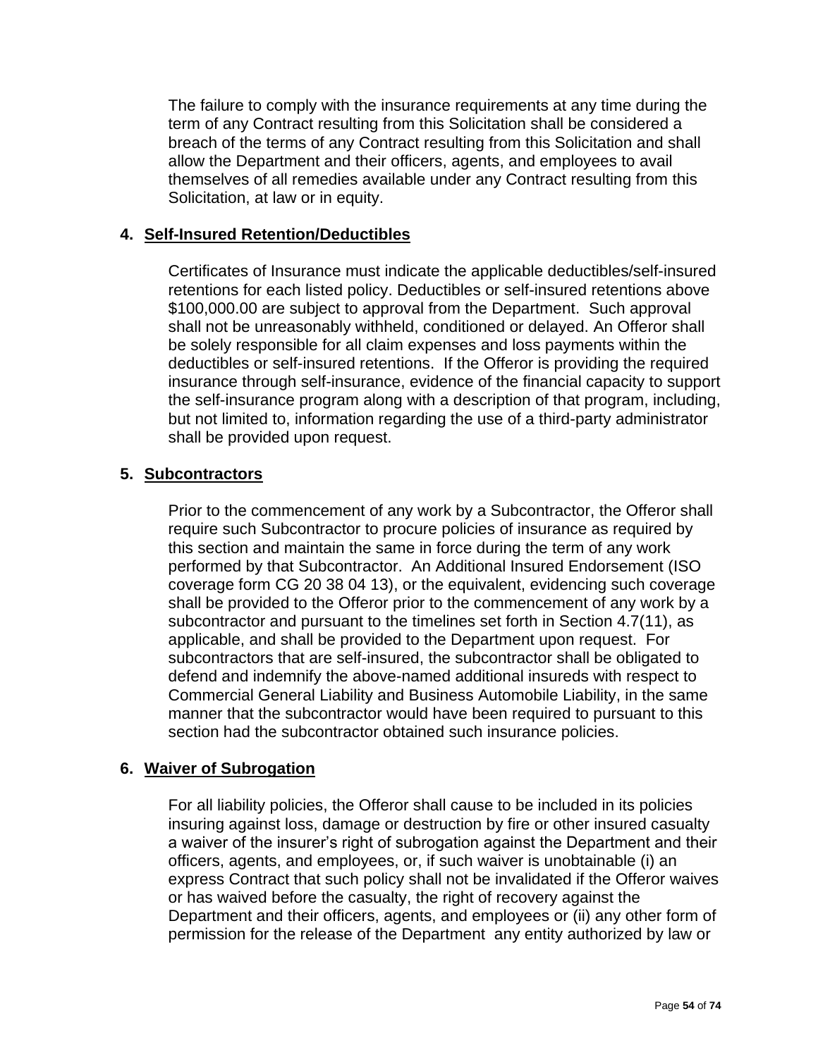The failure to comply with the insurance requirements at any time during the term of any Contract resulting from this Solicitation shall be considered a breach of the terms of any Contract resulting from this Solicitation and shall allow the Department and their officers, agents, and employees to avail themselves of all remedies available under any Contract resulting from this Solicitation, at law or in equity.

**4. Self-Insured Retention/Deductibles**

Certificates of Insurance must indicate the applicable deductibles/self-insured retentions for each listed policy. Deductibles or self-insured retentions above $100,000.00 are subject to approval from the Department. Such approval shall not be unreasonably withheld, conditioned or delayed. An Offeror shall be solely responsible for all claim expenses and loss payments within the deductibles or self-insured retentions. If the Offeror is providing the required insurance through self-insurance, evidence of the financial capacity to support the self-insurance program along with a description of that program, including, but not limited to, information regarding the use of a third-party administrator shall be provided upon request.

**5. Subcontractors**

Prior to the commencement of any work by a Subcontractor, the Offeror shall require such Subcontractor to procure policies of insurance as required by this section and maintain the same in force during the term of any work performed by that Subcontractor. An Additional Insured Endorsement (ISO coverage form CG 20 38 04 13), or the equivalent, evidencing such coverage shall be provided to the Offeror prior to the commencement of any work by a subcontractor and pursuant to the timelines set forth in Section 4.7(11), as applicable, and shall be provided to the Department upon request. For subcontractors that are self-insured, the subcontractor shall be obligated to defend and indemnify the above-named additional insureds with respect to Commercial General Liability and Business Automobile Liability, in the same manner that the subcontractor would have been required to pursuant to this section had the subcontractor obtained such insurance policies.

**6. Waiver of Subrogation**

For all liability policies, the Offeror shall cause to be included in its policies insuring against loss, damage or destruction by fire or other insured casualty a waiver of the insurer's right of subrogation against the Department and their officers, agents, and employees, or, if such waiver is unobtainable (i) an express Contract that such policy shall not be invalidated if the Offeror waives or has waived before the casualty, the right of recovery against the Department and their officers, agents, and employees or (ii) any other form of permission for the release of the Department any entity authorized by law or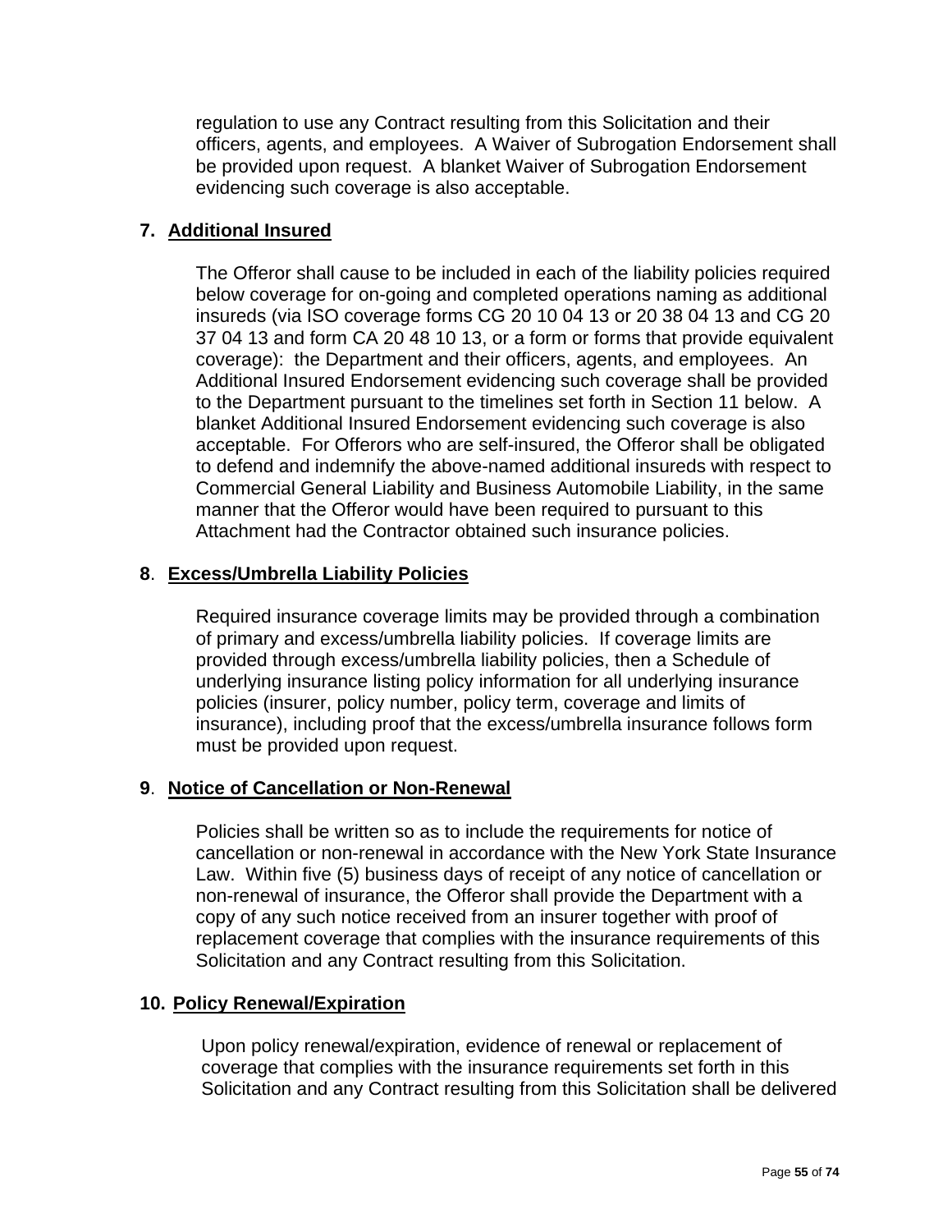regulation to use any Contract resulting from this Solicitation and their officers, agents, and employees. A Waiver of Subrogation Endorsement shall be provided upon request. A blanket Waiver of Subrogation Endorsement evidencing such coverage is also acceptable.

**7. Additional Insured**

The Offeror shall cause to be included in each of the liability policies required below coverage for on-going and completed operations naming as additional insureds (via ISO coverage forms CG 20 10 04 13 or 20 38 04 13 and CG 20 37 04 13 and form CA 20 48 10 13, or a form or forms that provide equivalent coverage): the Department and their officers, agents, and employees. An Additional Insured Endorsement evidencing such coverage shall be provided to the Department pursuant to the timelines set forth in Section 11 below. A blanket Additional Insured Endorsement evidencing such coverage is also acceptable. For Offerors who are self-insured, the Offeror shall be obligated to defend and indemnify the above-named additional insureds with respect to Commercial General Liability and Business Automobile Liability, in the same manner that the Offeror would have been required to pursuant to this Attachment had the Contractor obtained such insurance policies.

**8. Excess/Umbrella Liability Policies**

Required insurance coverage limits may be provided through a combination of primary and excess/umbrella liability policies. If coverage limits are provided through excess/umbrella liability policies, then a Schedule of underlying insurance listing policy information for all underlying insurance policies (insurer, policy number, policy term, coverage and limits of insurance), including proof that the excess/umbrella insurance follows form must be provided upon request.

**9. Notice of Cancellation or Non-Renewal**

Policies shall be written so as to include the requirements for notice of cancellation or non-renewal in accordance with the New York State Insurance Law. Within five (5) business days of receipt of any notice of cancellation or non-renewal of insurance, the Offeror shall provide the Department with a copy of any such notice received from an insurer together with proof of replacement coverage that complies with the insurance requirements of this Solicitation and any Contract resulting from this Solicitation.

**10. Policy Renewal/Expiration**

Upon policy renewal/expiration, evidence of renewal or replacement of coverage that complies with the insurance requirements set forth in this Solicitation and any Contract resulting from this Solicitation shall be delivered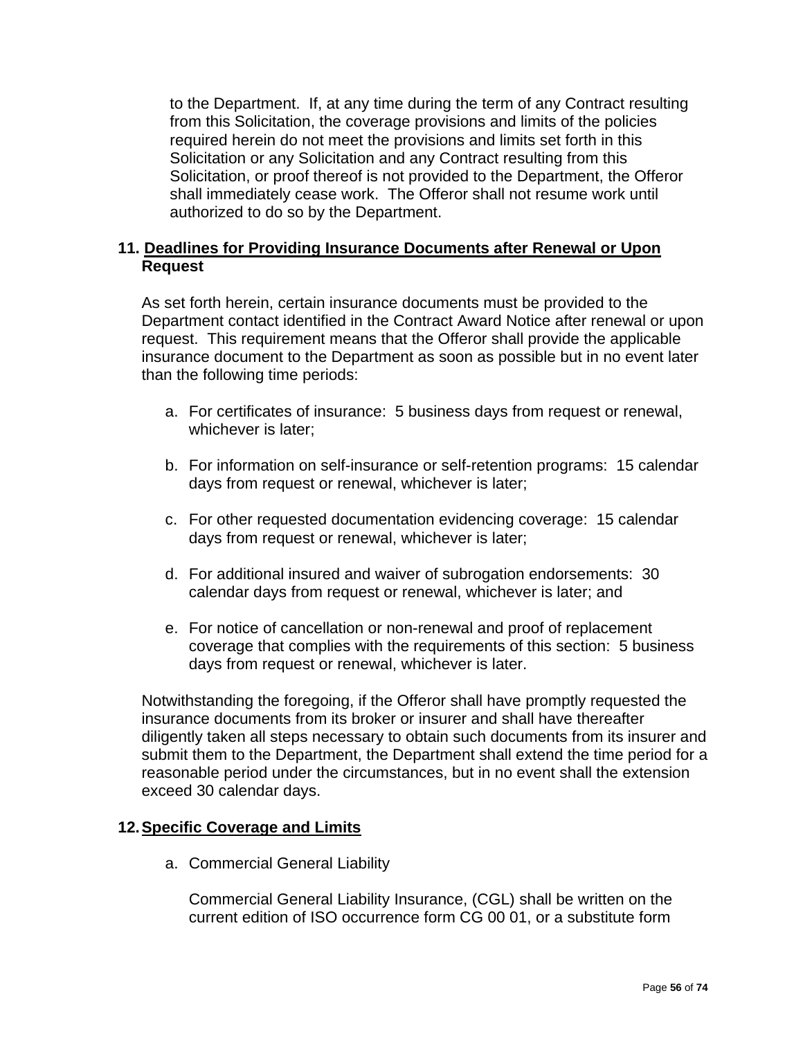to the Department. If, at any time during the term of any Contract resulting from this Solicitation, the coverage provisions and limits of the policies required herein do not meet the provisions and limits set forth in this Solicitation or any Solicitation and any Contract resulting from this Solicitation, or proof thereof is not provided to the Department, the Offeror shall immediately cease work. The Offeror shall not resume work until authorized to do so by the Department.

**11. <u>Deadlines for Providing Insurance Documents after Renewal or Upon Request</u>**

As set forth herein, certain insurance documents must be provided to the Department contact identified in the Contract Award Notice after renewal or upon request. This requirement means that the Offeror shall provide the applicable insurance document to the Department as soon as possible but in no event later than the following time periods:

a. For certificates of insurance: 5 business days from request or renewal, whichever is later;

b. For information on self-insurance or self-retention programs: 15 calendar days from request or renewal, whichever is later;

c. For other requested documentation evidencing coverage: 15 calendar days from request or renewal, whichever is later;

d. For additional insured and waiver of subrogation endorsements: 30 calendar days from request or renewal, whichever is later; and

e. For notice of cancellation or non-renewal and proof of replacement coverage that complies with the requirements of this section: 5 business days from request or renewal, whichever is later.

Notwithstanding the foregoing, if the Offeror shall have promptly requested the insurance documents from its broker or insurer and shall have thereafter diligently taken all steps necessary to obtain such documents from its insurer and submit them to the Department, the Department shall extend the time period for a reasonable period under the circumstances, but in no event shall the extension exceed 30 calendar days.

**12. <u>Specific Coverage and Limits</u>**

a. Commercial General Liability

Commercial General Liability Insurance, (CGL) shall be written on the current edition of ISO occurrence form CG 00 01, or a substitute form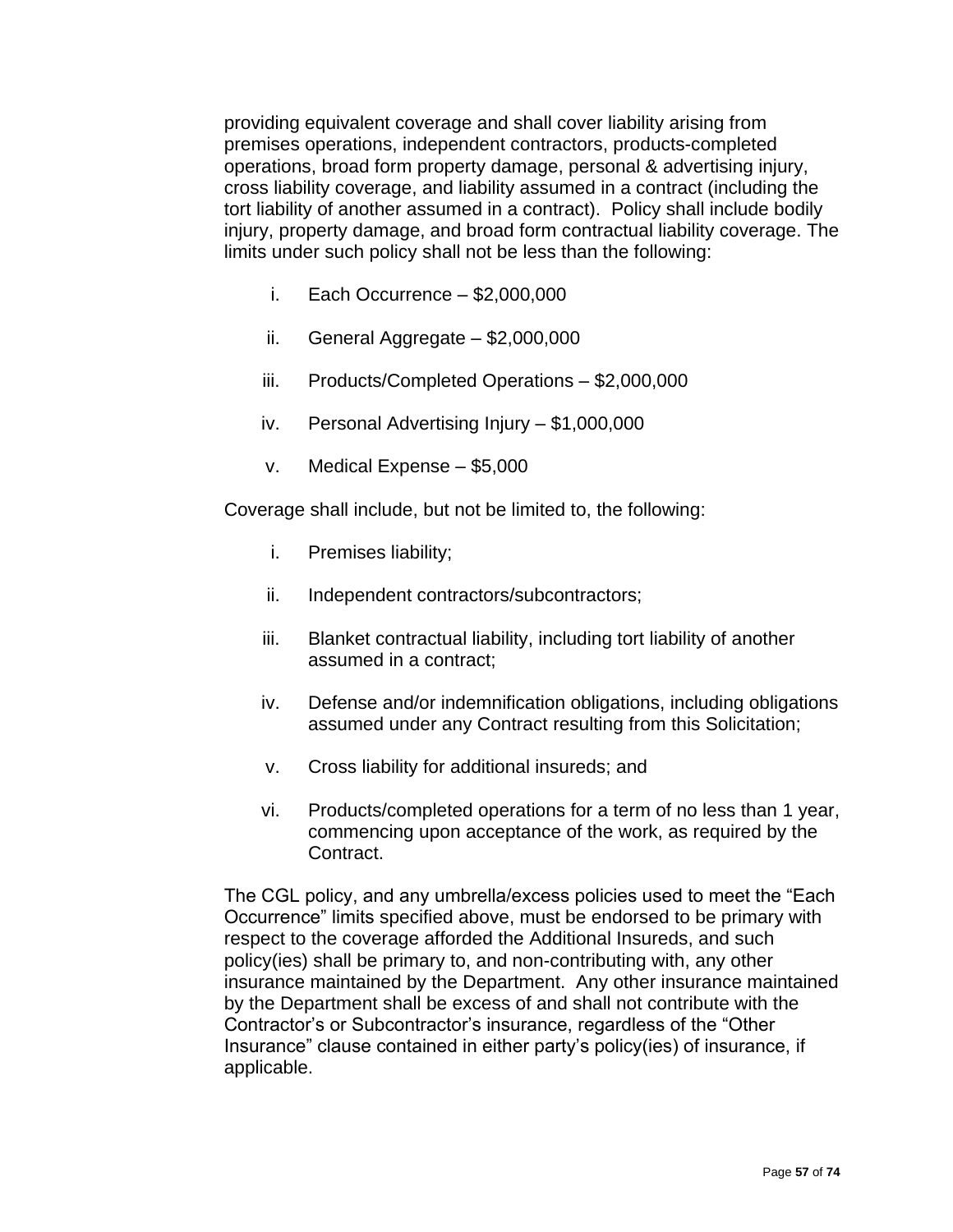providing equivalent coverage and shall cover liability arising from premises operations, independent contractors, products-completed operations, broad form property damage, personal & advertising injury, cross liability coverage, and liability assumed in a contract (including the tort liability of another assumed in a contract). Policy shall include bodily injury, property damage, and broad form contractual liability coverage. The limits under such policy shall not be less than the following:

i. Each Occurrence – $2,000,000

ii. General Aggregate – $2,000,000

iii. Products/Completed Operations – $2,000,000

iv. Personal Advertising Injury – $1,000,000

v. Medical Expense – $5,000

Coverage shall include, but not be limited to, the following:

i. Premises liability;

ii. Independent contractors/subcontractors;

iii. Blanket contractual liability, including tort liability of another assumed in a contract;

iv. Defense and/or indemnification obligations, including obligations assumed under any Contract resulting from this Solicitation;

v. Cross liability for additional insureds; and

vi. Products/completed operations for a term of no less than 1 year, commencing upon acceptance of the work, as required by the Contract.

The CGL policy, and any umbrella/excess policies used to meet the "Each Occurrence" limits specified above, must be endorsed to be primary with respect to the coverage afforded the Additional Insureds, and such policy(ies) shall be primary to, and non-contributing with, any other insurance maintained by the Department. Any other insurance maintained by the Department shall be excess of and shall not contribute with the Contractor's or Subcontractor's insurance, regardless of the "Other Insurance" clause contained in either party's policy(ies) of insurance, if applicable.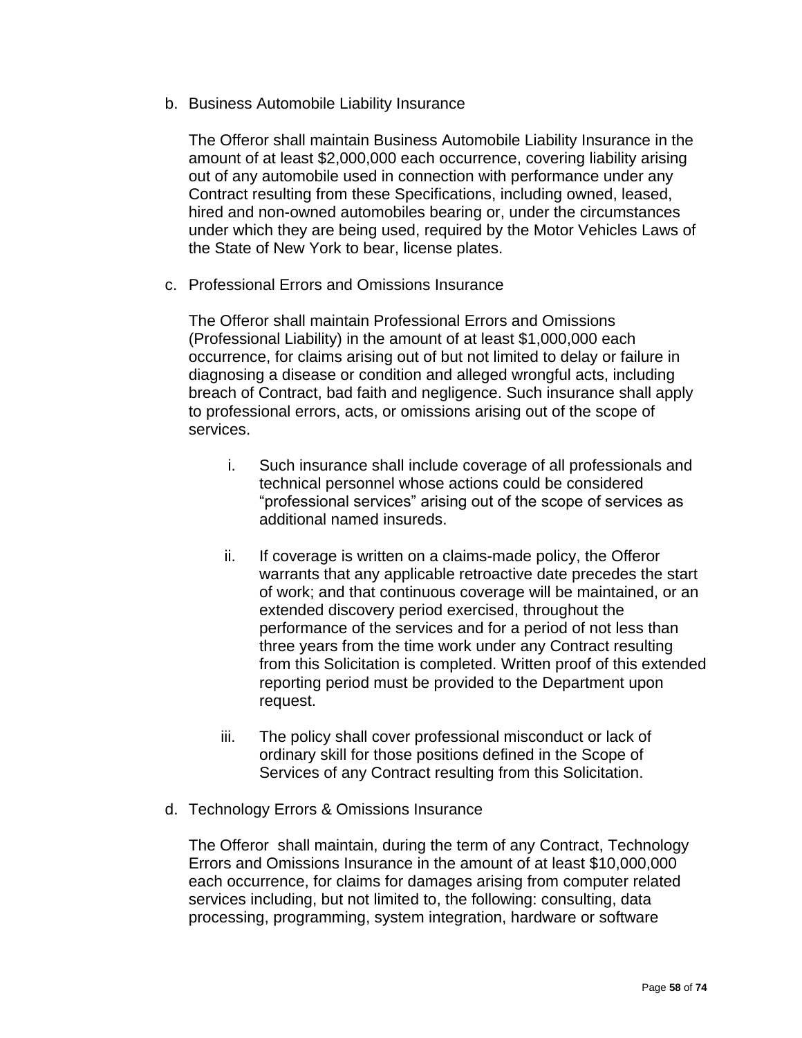b. Business Automobile Liability Insurance

   The Offeror shall maintain Business Automobile Liability Insurance in the amount of at least $2,000,000 each occurrence, covering liability arising out of any automobile used in connection with performance under any Contract resulting from these Specifications, including owned, leased, hired and non-owned automobiles bearing or, under the circumstances under which they are being used, required by the Motor Vehicles Laws of the State of New York to bear, license plates.

c. Professional Errors and Omissions Insurance

   The Offeror shall maintain Professional Errors and Omissions (Professional Liability) in the amount of at least $1,000,000 each occurrence, for claims arising out of but not limited to delay or failure in diagnosing a disease or condition and alleged wrongful acts, including breach of Contract, bad faith and negligence. Such insurance shall apply to professional errors, acts, or omissions arising out of the scope of services.

   i. Such insurance shall include coverage of all professionals and technical personnel whose actions could be considered "professional services" arising out of the scope of services as additional named insureds.

   ii. If coverage is written on a claims-made policy, the Offeror warrants that any applicable retroactive date precedes the start of work; and that continuous coverage will be maintained, or an extended discovery period exercised, throughout the performance of the services and for a period of not less than three years from the time work under any Contract resulting from this Solicitation is completed. Written proof of this extended reporting period must be provided to the Department upon request.

   iii. The policy shall cover professional misconduct or lack of ordinary skill for those positions defined in the Scope of Services of any Contract resulting from this Solicitation.

d. Technology Errors & Omissions Insurance

   The Offeror shall maintain, during the term of any Contract, Technology Errors and Omissions Insurance in the amount of at least $10,000,000 each occurrence, for claims for damages arising from computer related services including, but not limited to, the following: consulting, data processing, programming, system integration, hardware or software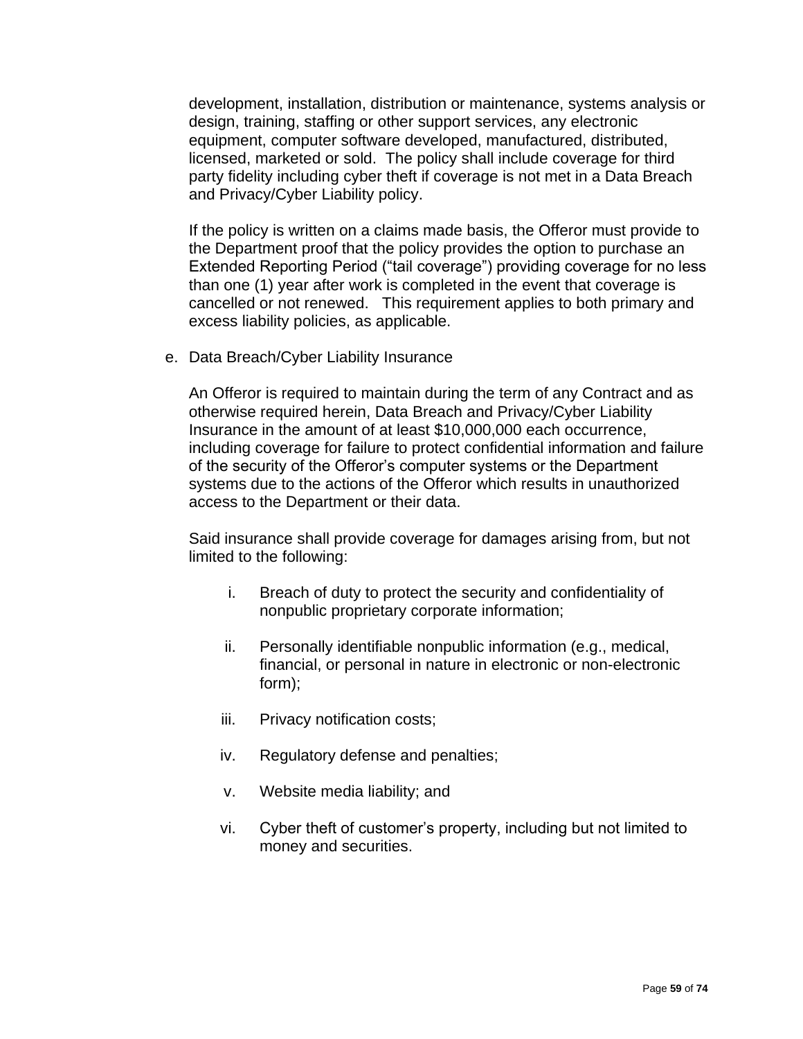development, installation, distribution or maintenance, systems analysis or design, training, staffing or other support services, any electronic equipment, computer software developed, manufactured, distributed, licensed, marketed or sold. The policy shall include coverage for third party fidelity including cyber theft if coverage is not met in a Data Breach and Privacy/Cyber Liability policy.

If the policy is written on a claims made basis, the Offeror must provide to the Department proof that the policy provides the option to purchase an Extended Reporting Period ("tail coverage") providing coverage for no less than one (1) year after work is completed in the event that coverage is cancelled or not renewed. This requirement applies to both primary and excess liability policies, as applicable.

e. Data Breach/Cyber Liability Insurance

An Offeror is required to maintain during the term of any Contract and as otherwise required herein, Data Breach and Privacy/Cyber Liability Insurance in the amount of at least $10,000,000 each occurrence, including coverage for failure to protect confidential information and failure of the security of the Offeror's computer systems or the Department systems due to the actions of the Offeror which results in unauthorized access to the Department or their data.

Said insurance shall provide coverage for damages arising from, but not limited to the following:

i. Breach of duty to protect the security and confidentiality of nonpublic proprietary corporate information;

ii. Personally identifiable nonpublic information (e.g., medical, financial, or personal in nature in electronic or non-electronic form);

iii. Privacy notification costs;

iv. Regulatory defense and penalties;

v. Website media liability; and

vi. Cyber theft of customer's property, including but not limited to money and securities.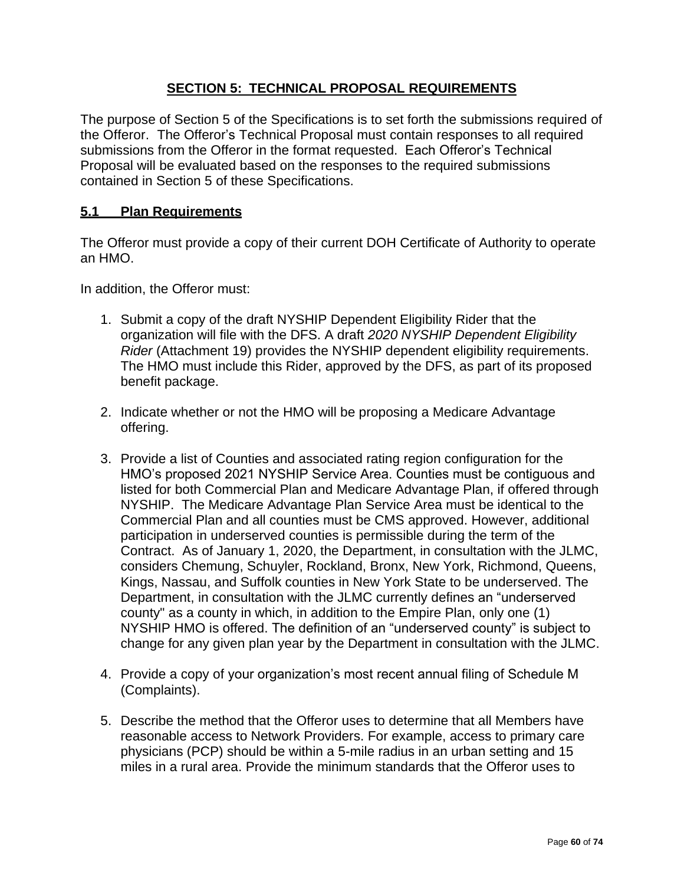## SECTION 5: TECHNICAL PROPOSAL REQUIREMENTS

The purpose of Section 5 of the Specifications is to set forth the submissions required of the Offeror. The Offeror's Technical Proposal must contain responses to all required submissions from the Offeror in the format requested. Each Offeror's Technical Proposal will be evaluated based on the responses to the required submissions contained in Section 5 of these Specifications.

### 5.1 Plan Requirements

The Offeror must provide a copy of their current DOH Certificate of Authority to operate an HMO.

In addition, the Offeror must:

1. Submit a copy of the draft NYSHIP Dependent Eligibility Rider that the organization will file with the DFS. A draft *2020 NYSHIP Dependent Eligibility Rider* (Attachment 19) provides the NYSHIP dependent eligibility requirements. The HMO must include this Rider, approved by the DFS, as part of its proposed benefit package.

2. Indicate whether or not the HMO will be proposing a Medicare Advantage offering.

3. Provide a list of Counties and associated rating region configuration for the HMO's proposed 2021 NYSHIP Service Area. Counties must be contiguous and listed for both Commercial Plan and Medicare Advantage Plan, if offered through NYSHIP. The Medicare Advantage Plan Service Area must be identical to the Commercial Plan and all counties must be CMS approved. However, additional participation in underserved counties is permissible during the term of the Contract. As of January 1, 2020, the Department, in consultation with the JLMC, considers Chemung, Schuyler, Rockland, Bronx, New York, Richmond, Queens, Kings, Nassau, and Suffolk counties in New York State to be underserved. The Department, in consultation with the JLMC currently defines an "underserved county" as a county in which, in addition to the Empire Plan, only one (1) NYSHIP HMO is offered. The definition of an "underserved county" is subject to change for any given plan year by the Department in consultation with the JLMC.

4. Provide a copy of your organization's most recent annual filing of Schedule M (Complaints).

5. Describe the method that the Offeror uses to determine that all Members have reasonable access to Network Providers. For example, access to primary care physicians (PCP) should be within a 5-mile radius in an urban setting and 15 miles in a rural area. Provide the minimum standards that the Offeror uses to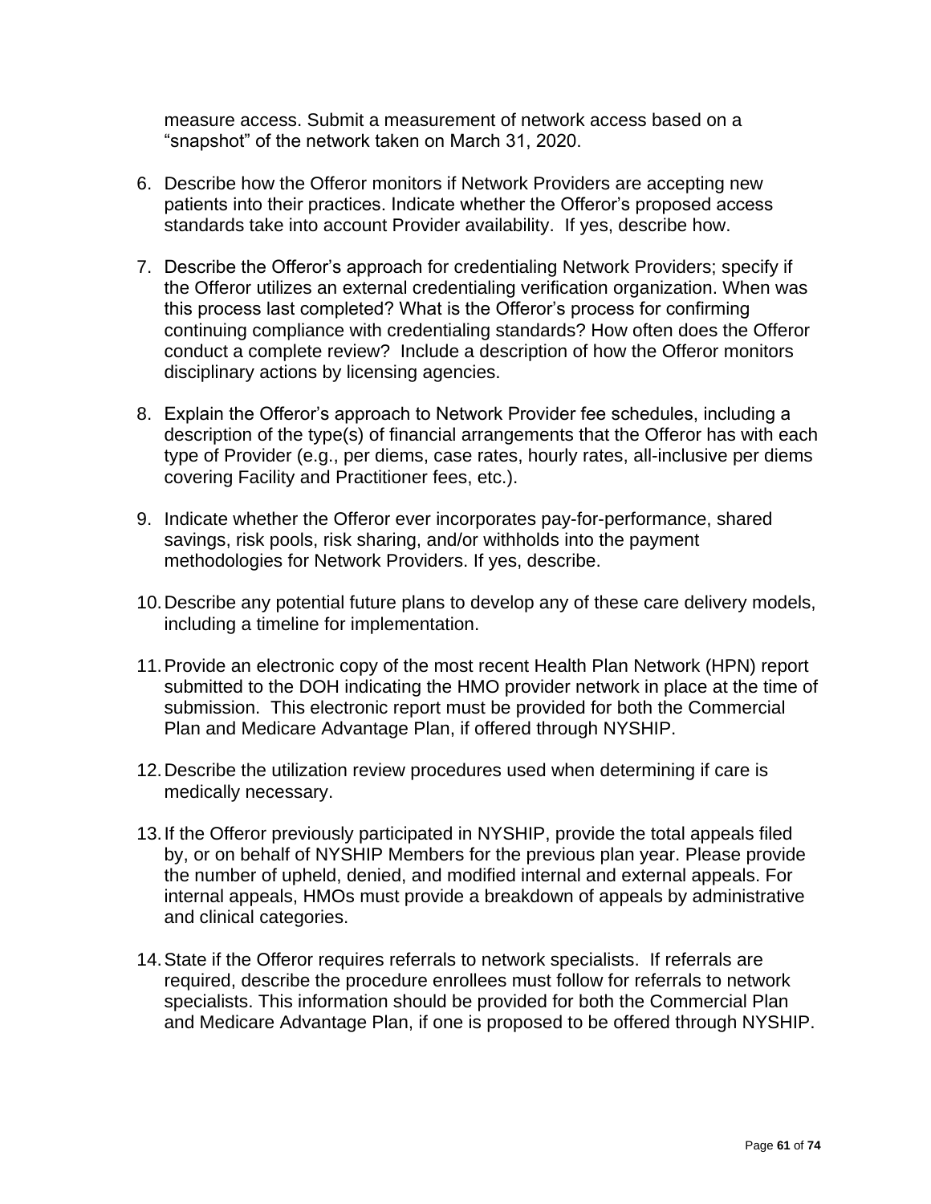measure access. Submit a measurement of network access based on a "snapshot" of the network taken on March 31, 2020.

6. Describe how the Offeror monitors if Network Providers are accepting new patients into their practices. Indicate whether the Offeror's proposed access standards take into account Provider availability. If yes, describe how.

7. Describe the Offeror's approach for credentialing Network Providers; specify if the Offeror utilizes an external credentialing verification organization. When was this process last completed? What is the Offeror's process for confirming continuing compliance with credentialing standards? How often does the Offeror conduct a complete review? Include a description of how the Offeror monitors disciplinary actions by licensing agencies.

8. Explain the Offeror's approach to Network Provider fee schedules, including a description of the type(s) of financial arrangements that the Offeror has with each type of Provider (e.g., per diems, case rates, hourly rates, all-inclusive per diems covering Facility and Practitioner fees, etc.).

9. Indicate whether the Offeror ever incorporates pay-for-performance, shared savings, risk pools, risk sharing, and/or withholds into the payment methodologies for Network Providers. If yes, describe.

10. Describe any potential future plans to develop any of these care delivery models, including a timeline for implementation.

11. Provide an electronic copy of the most recent Health Plan Network (HPN) report submitted to the DOH indicating the HMO provider network in place at the time of submission. This electronic report must be provided for both the Commercial Plan and Medicare Advantage Plan, if offered through NYSHIP.

12. Describe the utilization review procedures used when determining if care is medically necessary.

13. If the Offeror previously participated in NYSHIP, provide the total appeals filed by, or on behalf of NYSHIP Members for the previous plan year. Please provide the number of upheld, denied, and modified internal and external appeals. For internal appeals, HMOs must provide a breakdown of appeals by administrative and clinical categories.

14. State if the Offeror requires referrals to network specialists. If referrals are required, describe the procedure enrollees must follow for referrals to network specialists. This information should be provided for both the Commercial Plan and Medicare Advantage Plan, if one is proposed to be offered through NYSHIP.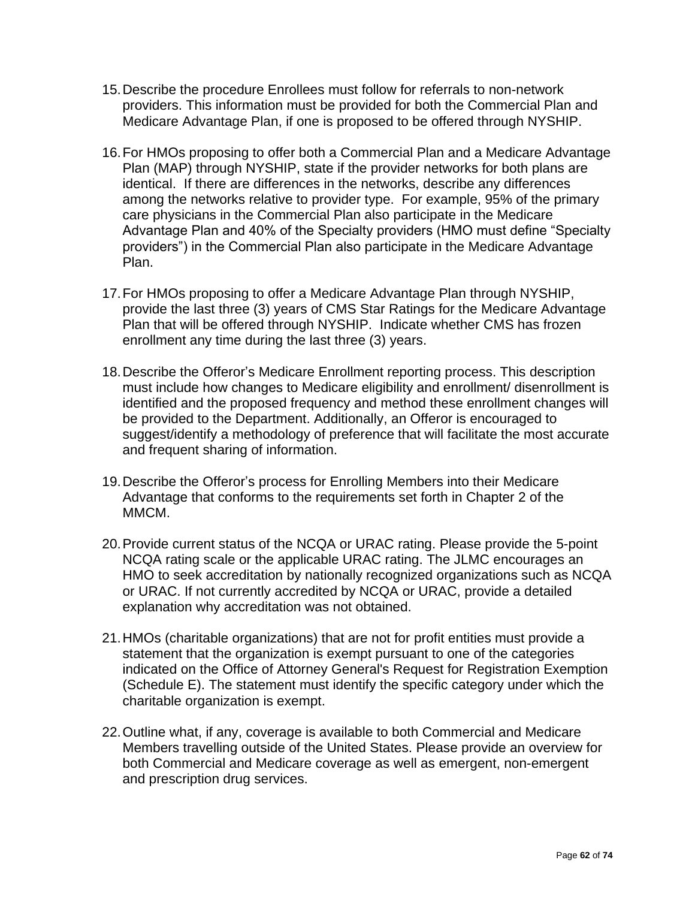15. Describe the procedure Enrollees must follow for referrals to non-network providers. This information must be provided for both the Commercial Plan and Medicare Advantage Plan, if one is proposed to be offered through NYSHIP.

16. For HMOs proposing to offer both a Commercial Plan and a Medicare Advantage Plan (MAP) through NYSHIP, state if the provider networks for both plans are identical. If there are differences in the networks, describe any differences among the networks relative to provider type. For example, 95% of the primary care physicians in the Commercial Plan also participate in the Medicare Advantage Plan and 40% of the Specialty providers (HMO must define "Specialty providers") in the Commercial Plan also participate in the Medicare Advantage Plan.

17. For HMOs proposing to offer a Medicare Advantage Plan through NYSHIP, provide the last three (3) years of CMS Star Ratings for the Medicare Advantage Plan that will be offered through NYSHIP. Indicate whether CMS has frozen enrollment any time during the last three (3) years.

18. Describe the Offeror's Medicare Enrollment reporting process. This description must include how changes to Medicare eligibility and enrollment/ disenrollment is identified and the proposed frequency and method these enrollment changes will be provided to the Department. Additionally, an Offeror is encouraged to suggest/identify a methodology of preference that will facilitate the most accurate and frequent sharing of information.

19. Describe the Offeror's process for Enrolling Members into their Medicare Advantage that conforms to the requirements set forth in Chapter 2 of the MMCM.

20. Provide current status of the NCQA or URAC rating. Please provide the 5-point NCQA rating scale or the applicable URAC rating. The JLMC encourages an HMO to seek accreditation by nationally recognized organizations such as NCQA or URAC. If not currently accredited by NCQA or URAC, provide a detailed explanation why accreditation was not obtained.

21. HMOs (charitable organizations) that are not for profit entities must provide a statement that the organization is exempt pursuant to one of the categories indicated on the Office of Attorney General's Request for Registration Exemption (Schedule E). The statement must identify the specific category under which the charitable organization is exempt.

22. Outline what, if any, coverage is available to both Commercial and Medicare Members travelling outside of the United States. Please provide an overview for both Commercial and Medicare coverage as well as emergent, non-emergent and prescription drug services.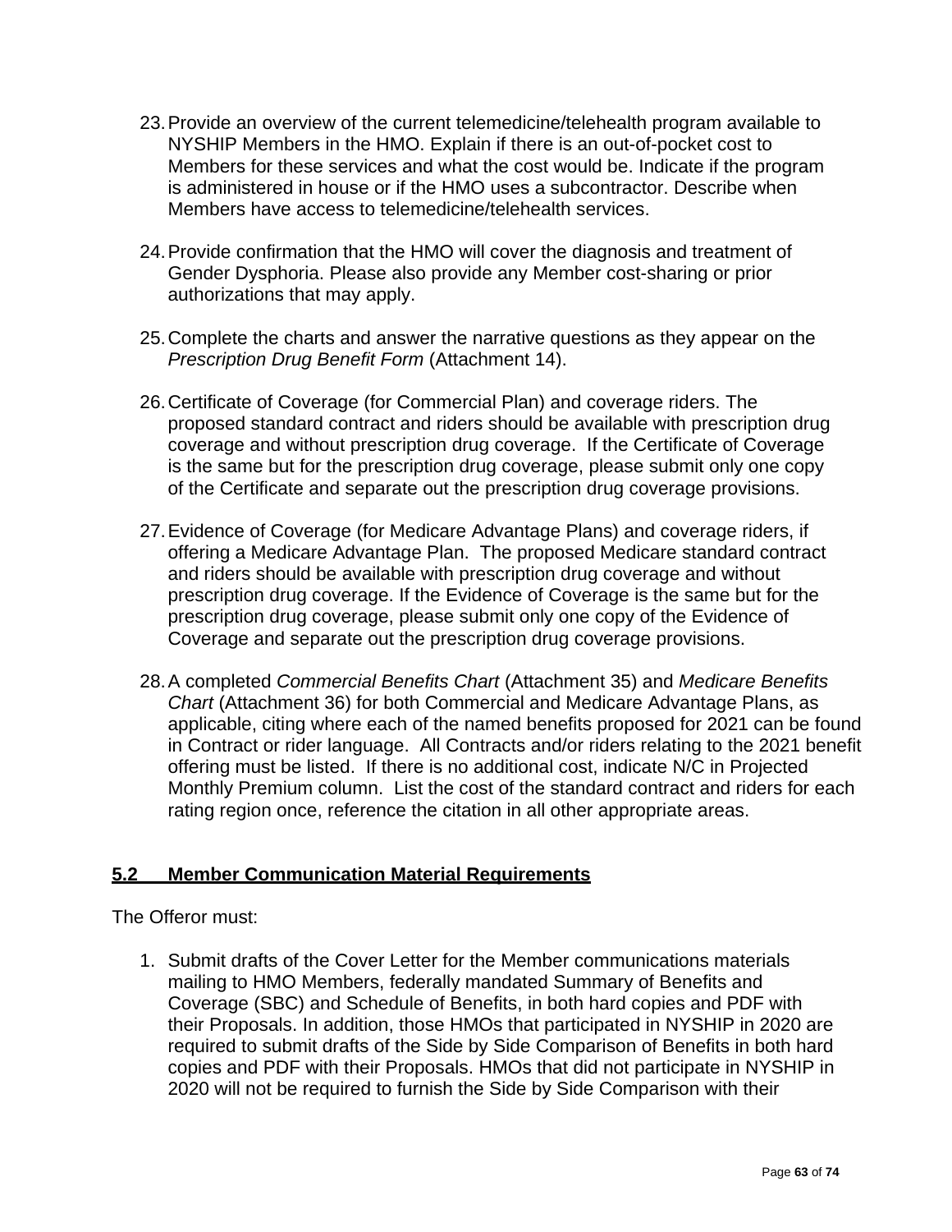23. Provide an overview of the current telemedicine/telehealth program available to NYSHIP Members in the HMO. Explain if there is an out-of-pocket cost to Members for these services and what the cost would be. Indicate if the program is administered in house or if the HMO uses a subcontractor. Describe when Members have access to telemedicine/telehealth services.

24. Provide confirmation that the HMO will cover the diagnosis and treatment of Gender Dysphoria. Please also provide any Member cost-sharing or prior authorizations that may apply.

25. Complete the charts and answer the narrative questions as they appear on the *Prescription Drug Benefit Form* (Attachment 14).

26. Certificate of Coverage (for Commercial Plan) and coverage riders. The proposed standard contract and riders should be available with prescription drug coverage and without prescription drug coverage. If the Certificate of Coverage is the same but for the prescription drug coverage, please submit only one copy of the Certificate and separate out the prescription drug coverage provisions.

27. Evidence of Coverage (for Medicare Advantage Plans) and coverage riders, if offering a Medicare Advantage Plan. The proposed Medicare standard contract and riders should be available with prescription drug coverage and without prescription drug coverage. If the Evidence of Coverage is the same but for the prescription drug coverage, please submit only one copy of the Evidence of Coverage and separate out the prescription drug coverage provisions.

28. A completed *Commercial Benefits Chart* (Attachment 35) and *Medicare Benefits Chart* (Attachment 36) for both Commercial and Medicare Advantage Plans, as applicable, citing where each of the named benefits proposed for 2021 can be found in Contract or rider language. All Contracts and/or riders relating to the 2021 benefit offering must be listed. If there is no additional cost, indicate N/C in Projected Monthly Premium column. List the cost of the standard contract and riders for each rating region once, reference the citation in all other appropriate areas.

## 5.2 Member Communication Material Requirements

The Offeror must:

1. Submit drafts of the Cover Letter for the Member communications materials mailing to HMO Members, federally mandated Summary of Benefits and Coverage (SBC) and Schedule of Benefits, in both hard copies and PDF with their Proposals. In addition, those HMOs that participated in NYSHIP in 2020 are required to submit drafts of the Side by Side Comparison of Benefits in both hard copies and PDF with their Proposals. HMOs that did not participate in NYSHIP in 2020 will not be required to furnish the Side by Side Comparison with their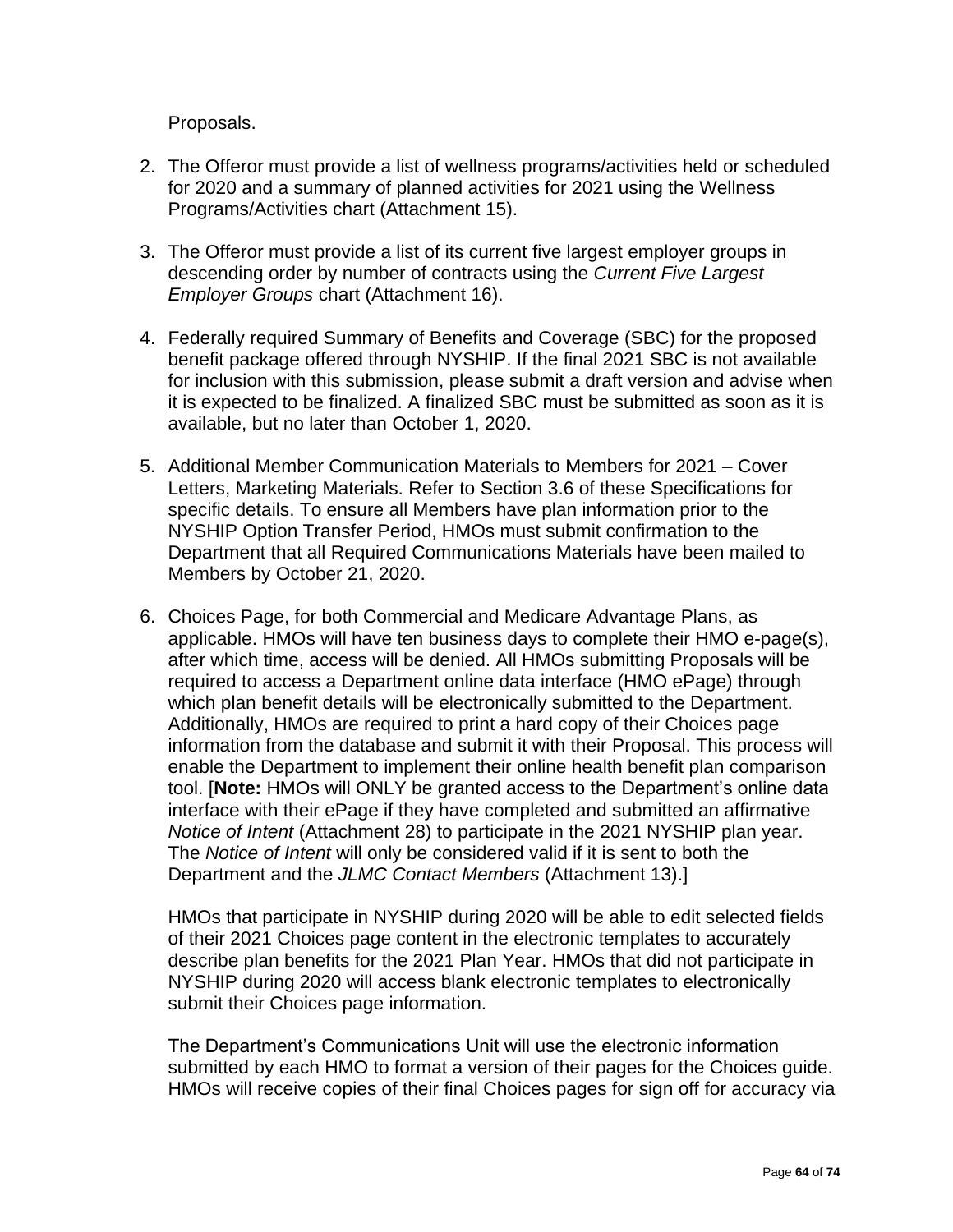Proposals.

2. The Offeror must provide a list of wellness programs/activities held or scheduled for 2020 and a summary of planned activities for 2021 using the Wellness Programs/Activities chart (Attachment 15).

3. The Offeror must provide a list of its current five largest employer groups in descending order by number of contracts using the *Current Five Largest Employer Groups* chart (Attachment 16).

4. Federally required Summary of Benefits and Coverage (SBC) for the proposed benefit package offered through NYSHIP. If the final 2021 SBC is not available for inclusion with this submission, please submit a draft version and advise when it is expected to be finalized. A finalized SBC must be submitted as soon as it is available, but no later than October 1, 2020.

5. Additional Member Communication Materials to Members for 2021 – Cover Letters, Marketing Materials. Refer to Section 3.6 of these Specifications for specific details. To ensure all Members have plan information prior to the NYSHIP Option Transfer Period, HMOs must submit confirmation to the Department that all Required Communications Materials have been mailed to Members by October 21, 2020.

6. Choices Page, for both Commercial and Medicare Advantage Plans, as applicable. HMOs will have ten business days to complete their HMO e-page(s), after which time, access will be denied. All HMOs submitting Proposals will be required to access a Department online data interface (HMO ePage) through which plan benefit details will be electronically submitted to the Department. Additionally, HMOs are required to print a hard copy of their Choices page information from the database and submit it with their Proposal. This process will enable the Department to implement their online health benefit plan comparison tool. [**Note:** HMOs will ONLY be granted access to the Department's online data interface with their ePage if they have completed and submitted an affirmative *Notice of Intent* (Attachment 28) to participate in the 2021 NYSHIP plan year. The *Notice of Intent* will only be considered valid if it is sent to both the Department and the *JLMC Contact Members* (Attachment 13).]

   HMOs that participate in NYSHIP during 2020 will be able to edit selected fields of their 2021 Choices page content in the electronic templates to accurately describe plan benefits for the 2021 Plan Year. HMOs that did not participate in NYSHIP during 2020 will access blank electronic templates to electronically submit their Choices page information.

   The Department's Communications Unit will use the electronic information submitted by each HMO to format a version of their pages for the Choices guide. HMOs will receive copies of their final Choices pages for sign off for accuracy via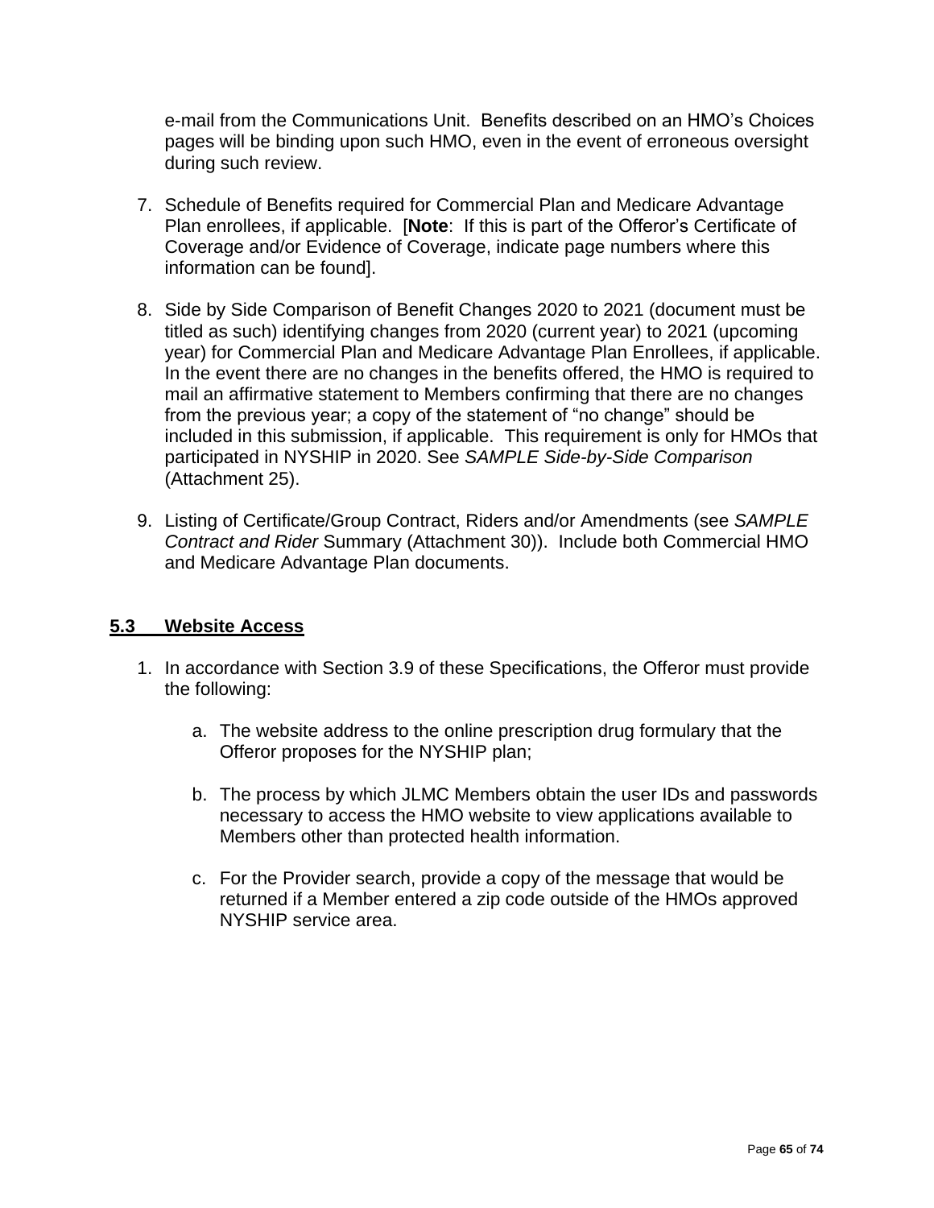e-mail from the Communications Unit. Benefits described on an HMO's Choices pages will be binding upon such HMO, even in the event of erroneous oversight during such review.

7. Schedule of Benefits required for Commercial Plan and Medicare Advantage Plan enrollees, if applicable. [**Note**: If this is part of the Offeror's Certificate of Coverage and/or Evidence of Coverage, indicate page numbers where this information can be found].

8. Side by Side Comparison of Benefit Changes 2020 to 2021 (document must be titled as such) identifying changes from 2020 (current year) to 2021 (upcoming year) for Commercial Plan and Medicare Advantage Plan Enrollees, if applicable. In the event there are no changes in the benefits offered, the HMO is required to mail an affirmative statement to Members confirming that there are no changes from the previous year; a copy of the statement of "no change" should be included in this submission, if applicable. This requirement is only for HMOs that participated in NYSHIP in 2020. See *SAMPLE Side-by-Side Comparison* (Attachment 25).

9. Listing of Certificate/Group Contract, Riders and/or Amendments (see *SAMPLE Contract and Rider* Summary (Attachment 30)). Include both Commercial HMO and Medicare Advantage Plan documents.

## 5.3 Website Access

1. In accordance with Section 3.9 of these Specifications, the Offeror must provide the following:

   a. The website address to the online prescription drug formulary that the Offeror proposes for the NYSHIP plan;

   b. The process by which JLMC Members obtain the user IDs and passwords necessary to access the HMO website to view applications available to Members other than protected health information.

   c. For the Provider search, provide a copy of the message that would be returned if a Member entered a zip code outside of the HMOs approved NYSHIP service area.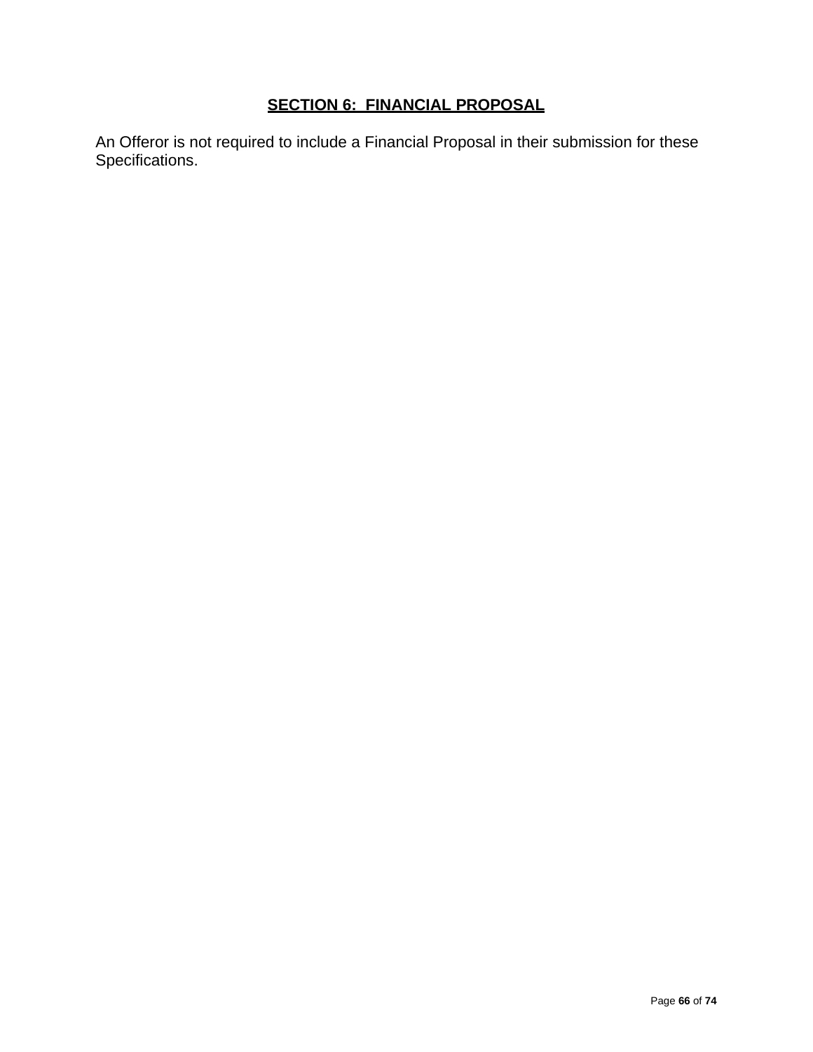## SECTION 6: FINANCIAL PROPOSAL

An Offeror is not required to include a Financial Proposal in their submission for these Specifications.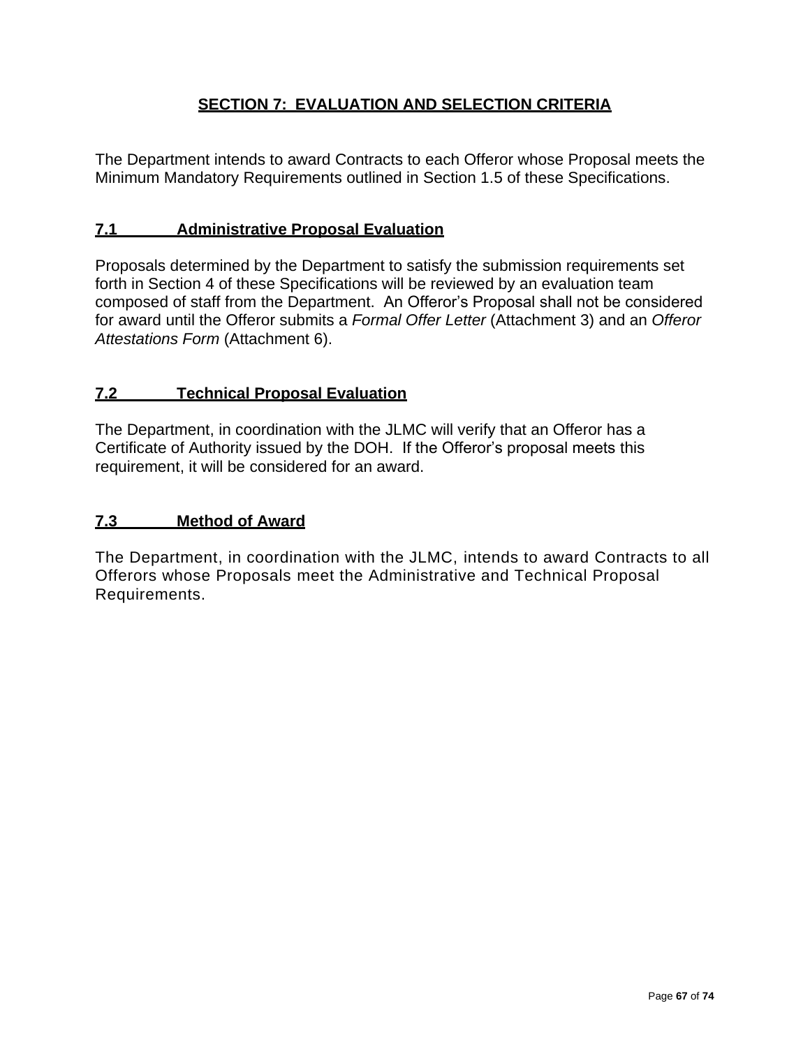## SECTION 7: EVALUATION AND SELECTION CRITERIA

The Department intends to award Contracts to each Offeror whose Proposal meets the Minimum Mandatory Requirements outlined in Section 1.5 of these Specifications.

### 7.1 Administrative Proposal Evaluation

Proposals determined by the Department to satisfy the submission requirements set forth in Section 4 of these Specifications will be reviewed by an evaluation team composed of staff from the Department. An Offeror's Proposal shall not be considered for award until the Offeror submits a *Formal Offer Letter* (Attachment 3) and an *Offeror Attestations Form* (Attachment 6).

### 7.2 Technical Proposal Evaluation

The Department, in coordination with the JLMC will verify that an Offeror has a Certificate of Authority issued by the DOH. If the Offeror's proposal meets this requirement, it will be considered for an award.

### 7.3 Method of Award

The Department, in coordination with the JLMC, intends to award Contracts to all Offerors whose Proposals meet the Administrative and Technical Proposal Requirements.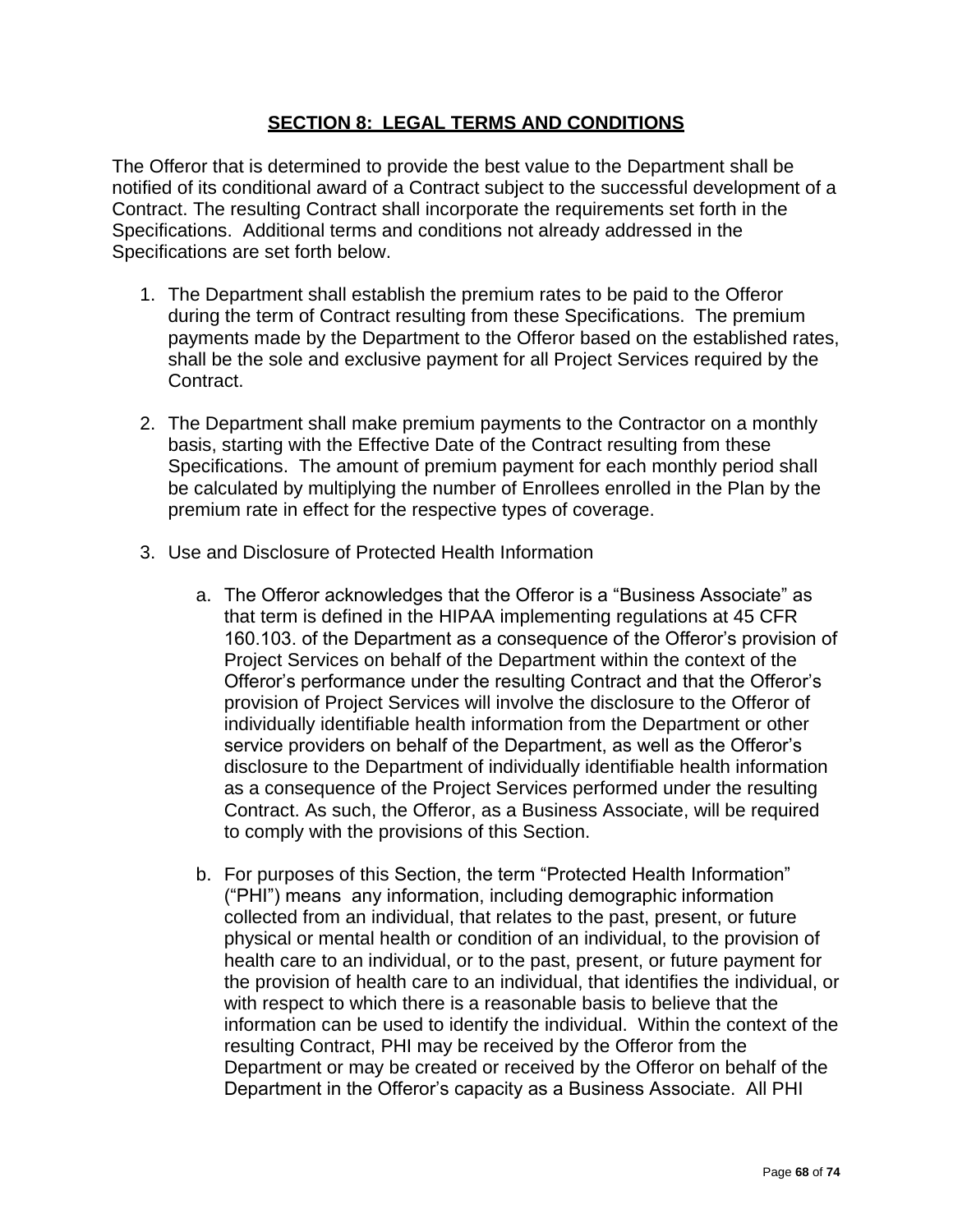## SECTION 8: LEGAL TERMS AND CONDITIONS

The Offeror that is determined to provide the best value to the Department shall be notified of its conditional award of a Contract subject to the successful development of a Contract. The resulting Contract shall incorporate the requirements set forth in the Specifications. Additional terms and conditions not already addressed in the Specifications are set forth below.

1. The Department shall establish the premium rates to be paid to the Offeror during the term of Contract resulting from these Specifications. The premium payments made by the Department to the Offeror based on the established rates, shall be the sole and exclusive payment for all Project Services required by the Contract.

2. The Department shall make premium payments to the Contractor on a monthly basis, starting with the Effective Date of the Contract resulting from these Specifications. The amount of premium payment for each monthly period shall be calculated by multiplying the number of Enrollees enrolled in the Plan by the premium rate in effect for the respective types of coverage.

3. Use and Disclosure of Protected Health Information

    a. The Offeror acknowledges that the Offeror is a "Business Associate" as that term is defined in the HIPAA implementing regulations at 45 CFR 160.103. of the Department as a consequence of the Offeror's provision of Project Services on behalf of the Department within the context of the Offeror's performance under the resulting Contract and that the Offeror's provision of Project Services will involve the disclosure to the Offeror of individually identifiable health information from the Department or other service providers on behalf of the Department, as well as the Offeror's disclosure to the Department of individually identifiable health information as a consequence of the Project Services performed under the resulting Contract. As such, the Offeror, as a Business Associate, will be required to comply with the provisions of this Section.

    b. For purposes of this Section, the term "Protected Health Information" ("PHI") means any information, including demographic information collected from an individual, that relates to the past, present, or future physical or mental health or condition of an individual, to the provision of health care to an individual, or to the past, present, or future payment for the provision of health care to an individual, that identifies the individual, or with respect to which there is a reasonable basis to believe that the information can be used to identify the individual. Within the context of the resulting Contract, PHI may be received by the Offeror from the Department or may be created or received by the Offeror on behalf of the Department in the Offeror's capacity as a Business Associate. All PHI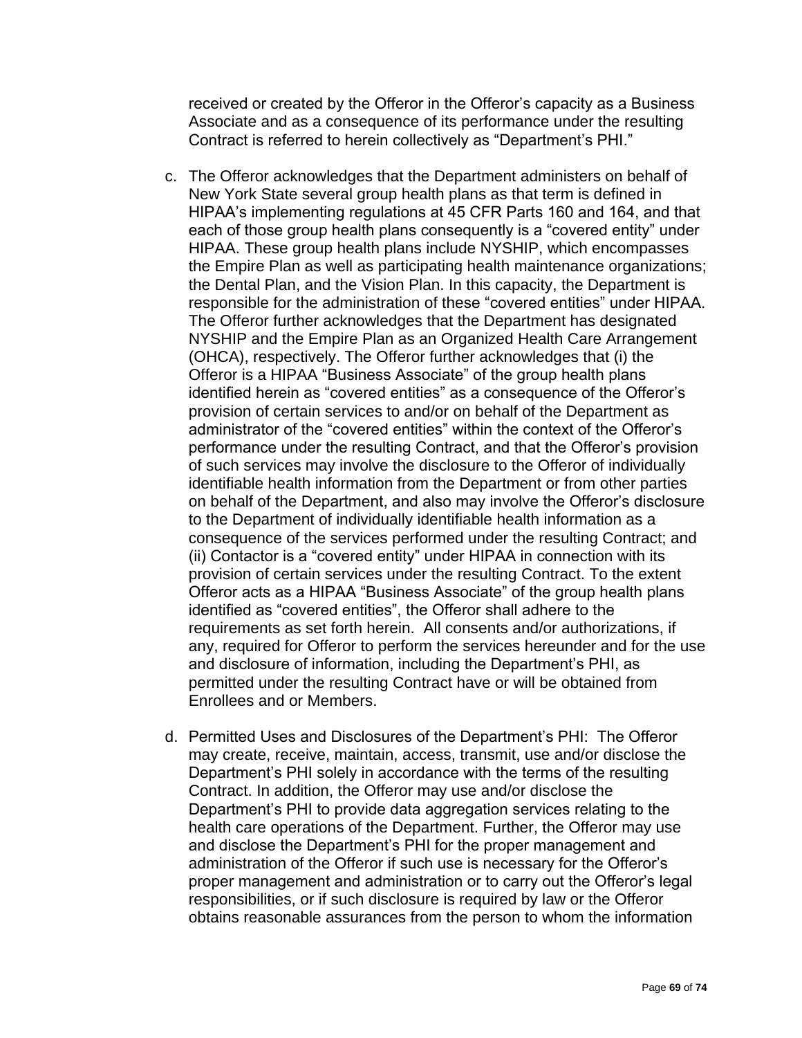received or created by the Offeror in the Offeror's capacity as a Business Associate and as a consequence of its performance under the resulting Contract is referred to herein collectively as "Department's PHI."

c. The Offeror acknowledges that the Department administers on behalf of New York State several group health plans as that term is defined in HIPAA's implementing regulations at 45 CFR Parts 160 and 164, and that each of those group health plans consequently is a "covered entity" under HIPAA. These group health plans include NYSHIP, which encompasses the Empire Plan as well as participating health maintenance organizations; the Dental Plan, and the Vision Plan. In this capacity, the Department is responsible for the administration of these "covered entities" under HIPAA. The Offeror further acknowledges that the Department has designated NYSHIP and the Empire Plan as an Organized Health Care Arrangement (OHCA), respectively. The Offeror further acknowledges that (i) the Offeror is a HIPAA "Business Associate" of the group health plans identified herein as "covered entities" as a consequence of the Offeror's provision of certain services to and/or on behalf of the Department as administrator of the "covered entities" within the context of the Offeror's performance under the resulting Contract, and that the Offeror's provision of such services may involve the disclosure to the Offeror of individually identifiable health information from the Department or from other parties on behalf of the Department, and also may involve the Offeror's disclosure to the Department of individually identifiable health information as a consequence of the services performed under the resulting Contract; and (ii) Contactor is a "covered entity" under HIPAA in connection with its provision of certain services under the resulting Contract. To the extent Offeror acts as a HIPAA "Business Associate" of the group health plans identified as "covered entities", the Offeror shall adhere to the requirements as set forth herein. All consents and/or authorizations, if any, required for Offeror to perform the services hereunder and for the use and disclosure of information, including the Department's PHI, as permitted under the resulting Contract have or will be obtained from Enrollees and or Members.

d. Permitted Uses and Disclosures of the Department's PHI: The Offeror may create, receive, maintain, access, transmit, use and/or disclose the Department's PHI solely in accordance with the terms of the resulting Contract. In addition, the Offeror may use and/or disclose the Department's PHI to provide data aggregation services relating to the health care operations of the Department. Further, the Offeror may use and disclose the Department's PHI for the proper management and administration of the Offeror if such use is necessary for the Offeror's proper management and administration or to carry out the Offeror's legal responsibilities, or if such disclosure is required by law or the Offeror obtains reasonable assurances from the person to whom the information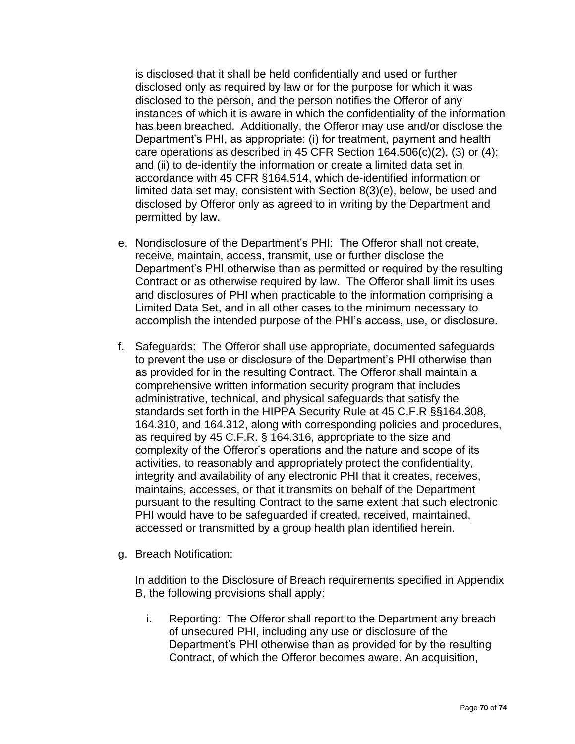is disclosed that it shall be held confidentially and used or further disclosed only as required by law or for the purpose for which it was disclosed to the person, and the person notifies the Offeror of any instances of which it is aware in which the confidentiality of the information has been breached. Additionally, the Offeror may use and/or disclose the Department's PHI, as appropriate: (i) for treatment, payment and health care operations as described in 45 CFR Section 164.506(c)(2), (3) or (4); and (ii) to de-identify the information or create a limited data set in accordance with 45 CFR §164.514, which de-identified information or limited data set may, consistent with Section 8(3)(e), below, be used and disclosed by Offeror only as agreed to in writing by the Department and permitted by law.

e. Nondisclosure of the Department's PHI: The Offeror shall not create, receive, maintain, access, transmit, use or further disclose the Department's PHI otherwise than as permitted or required by the resulting Contract or as otherwise required by law. The Offeror shall limit its uses and disclosures of PHI when practicable to the information comprising a Limited Data Set, and in all other cases to the minimum necessary to accomplish the intended purpose of the PHI's access, use, or disclosure.

f. Safeguards: The Offeror shall use appropriate, documented safeguards to prevent the use or disclosure of the Department's PHI otherwise than as provided for in the resulting Contract. The Offeror shall maintain a comprehensive written information security program that includes administrative, technical, and physical safeguards that satisfy the standards set forth in the HIPPA Security Rule at 45 C.F.R §§164.308, 164.310, and 164.312, along with corresponding policies and procedures, as required by 45 C.F.R. § 164.316, appropriate to the size and complexity of the Offeror's operations and the nature and scope of its activities, to reasonably and appropriately protect the confidentiality, integrity and availability of any electronic PHI that it creates, receives, maintains, accesses, or that it transmits on behalf of the Department pursuant to the resulting Contract to the same extent that such electronic PHI would have to be safeguarded if created, received, maintained, accessed or transmitted by a group health plan identified herein.

g. Breach Notification:

   In addition to the Disclosure of Breach requirements specified in Appendix B, the following provisions shall apply:

   i. Reporting: The Offeror shall report to the Department any breach of unsecured PHI, including any use or disclosure of the Department's PHI otherwise than as provided for by the resulting Contract, of which the Offeror becomes aware. An acquisition,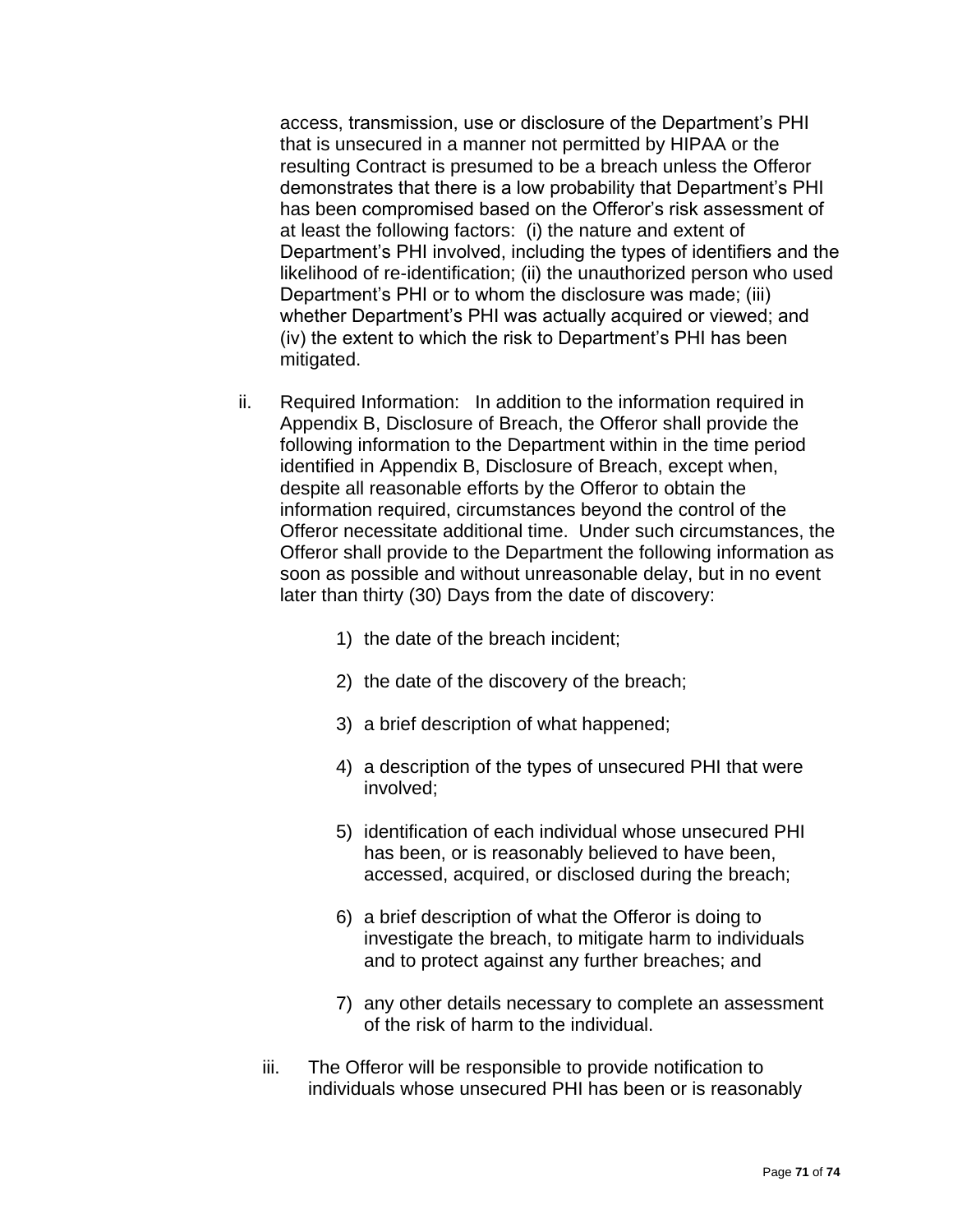access, transmission, use or disclosure of the Department's PHI that is unsecured in a manner not permitted by HIPAA or the resulting Contract is presumed to be a breach unless the Offeror demonstrates that there is a low probability that Department's PHI has been compromised based on the Offeror's risk assessment of at least the following factors: (i) the nature and extent of Department's PHI involved, including the types of identifiers and the likelihood of re-identification; (ii) the unauthorized person who used Department's PHI or to whom the disclosure was made; (iii) whether Department's PHI was actually acquired or viewed; and (iv) the extent to which the risk to Department's PHI has been mitigated.

ii. Required Information: In addition to the information required in Appendix B, Disclosure of Breach, the Offeror shall provide the following information to the Department within in the time period identified in Appendix B, Disclosure of Breach, except when, despite all reasonable efforts by the Offeror to obtain the information required, circumstances beyond the control of the Offeror necessitate additional time. Under such circumstances, the Offeror shall provide to the Department the following information as soon as possible and without unreasonable delay, but in no event later than thirty (30) Days from the date of discovery:

1) the date of the breach incident;

2) the date of the discovery of the breach;

3) a brief description of what happened;

4) a description of the types of unsecured PHI that were involved;

5) identification of each individual whose unsecured PHI has been, or is reasonably believed to have been, accessed, acquired, or disclosed during the breach;

6) a brief description of what the Offeror is doing to investigate the breach, to mitigate harm to individuals and to protect against any further breaches; and

7) any other details necessary to complete an assessment of the risk of harm to the individual.

iii. The Offeror will be responsible to provide notification to individuals whose unsecured PHI has been or is reasonably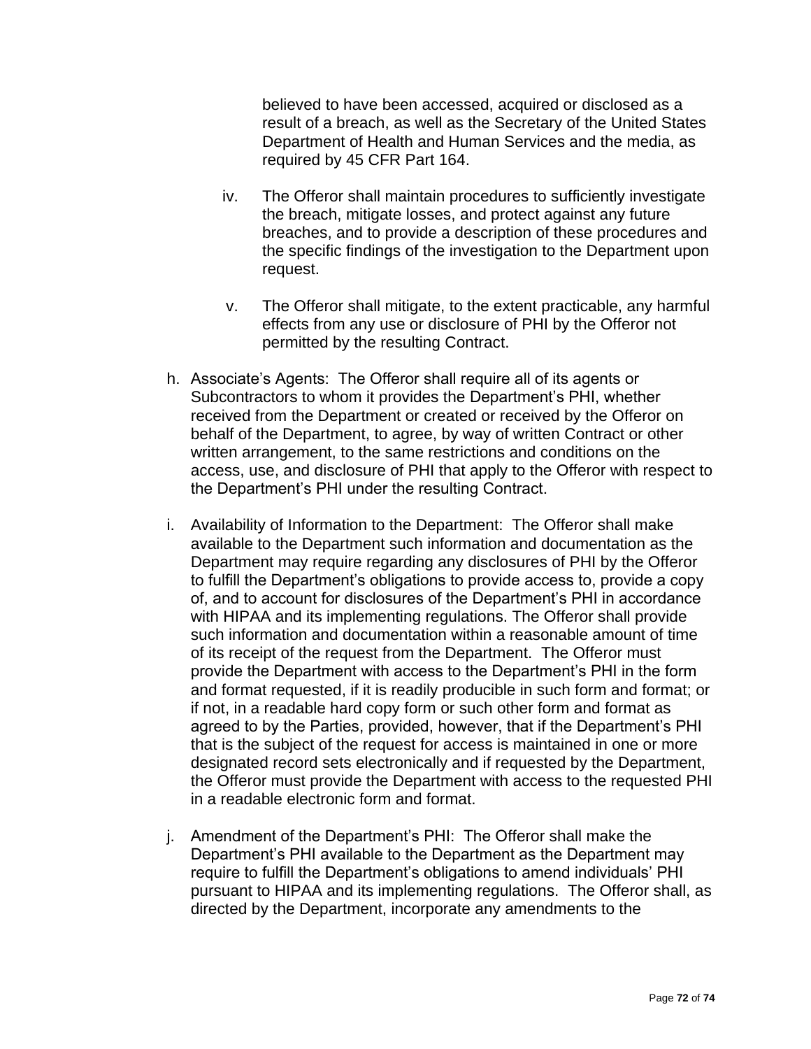believed to have been accessed, acquired or disclosed as a result of a breach, as well as the Secretary of the United States Department of Health and Human Services and the media, as required by 45 CFR Part 164.

iv. The Offeror shall maintain procedures to sufficiently investigate the breach, mitigate losses, and protect against any future breaches, and to provide a description of these procedures and the specific findings of the investigation to the Department upon request.

v. The Offeror shall mitigate, to the extent practicable, any harmful effects from any use or disclosure of PHI by the Offeror not permitted by the resulting Contract.

h. Associate's Agents: The Offeror shall require all of its agents or Subcontractors to whom it provides the Department's PHI, whether received from the Department or created or received by the Offeror on behalf of the Department, to agree, by way of written Contract or other written arrangement, to the same restrictions and conditions on the access, use, and disclosure of PHI that apply to the Offeror with respect to the Department's PHI under the resulting Contract.

i. Availability of Information to the Department: The Offeror shall make available to the Department such information and documentation as the Department may require regarding any disclosures of PHI by the Offeror to fulfill the Department's obligations to provide access to, provide a copy of, and to account for disclosures of the Department's PHI in accordance with HIPAA and its implementing regulations. The Offeror shall provide such information and documentation within a reasonable amount of time of its receipt of the request from the Department. The Offeror must provide the Department with access to the Department's PHI in the form and format requested, if it is readily producible in such form and format; or if not, in a readable hard copy form or such other form and format as agreed to by the Parties, provided, however, that if the Department's PHI that is the subject of the request for access is maintained in one or more designated record sets electronically and if requested by the Department, the Offeror must provide the Department with access to the requested PHI in a readable electronic form and format.

j. Amendment of the Department's PHI: The Offeror shall make the Department's PHI available to the Department as the Department may require to fulfill the Department's obligations to amend individuals' PHI pursuant to HIPAA and its implementing regulations. The Offeror shall, as directed by the Department, incorporate any amendments to the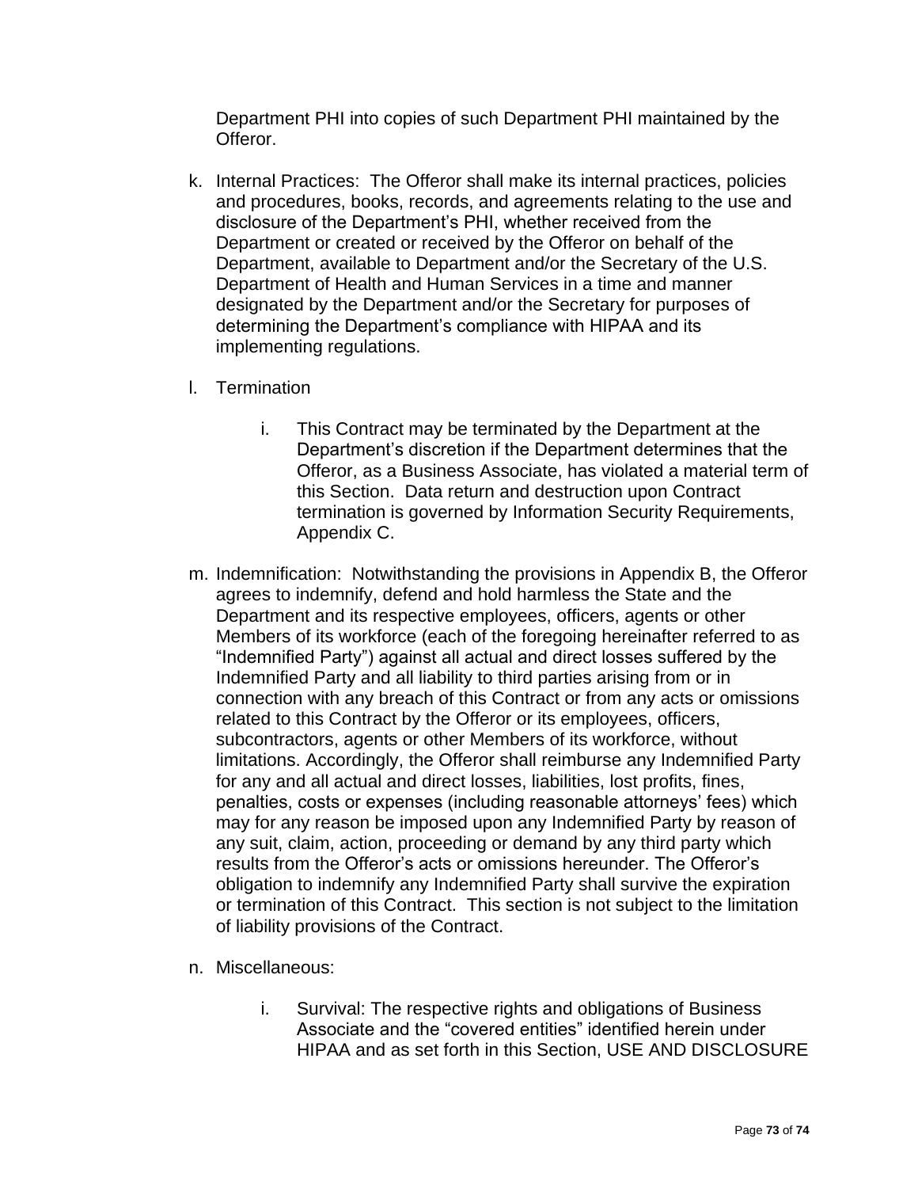Department PHI into copies of such Department PHI maintained by the Offeror.

k. Internal Practices: The Offeror shall make its internal practices, policies and procedures, books, records, and agreements relating to the use and disclosure of the Department's PHI, whether received from the Department or created or received by the Offeror on behalf of the Department, available to Department and/or the Secretary of the U.S. Department of Health and Human Services in a time and manner designated by the Department and/or the Secretary for purposes of determining the Department's compliance with HIPAA and its implementing regulations.

l. Termination

    i. This Contract may be terminated by the Department at the Department's discretion if the Department determines that the Offeror, as a Business Associate, has violated a material term of this Section. Data return and destruction upon Contract termination is governed by Information Security Requirements, Appendix C.

m. Indemnification: Notwithstanding the provisions in Appendix B, the Offeror agrees to indemnify, defend and hold harmless the State and the Department and its respective employees, officers, agents or other Members of its workforce (each of the foregoing hereinafter referred to as "Indemnified Party") against all actual and direct losses suffered by the Indemnified Party and all liability to third parties arising from or in connection with any breach of this Contract or from any acts or omissions related to this Contract by the Offeror or its employees, officers, subcontractors, agents or other Members of its workforce, without limitations. Accordingly, the Offeror shall reimburse any Indemnified Party for any and all actual and direct losses, liabilities, lost profits, fines, penalties, costs or expenses (including reasonable attorneys' fees) which may for any reason be imposed upon any Indemnified Party by reason of any suit, claim, action, proceeding or demand by any third party which results from the Offeror's acts or omissions hereunder. The Offeror's obligation to indemnify any Indemnified Party shall survive the expiration or termination of this Contract. This section is not subject to the limitation of liability provisions of the Contract.

n. Miscellaneous:

    i. Survival: The respective rights and obligations of Business Associate and the "covered entities" identified herein under HIPAA and as set forth in this Section, USE AND DISCLOSURE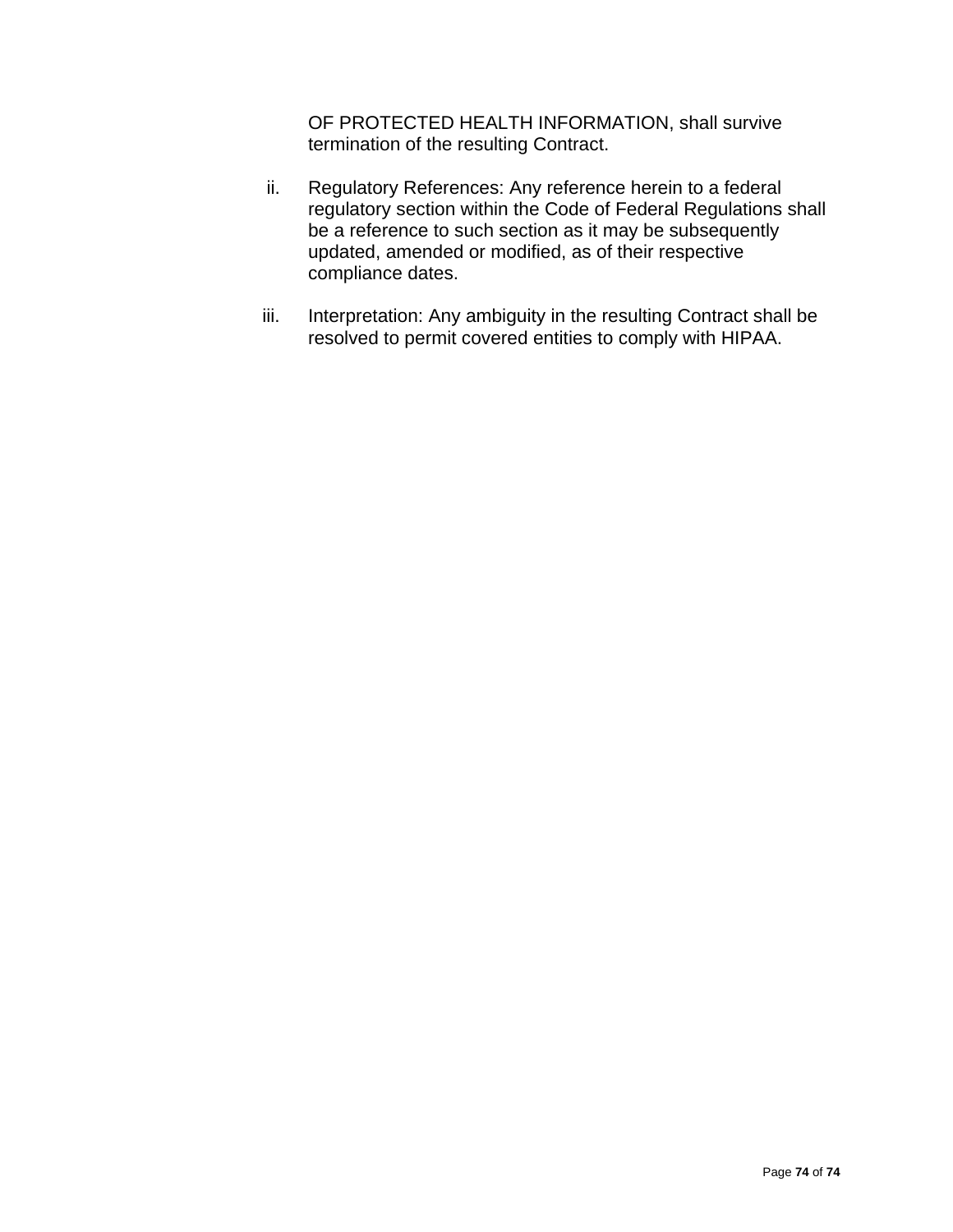OF PROTECTED HEALTH INFORMATION, shall survive termination of the resulting Contract.

ii. Regulatory References: Any reference herein to a federal regulatory section within the Code of Federal Regulations shall be a reference to such section as it may be subsequently updated, amended or modified, as of their respective compliance dates.

iii. Interpretation: Any ambiguity in the resulting Contract shall be resolved to permit covered entities to comply with HIPAA.